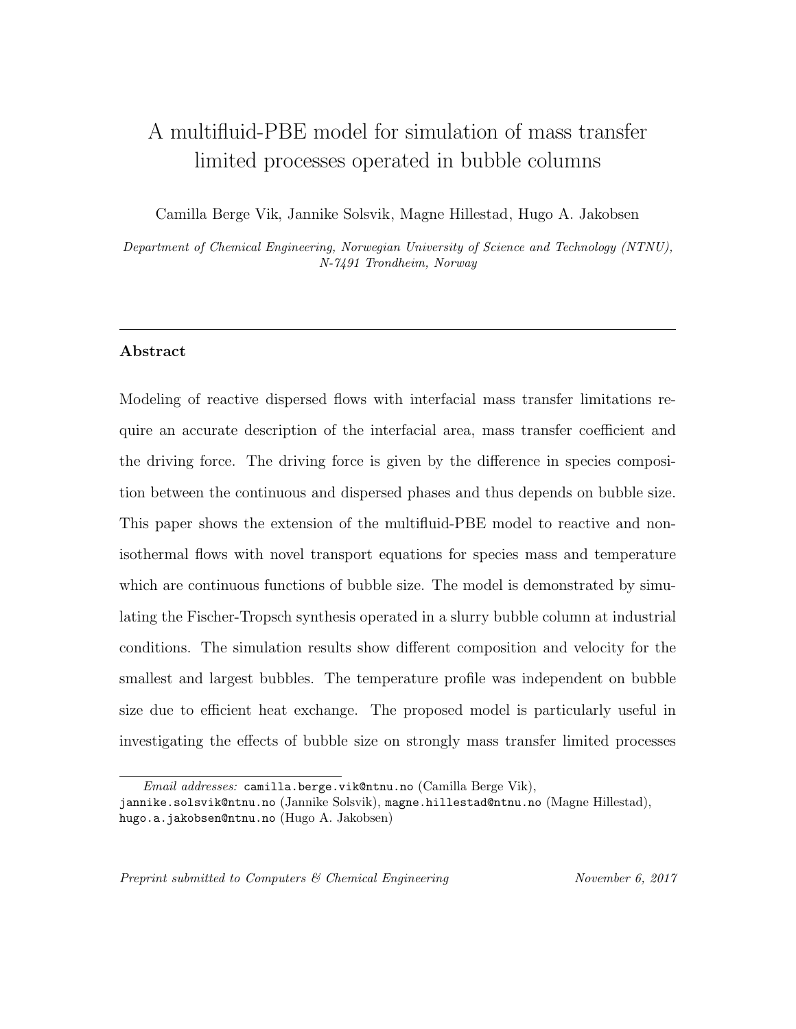# A multifluid-PBE model for simulation of mass transfer limited processes operated in bubble columns

Camilla Berge Vik, Jannike Solsvik, Magne Hillestad, Hugo A. Jakobsen

*Department of Chemical Engineering, Norwegian University of Science and Technology (NTNU), N-7491 Trondheim, Norway*

---

## Abstract

Modeling of reactive dispersed flows with interfacial mass transfer limitations require an accurate description of the interfacial area, mass transfer coefficient and the driving force. The driving force is given by the difference in species composition between the continuous and dispersed phases and thus depends on bubble size. This paper shows the extension of the multifluid-PBE model to reactive and non-isothermal flows with novel transport equations for species mass and temperature which are continuous functions of bubble size. The model is demonstrated by simulating the Fischer-Tropsch synthesis operated in a slurry bubble column at industrial conditions. The simulation results show different composition and velocity for the smallest and largest bubbles. The temperature profile was independent on bubble size due to efficient heat exchange. The proposed model is particularly useful in investigating the effects of bubble size on strongly mass transfer limited processes

---

*Email addresses:* camilla.berge.vik@ntnu.no (Camilla Berge Vik), jannike.solsvik@ntnu.no (Jannike Solsvik), magne.hillestad@ntnu.no (Magne Hillestad), hugo.a.jakobsen@ntnu.no (Hugo A. Jakobsen)

*Preprint submitted to Computers & Chemical Engineering* *November 6, 2017*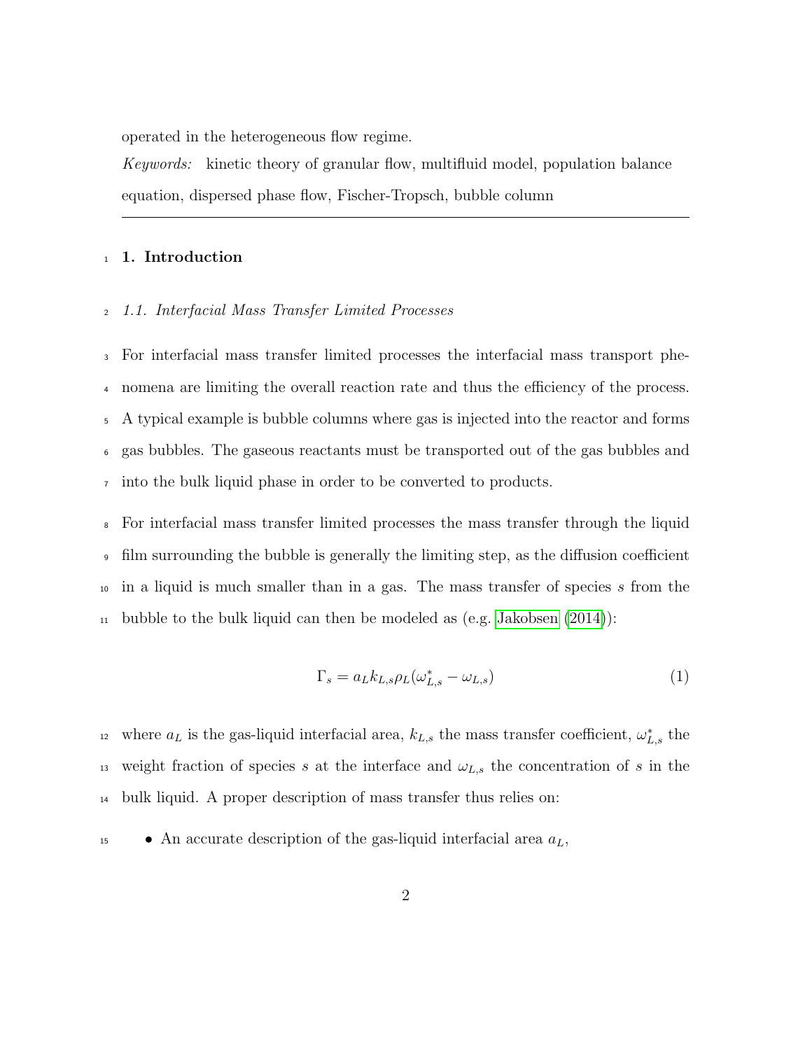operated in the heterogeneous flow regime.

*Keywords:* kinetic theory of granular flow, multifluid model, population balance equation, dispersed phase flow, Fischer-Tropsch, bubble column

---

## 1. Introduction

### *1.1. Interfacial Mass Transfer Limited Processes*

For interfacial mass transfer limited processes the interfacial mass transport phenomena are limiting the overall reaction rate and thus the efficiency of the process. A typical example is bubble columns where gas is injected into the reactor and forms gas bubbles. The gaseous reactants must be transported out of the gas bubbles and into the bulk liquid phase in order to be converted to products.

For interfacial mass transfer limited processes the mass transfer through the liquid film surrounding the bubble is generally the limiting step, as the diffusion coefficient in a liquid is much smaller than in a gas. The mass transfer of species $s$ from the bubble to the bulk liquid can then be modeled as (e.g. Jakobsen (2014)):

$$\Gamma_s = a_L k_{L,s} \rho_L (\omega^*_{L,s} - \omega_{L,s}) \tag{1}$$

where $a_L$ is the gas-liquid interfacial area, $k_{L,s}$ the mass transfer coefficient, $\omega^*_{L,s}$ the weight fraction of species $s$ at the interface and $\omega_{L,s}$ the concentration of $s$ in the bulk liquid. A proper description of mass transfer thus relies on:

- An accurate description of the gas-liquid interfacial area $a_L$,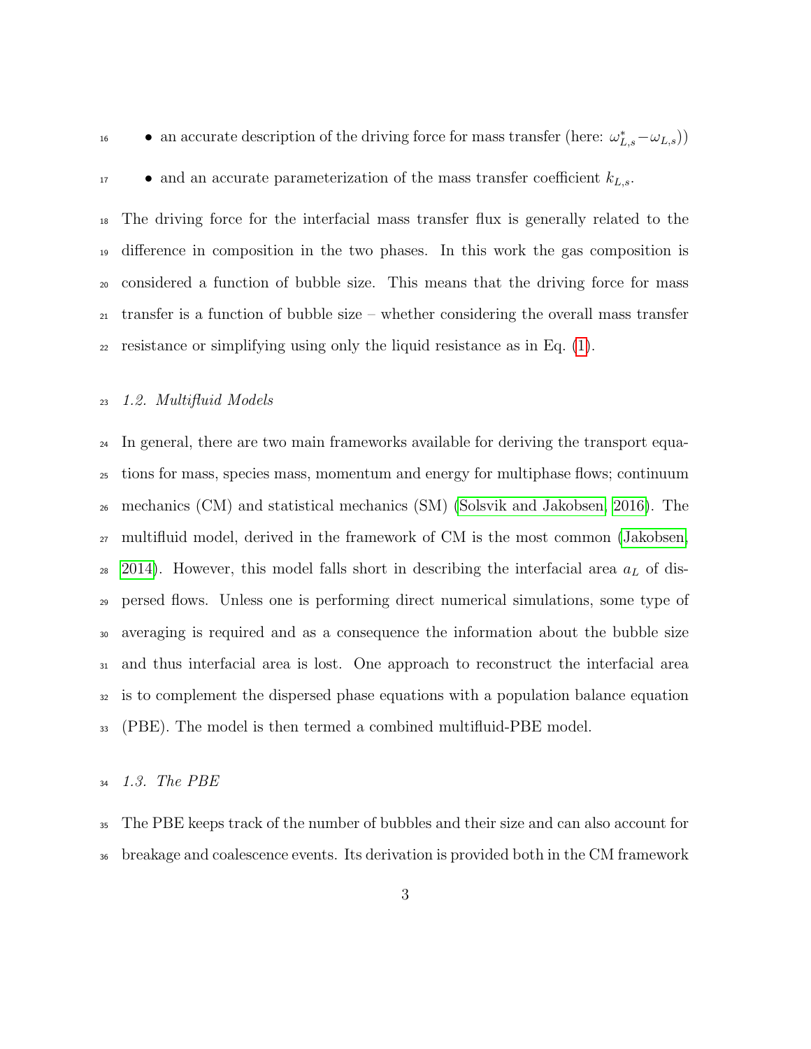- an accurate description of the driving force for mass transfer (here: $\omega^*_{L,s} - \omega_{L,s}$))
- and an accurate parameterization of the mass transfer coefficient $k_{L,s}$.

The driving force for the interfacial mass transfer flux is generally related to the difference in composition in the two phases. In this work the gas composition is considered a function of bubble size. This means that the driving force for mass transfer is a function of bubble size – whether considering the overall mass transfer resistance or simplifying using only the liquid resistance as in Eq. (1).

### *1.2. Multifluid Models*

In general, there are two main frameworks available for deriving the transport equations for mass, species mass, momentum and energy for multiphase flows; continuum mechanics (CM) and statistical mechanics (SM) (Solsvik and Jakobsen, 2016). The multifluid model, derived in the framework of CM is the most common (Jakobsen, 2014). However, this model falls short in describing the interfacial area $a_L$ of dispersed flows. Unless one is performing direct numerical simulations, some type of averaging is required and as a consequence the information about the bubble size and thus interfacial area is lost. One approach to reconstruct the interfacial area is to complement the dispersed phase equations with a population balance equation (PBE). The model is then termed a combined multifluid-PBE model.

### *1.3. The PBE*

The PBE keeps track of the number of bubbles and their size and can also account for breakage and coalescence events. Its derivation is provided both in the CM framework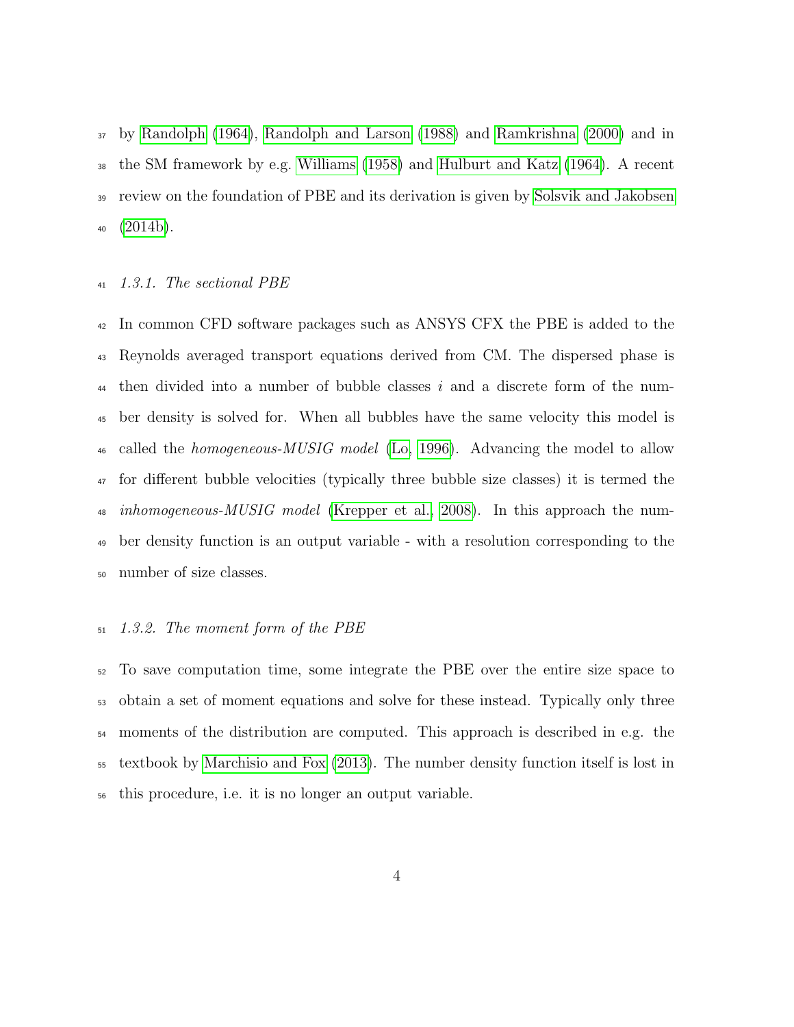by Randolph (1964), Randolph and Larson (1988) and Ramkrishna (2000) and in the SM framework by e.g. Williams (1958) and Hulburt and Katz (1964). A recent review on the foundation of PBE and its derivation is given by Solsvik and Jakobsen (2014b).

### *1.3.1. The sectional PBE*

In common CFD software packages such as ANSYS CFX the PBE is added to the Reynolds averaged transport equations derived from CM. The dispersed phase is then divided into a number of bubble classes $i$ and a discrete form of the number density is solved for. When all bubbles have the same velocity this model is called the *homogeneous-MUSIG model* (Lo, 1996). Advancing the model to allow for different bubble velocities (typically three bubble size classes) it is termed the *inhomogeneous-MUSIG model* (Krepper et al., 2008). In this approach the number density function is an output variable - with a resolution corresponding to the number of size classes.

### *1.3.2. The moment form of the PBE*

To save computation time, some integrate the PBE over the entire size space to obtain a set of moment equations and solve for these instead. Typically only three moments of the distribution are computed. This approach is described in e.g. the textbook by Marchisio and Fox (2013). The number density function itself is lost in this procedure, i.e. it is no longer an output variable.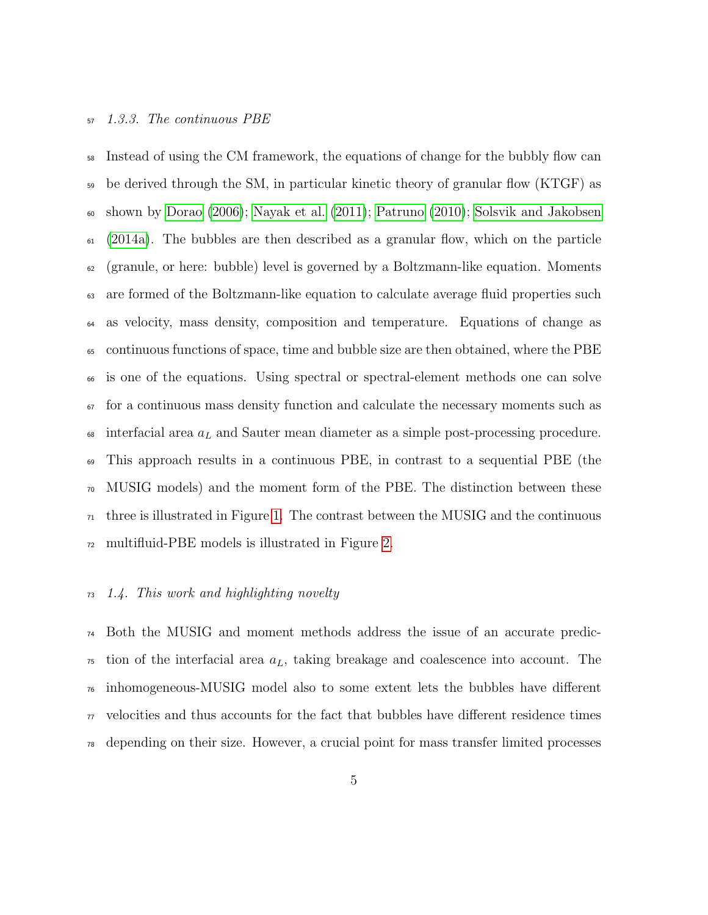#### *1.3.3. The continuous PBE*

Instead of using the CM framework, the equations of change for the bubbly flow can be derived through the SM, in particular kinetic theory of granular flow (KTGF) as shown by Dorao (2006); Nayak et al. (2011); Patruno (2010); Solsvik and Jakobsen (2014a). The bubbles are then described as a granular flow, which on the particle (granule, or here: bubble) level is governed by a Boltzmann-like equation. Moments are formed of the Boltzmann-like equation to calculate average fluid properties such as velocity, mass density, composition and temperature. Equations of change as continuous functions of space, time and bubble size are then obtained, where the PBE is one of the equations. Using spectral or spectral-element methods one can solve for a continuous mass density function and calculate the necessary moments such as interfacial area $a_L$ and Sauter mean diameter as a simple post-processing procedure. This approach results in a continuous PBE, in contrast to a sequential PBE (the MUSIG models) and the moment form of the PBE. The distinction between these three is illustrated in Figure 1. The contrast between the MUSIG and the continuous multifluid-PBE models is illustrated in Figure 2.

### *1.4. This work and highlighting novelty*

Both the MUSIG and moment methods address the issue of an accurate prediction of the interfacial area $a_L$, taking breakage and coalescence into account. The inhomogeneous-MUSIG model also to some extent lets the bubbles have different velocities and thus accounts for the fact that bubbles have different residence times depending on their size. However, a crucial point for mass transfer limited processes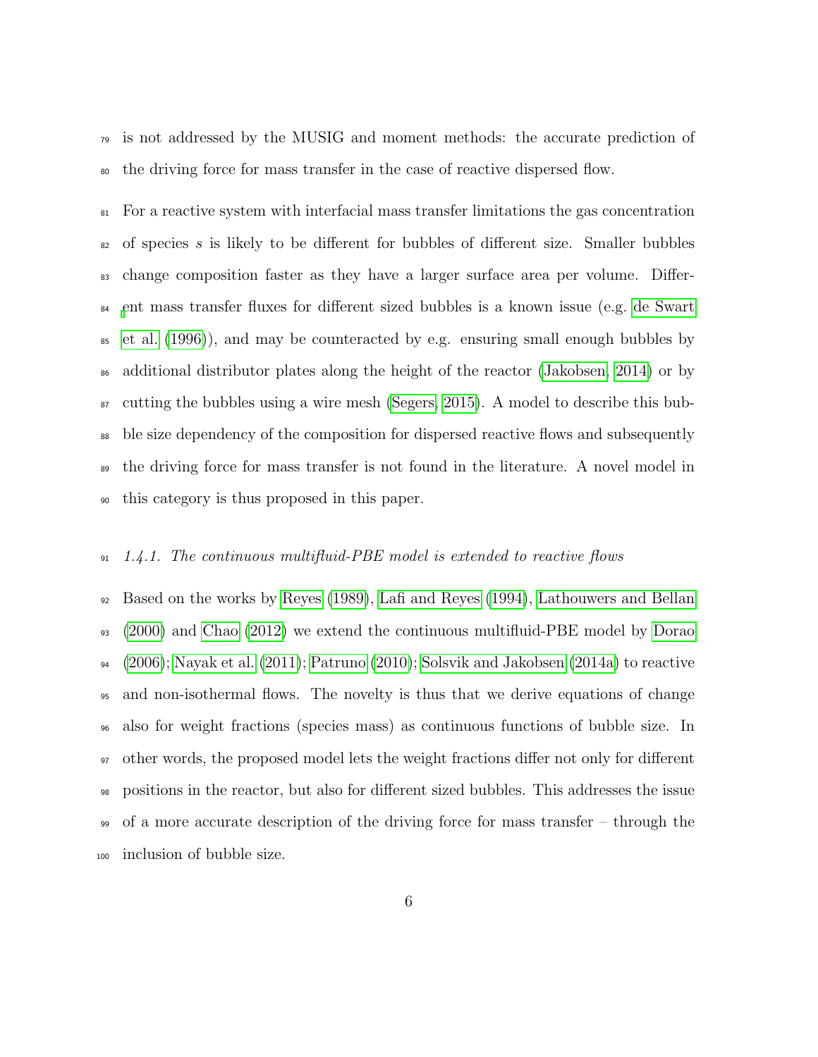is not addressed by the MUSIG and moment methods: the accurate prediction of the driving force for mass transfer in the case of reactive dispersed flow.

For a reactive system with interfacial mass transfer limitations the gas concentration of species $s$ is likely to be different for bubbles of different size. Smaller bubbles change composition faster as they have a larger surface area per volume. Different mass transfer fluxes for different sized bubbles is a known issue (e.g. de Swart et al. (1996)), and may be counteracted by e.g. ensuring small enough bubbles by additional distributor plates along the height of the reactor (Jakobsen, 2014) or by cutting the bubbles using a wire mesh (Segers, 2015). A model to describe this bubble size dependency of the composition for dispersed reactive flows and subsequently the driving force for mass transfer is not found in the literature. A novel model in this category is thus proposed in this paper.

#### *1.4.1. The continuous multifluid-PBE model is extended to reactive flows*

Based on the works by Reyes (1989), Lafi and Reyes (1994), Lathouwers and Bellan (2000) and Chao (2012) we extend the continuous multifluid-PBE model by Dorao (2006); Nayak et al. (2011); Patruno (2010); Solsvik and Jakobsen (2014a) to reactive and non-isothermal flows. The novelty is thus that we derive equations of change also for weight fractions (species mass) as continuous functions of bubble size. In other words, the proposed model lets the weight fractions differ not only for different positions in the reactor, but also for different sized bubbles. This addresses the issue of a more accurate description of the driving force for mass transfer – through the inclusion of bubble size.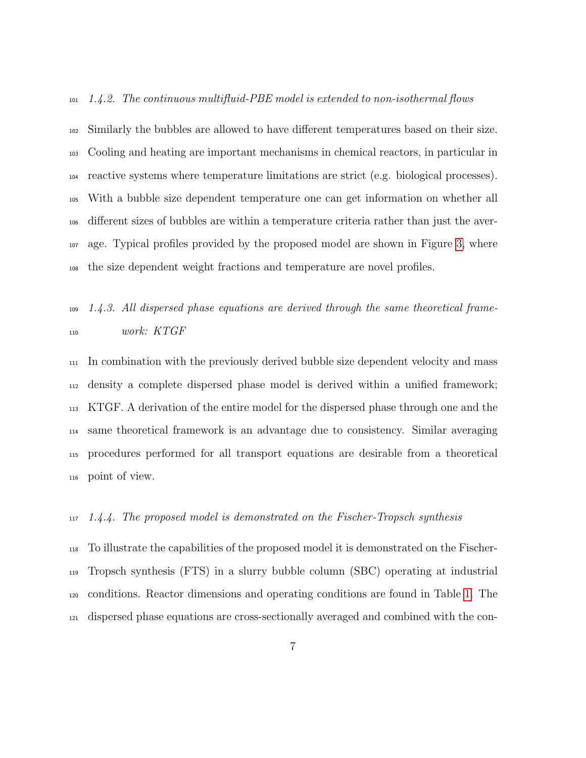#### *1.4.2. The continuous multifluid-PBE model is extended to non-isothermal flows*

Similarly the bubbles are allowed to have different temperatures based on their size. Cooling and heating are important mechanisms in chemical reactors, in particular in reactive systems where temperature limitations are strict (e.g. biological processes). With a bubble size dependent temperature one can get information on whether all different sizes of bubbles are within a temperature criteria rather than just the average. Typical profiles provided by the proposed model are shown in Figure 3, where the size dependent weight fractions and temperature are novel profiles.

#### *1.4.3. All dispersed phase equations are derived through the same theoretical framework: KTGF*

In combination with the previously derived bubble size dependent velocity and mass density a complete dispersed phase model is derived within a unified framework; KTGF. A derivation of the entire model for the dispersed phase through one and the same theoretical framework is an advantage due to consistency. Similar averaging procedures performed for all transport equations are desirable from a theoretical point of view.

#### *1.4.4. The proposed model is demonstrated on the Fischer-Tropsch synthesis*

To illustrate the capabilities of the proposed model it is demonstrated on the Fischer-Tropsch synthesis (FTS) in a slurry bubble column (SBC) operating at industrial conditions. Reactor dimensions and operating conditions are found in Table 1. The dispersed phase equations are cross-sectionally averaged and combined with the con-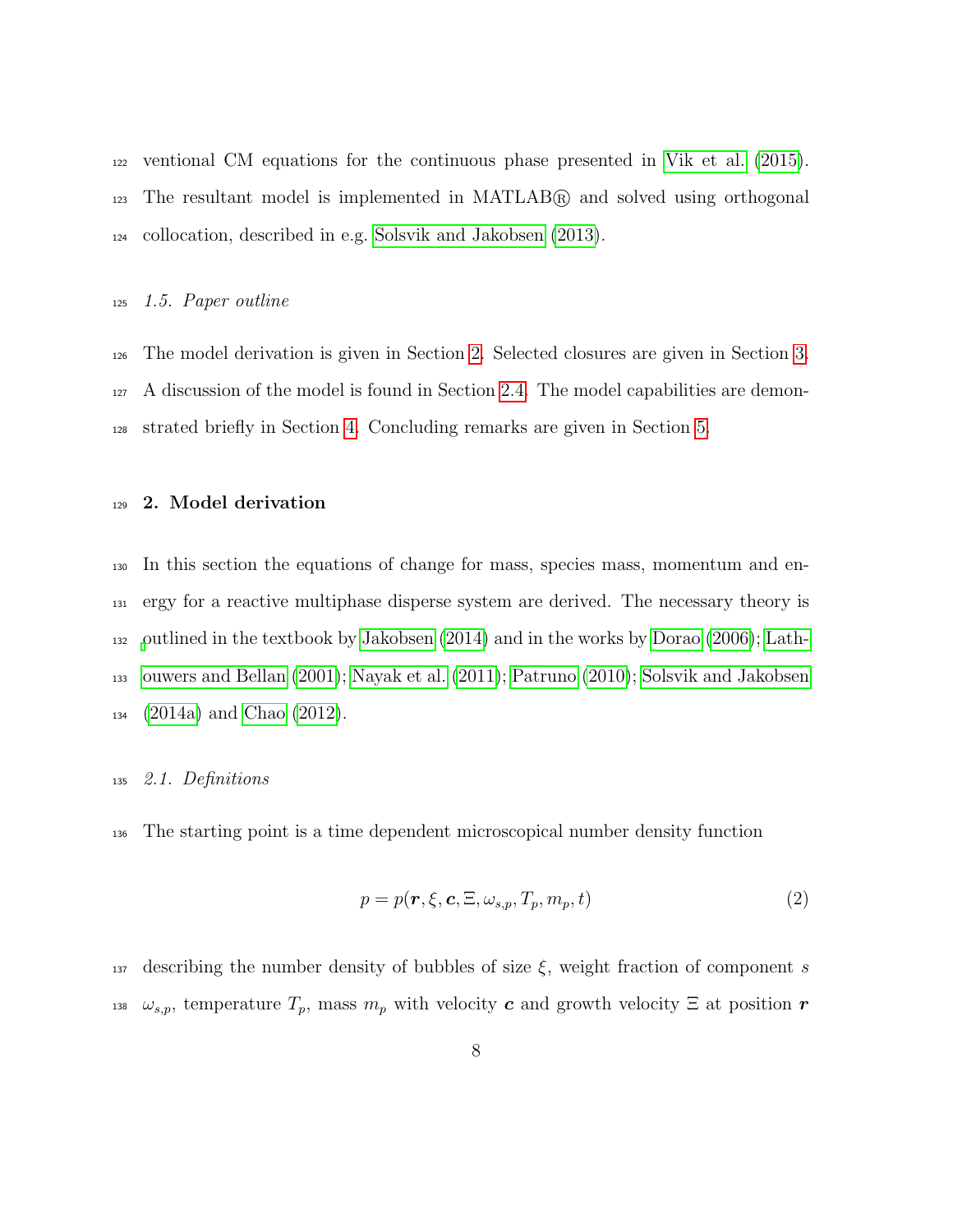ventional CM equations for the continuous phase presented in Vik et al. (2015). The resultant model is implemented in MATLAB® and solved using orthogonal collocation, described in e.g. Solsvik and Jakobsen (2013).

### 1.5. Paper outline

The model derivation is given in Section 2. Selected closures are given in Section 3. A discussion of the model is found in Section 2.4. The model capabilities are demonstrated briefly in Section 4. Concluding remarks are given in Section 5.

## 2. Model derivation

In this section the equations of change for mass, species mass, momentum and energy for a reactive multiphase disperse system are derived. The necessary theory is outlined in the textbook by Jakobsen (2014) and in the works by Dorao (2006); Lathouwers and Bellan (2001); Nayak et al. (2011); Patruno (2010); Solsvik and Jakobsen (2014a) and Chao (2012).

### 2.1. Definitions

The starting point is a time dependent microscopical number density function

$$p = p(\boldsymbol{r}, \xi, \boldsymbol{c}, \Xi, \omega_{s,p}, T_p, m_p, t) \tag{2}$$

describing the number density of bubbles of size $\xi$, weight fraction of component $s$ $\omega_{s,p}$, temperature $T_p$, mass $m_p$ with velocity $\boldsymbol{c}$ and growth velocity $\Xi$ at position $\boldsymbol{r}$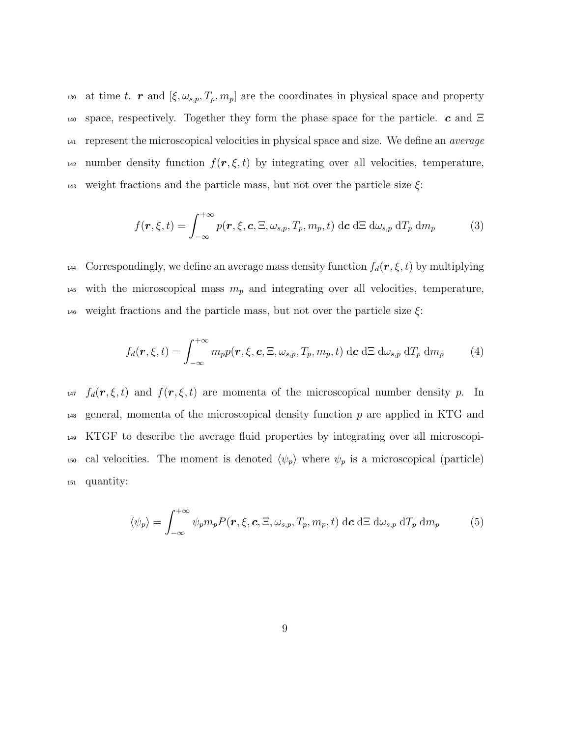at time $t$. $\boldsymbol{r}$ and $[\xi, \omega_{s,p}, T_p, m_p]$ are the coordinates in physical space and property space, respectively. Together they form the phase space for the particle. $\boldsymbol{c}$ and $\Xi$ represent the microscopical velocities in physical space and size. We define an *average* number density function $f(\boldsymbol{r}, \xi, t)$ by integrating over all velocities, temperature, weight fractions and the particle mass, but not over the particle size $\xi$:

$$f(\boldsymbol{r}, \xi, t) = \int_{-\infty}^{+\infty} p(\boldsymbol{r}, \xi, \boldsymbol{c}, \Xi, \omega_{s,p}, T_p, m_p, t) \; \mathrm{d}\boldsymbol{c} \; \mathrm{d}\Xi \; \mathrm{d}\omega_{s,p} \; \mathrm{d}T_p \; \mathrm{d}m_p \tag{3}$$

Correspondingly, we define an average mass density function $f_d(\boldsymbol{r}, \xi, t)$ by multiplying with the microscopical mass $m_p$ and integrating over all velocities, temperature, weight fractions and the particle mass, but not over the particle size $\xi$:

$$f_d(\boldsymbol{r}, \xi, t) = \int_{-\infty}^{+\infty} m_p p(\boldsymbol{r}, \xi, \boldsymbol{c}, \Xi, \omega_{s,p}, T_p, m_p, t) \; \mathrm{d}\boldsymbol{c} \; \mathrm{d}\Xi \; \mathrm{d}\omega_{s,p} \; \mathrm{d}T_p \; \mathrm{d}m_p \tag{4}$$

$f_d(\boldsymbol{r}, \xi, t)$ and $f(\boldsymbol{r}, \xi, t)$ are momenta of the microscopical number density $p$. In general, momenta of the microscopical density function $p$ are applied in KTG and KTGF to describe the average fluid properties by integrating over all microscopical velocities. The moment is denoted $\langle \psi_p \rangle$ where $\psi_p$ is a microscopical (particle) quantity:

$$\langle \psi_p \rangle = \int_{-\infty}^{+\infty} \psi_p m_p P(\boldsymbol{r}, \xi, \boldsymbol{c}, \Xi, \omega_{s,p}, T_p, m_p, t) \; \mathrm{d}\boldsymbol{c} \; \mathrm{d}\Xi \; \mathrm{d}\omega_{s,p} \; \mathrm{d}T_p \; \mathrm{d}m_p \tag{5}$$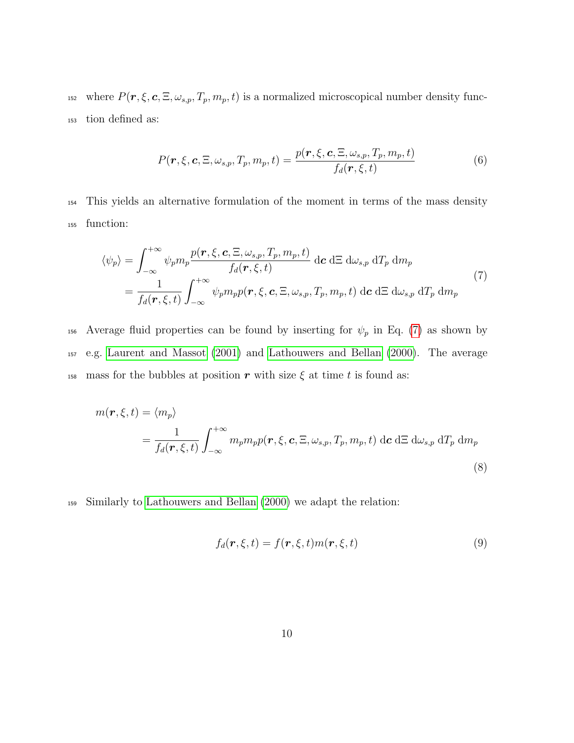where $P(\boldsymbol{r}, \xi, \boldsymbol{c}, \Xi, \omega_{s,p}, T_p, m_p, t)$ is a normalized microscopical number density function defined as:

$$P(\boldsymbol{r}, \xi, \boldsymbol{c}, \Xi, \omega_{s,p}, T_p, m_p, t) = \frac{p(\boldsymbol{r}, \xi, \boldsymbol{c}, \Xi, \omega_{s,p}, T_p, m_p, t)}{f_d(\boldsymbol{r}, \xi, t)} \tag{6}$$

This yields an alternative formulation of the moment in terms of the mass density function:

$$\begin{aligned}
\langle \psi_p \rangle &= \int_{-\infty}^{+\infty} \psi_p m_p \frac{p(\boldsymbol{r}, \xi, \boldsymbol{c}, \Xi, \omega_{s,p}, T_p, m_p, t)}{f_d(\boldsymbol{r}, \xi, t)} \, \mathrm{d}\boldsymbol{c} \, \mathrm{d}\Xi \, \mathrm{d}\omega_{s,p} \, \mathrm{d}T_p \, \mathrm{d}m_p \\
&= \frac{1}{f_d(\boldsymbol{r}, \xi, t)} \int_{-\infty}^{+\infty} \psi_p m_p p(\boldsymbol{r}, \xi, \boldsymbol{c}, \Xi, \omega_{s,p}, T_p, m_p, t) \, \mathrm{d}\boldsymbol{c} \, \mathrm{d}\Xi \, \mathrm{d}\omega_{s,p} \, \mathrm{d}T_p \, \mathrm{d}m_p
\end{aligned} \tag{7}$$

Average fluid properties can be found by inserting for $\psi_p$ in Eq. (7) as shown by e.g. Laurent and Massot (2001) and Lathouwers and Bellan (2000). The average mass for the bubbles at position $\boldsymbol{r}$ with size $\xi$ at time $t$ is found as:

$$\begin{aligned}
m(\boldsymbol{r}, \xi, t) &= \langle m_p \rangle \\
&= \frac{1}{f_d(\boldsymbol{r}, \xi, t)} \int_{-\infty}^{+\infty} m_p m_p p(\boldsymbol{r}, \xi, \boldsymbol{c}, \Xi, \omega_{s,p}, T_p, m_p, t) \, \mathrm{d}\boldsymbol{c} \, \mathrm{d}\Xi \, \mathrm{d}\omega_{s,p} \, \mathrm{d}T_p \, \mathrm{d}m_p
\end{aligned} \tag{8}$$

Similarly to Lathouwers and Bellan (2000) we adapt the relation:

$$f_d(\boldsymbol{r}, \xi, t) = f(\boldsymbol{r}, \xi, t) m(\boldsymbol{r}, \xi, t) \tag{9}$$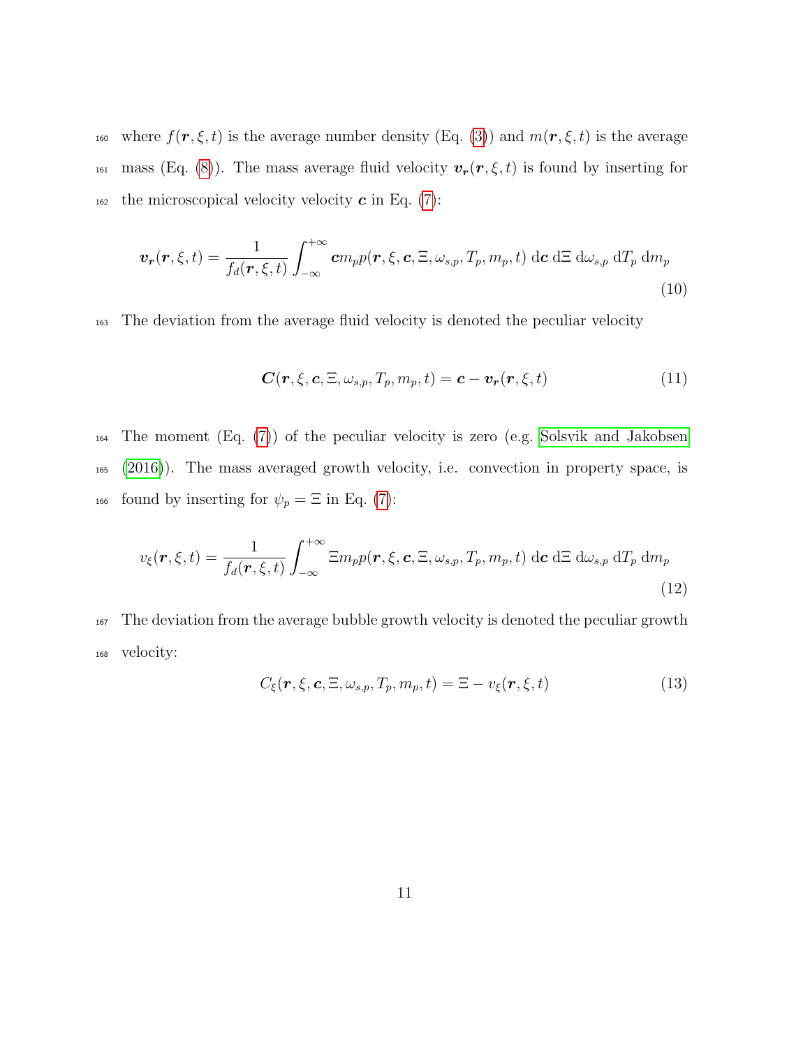where $f(\boldsymbol{r}, \xi, t)$ is the average number density (Eq. (3)) and $m(\boldsymbol{r}, \xi, t)$ is the average mass (Eq. (8)). The mass average fluid velocity $\boldsymbol{v_r}(\boldsymbol{r}, \xi, t)$ is found by inserting for the microscopical velocity velocity $\boldsymbol{c}$ in Eq. (7):

$$\boldsymbol{v_r}(\boldsymbol{r}, \xi, t) = \frac{1}{f_d(\boldsymbol{r}, \xi, t)} \int_{-\infty}^{+\infty} \boldsymbol{c} m_p p(\boldsymbol{r}, \xi, \boldsymbol{c}, \Xi, \omega_{s,p}, T_p, m_p, t) \, \mathrm{d}\boldsymbol{c} \, \mathrm{d}\Xi \, \mathrm{d}\omega_{s,p} \, \mathrm{d}T_p \, \mathrm{d}m_p \tag{10}$$

The deviation from the average fluid velocity is denoted the peculiar velocity

$$\boldsymbol{C}(\boldsymbol{r}, \xi, \boldsymbol{c}, \Xi, \omega_{s,p}, T_p, m_p, t) = \boldsymbol{c} - \boldsymbol{v_r}(\boldsymbol{r}, \xi, t) \tag{11}$$

The moment (Eq. (7)) of the peculiar velocity is zero (e.g. Solsvik and Jakobsen (2016)). The mass averaged growth velocity, i.e. convection in property space, is found by inserting for $\psi_p = \Xi$ in Eq. (7):

$$v_\xi(\boldsymbol{r}, \xi, t) = \frac{1}{f_d(\boldsymbol{r}, \xi, t)} \int_{-\infty}^{+\infty} \Xi m_p p(\boldsymbol{r}, \xi, \boldsymbol{c}, \Xi, \omega_{s,p}, T_p, m_p, t) \, \mathrm{d}\boldsymbol{c} \, \mathrm{d}\Xi \, \mathrm{d}\omega_{s,p} \, \mathrm{d}T_p \, \mathrm{d}m_p \tag{12}$$

The deviation from the average bubble growth velocity is denoted the peculiar growth velocity:

$$C_\xi(\boldsymbol{r}, \xi, \boldsymbol{c}, \Xi, \omega_{s,p}, T_p, m_p, t) = \Xi - v_\xi(\boldsymbol{r}, \xi, t) \tag{13}$$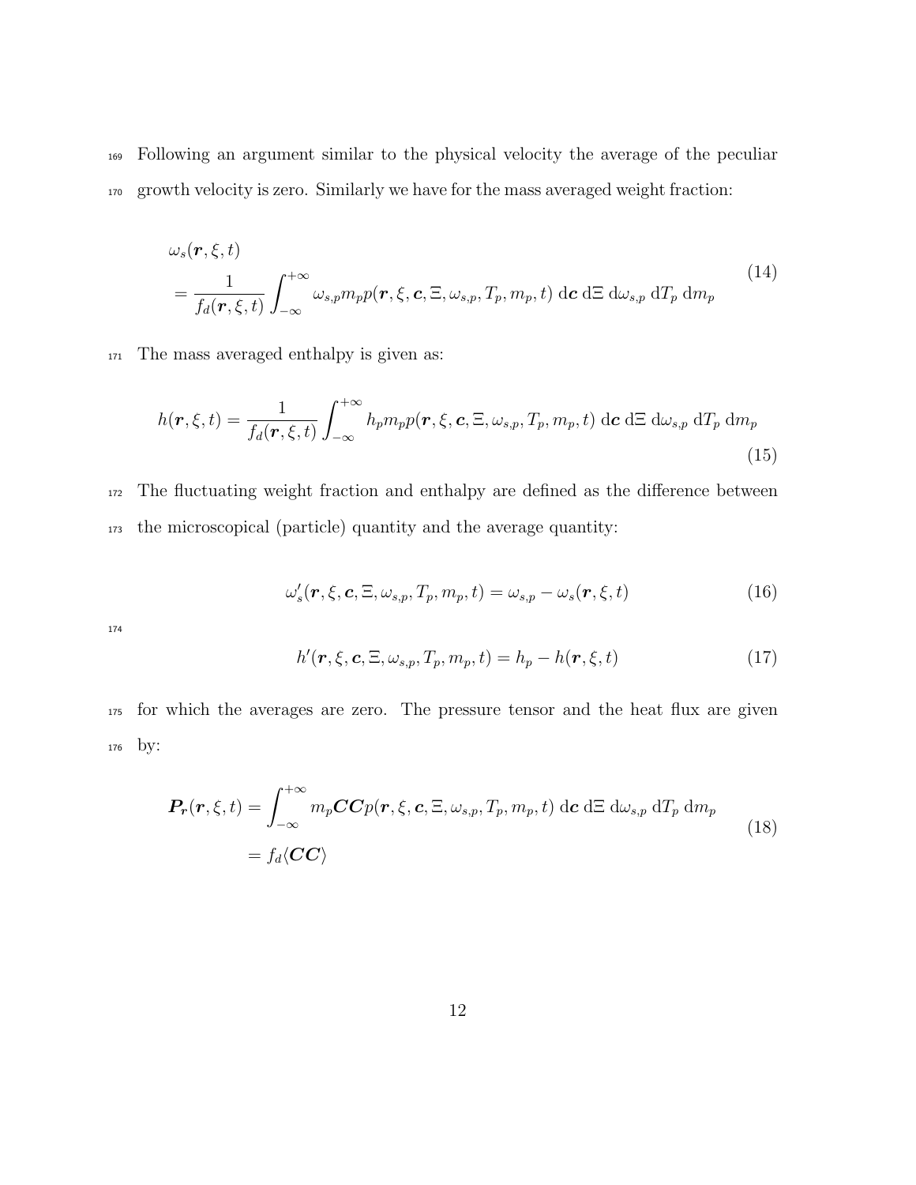Following an argument similar to the physical velocity the average of the peculiar growth velocity is zero. Similarly we have for the mass averaged weight fraction:

$$
\begin{aligned}
&\omega_s(\boldsymbol{r}, \xi, t) \\
&= \frac{1}{f_d(\boldsymbol{r}, \xi, t)} \int_{-\infty}^{+\infty} \omega_{s,p} m_p p(\boldsymbol{r}, \xi, \boldsymbol{c}, \Xi, \omega_{s,p}, T_p, m_p, t) \, \mathrm{d}\boldsymbol{c} \, \mathrm{d}\Xi \, \mathrm{d}\omega_{s,p} \, \mathrm{d}T_p \, \mathrm{d}m_p
\end{aligned}
\tag{14}
$$

The mass averaged enthalpy is given as:

$$
h(\boldsymbol{r}, \xi, t) = \frac{1}{f_d(\boldsymbol{r}, \xi, t)} \int_{-\infty}^{+\infty} h_p m_p p(\boldsymbol{r}, \xi, \boldsymbol{c}, \Xi, \omega_{s,p}, T_p, m_p, t) \, \mathrm{d}\boldsymbol{c} \, \mathrm{d}\Xi \, \mathrm{d}\omega_{s,p} \, \mathrm{d}T_p \, \mathrm{d}m_p
\tag{15}
$$

The fluctuating weight fraction and enthalpy are defined as the difference between the microscopical (particle) quantity and the average quantity:

$$
\omega_s'(\boldsymbol{r}, \xi, \boldsymbol{c}, \Xi, \omega_{s,p}, T_p, m_p, t) = \omega_{s,p} - \omega_s(\boldsymbol{r}, \xi, t)
\tag{16}
$$

$$
h'(\boldsymbol{r}, \xi, \boldsymbol{c}, \Xi, \omega_{s,p}, T_p, m_p, t) = h_p - h(\boldsymbol{r}, \xi, t)
\tag{17}
$$

for which the averages are zero. The pressure tensor and the heat flux are given by:

$$
\begin{aligned}
\boldsymbol{P_r}(\boldsymbol{r}, \xi, t) &= \int_{-\infty}^{+\infty} m_p \boldsymbol{C}\boldsymbol{C} p(\boldsymbol{r}, \xi, \boldsymbol{c}, \Xi, \omega_{s,p}, T_p, m_p, t) \, \mathrm{d}\boldsymbol{c} \, \mathrm{d}\Xi \, \mathrm{d}\omega_{s,p} \, \mathrm{d}T_p \, \mathrm{d}m_p \\
&= f_d \langle \boldsymbol{C}\boldsymbol{C} \rangle
\end{aligned}
\tag{18}
$$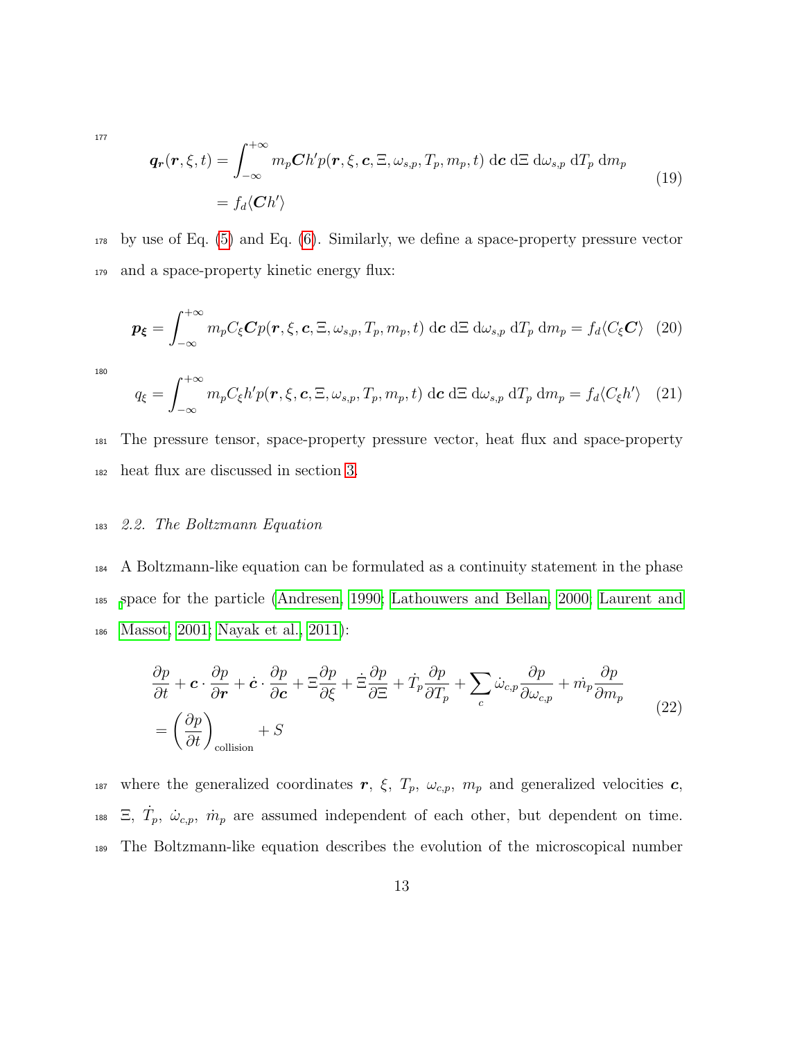$$
\begin{aligned}
\boldsymbol{q_r}(\boldsymbol{r}, \xi, t) &= \int_{-\infty}^{+\infty} m_p \boldsymbol{C} h' p(\boldsymbol{r}, \xi, \boldsymbol{c}, \Xi, \omega_{s,p}, T_p, m_p, t) \, \mathrm{d}\boldsymbol{c} \, \mathrm{d}\Xi \, \mathrm{d}\omega_{s,p} \, \mathrm{d}T_p \, \mathrm{d}m_p \\
&= f_d \langle \boldsymbol{C} h' \rangle
\end{aligned}
\tag{19}
$$

by use of Eq. (5) and Eq. (6). Similarly, we define a space-property pressure vector and a space-property kinetic energy flux:

$$
\boldsymbol{p_\xi} = \int_{-\infty}^{+\infty} m_p C_\xi \boldsymbol{C} p(\boldsymbol{r}, \xi, \boldsymbol{c}, \Xi, \omega_{s,p}, T_p, m_p, t) \, \mathrm{d}\boldsymbol{c} \, \mathrm{d}\Xi \, \mathrm{d}\omega_{s,p} \, \mathrm{d}T_p \, \mathrm{d}m_p = f_d \langle C_\xi \boldsymbol{C} \rangle \tag{20}
$$

$$
q_\xi = \int_{-\infty}^{+\infty} m_p C_\xi h' p(\boldsymbol{r}, \xi, \boldsymbol{c}, \Xi, \omega_{s,p}, T_p, m_p, t) \, \mathrm{d}\boldsymbol{c} \, \mathrm{d}\Xi \, \mathrm{d}\omega_{s,p} \, \mathrm{d}T_p \, \mathrm{d}m_p = f_d \langle C_\xi h' \rangle \tag{21}
$$

The pressure tensor, space-property pressure vector, heat flux and space-property heat flux are discussed in section 3.

### *2.2. The Boltzmann Equation*

A Boltzmann-like equation can be formulated as a continuity statement in the phase space for the particle (Andresen, 1990; Lathouwers and Bellan, 2000; Laurent and Massot, 2001; Nayak et al., 2011):

$$
\begin{aligned}
&\frac{\partial p}{\partial t} + \boldsymbol{c} \cdot \frac{\partial p}{\partial \boldsymbol{r}} + \dot{\boldsymbol{c}} \cdot \frac{\partial p}{\partial \boldsymbol{c}} + \Xi \frac{\partial p}{\partial \xi} + \dot{\Xi} \frac{\partial p}{\partial \Xi} + \dot{T}_p \frac{\partial p}{\partial T_p} + \sum_c \dot{\omega}_{c,p} \frac{\partial p}{\partial \omega_{c,p}} + \dot{m}_p \frac{\partial p}{\partial m_p} \\
&= \left( \frac{\partial p}{\partial t} \right)_{\text{collision}} + S
\end{aligned}
\tag{22}
$$

where the generalized coordinates $\boldsymbol{r}$, $\xi$, $T_p$, $\omega_{c,p}$, $m_p$ and generalized velocities $\boldsymbol{c}$, $\Xi$, $\dot{T}_p$, $\dot{\omega}_{c,p}$, $\dot{m}_p$ are assumed independent of each other, but dependent on time. The Boltzmann-like equation describes the evolution of the microscopical number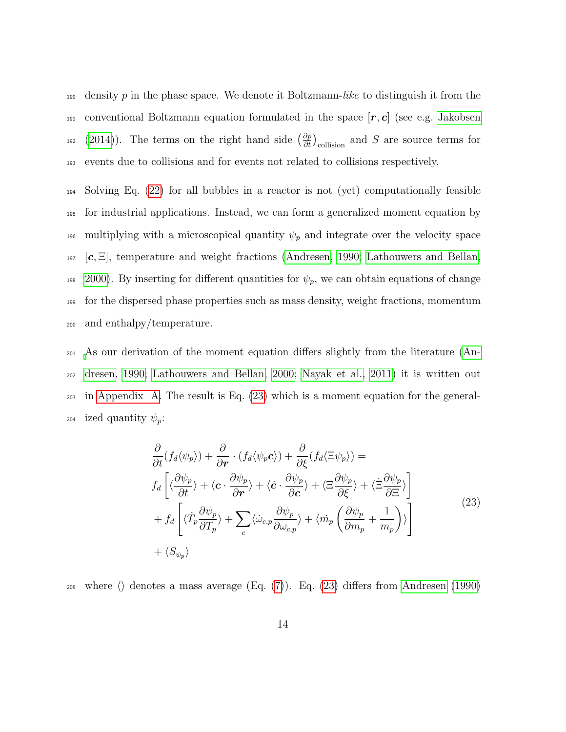density $p$ in the phase space. We denote it Boltzmann-*like* to distinguish it from the conventional Boltzmann equation formulated in the space $[\boldsymbol{r}, \boldsymbol{c}]$ (see e.g. Jakobsen (2014)). The terms on the right hand side $\left(\frac{\partial p}{\partial t}\right)_{\text{collision}}$ and $S$ are source terms for events due to collisions and for events not related to collisions respectively.

Solving Eq. (22) for all bubbles in a reactor is not (yet) computationally feasible for industrial applications. Instead, we can form a generalized moment equation by multiplying with a microscopical quantity $\psi_p$ and integrate over the velocity space $[\boldsymbol{c}, \Xi]$, temperature and weight fractions (Andresen, 1990; Lathouwers and Bellan, 2000). By inserting for different quantities for $\psi_p$, we can obtain equations of change for the dispersed phase properties such as mass density, weight fractions, momentum and enthalpy/temperature.

As our derivation of the moment equation differs slightly from the literature (Andresen, 1990; Lathouwers and Bellan, 2000; Nayak et al., 2011) it is written out in Appendix A. The result is Eq. (23) which is a moment equation for the generalized quantity $\psi_p$:

$$
\begin{aligned}
&\frac{\partial}{\partial t}(f_d\langle\psi_p\rangle) + \frac{\partial}{\partial \boldsymbol{r}} \cdot (f_d\langle\psi_p \boldsymbol{c}\rangle) + \frac{\partial}{\partial \xi}(f_d\langle\Xi\psi_p\rangle) = \\
&f_d\left[\langle\frac{\partial \psi_p}{\partial t}\rangle + \langle\boldsymbol{c} \cdot \frac{\partial \psi_p}{\partial \boldsymbol{r}}\rangle + \langle\dot{\boldsymbol{c}} \cdot \frac{\partial \psi_p}{\partial \boldsymbol{c}}\rangle + \langle\Xi\frac{\partial \psi_p}{\partial \xi}\rangle + \langle\dot{\Xi}\frac{\partial \psi_p}{\partial \Xi}\rangle\right] \\
&+ f_d\left[\langle\dot{T}_p\frac{\partial \psi_p}{\partial T_p}\rangle + \sum_c\langle\dot{\omega}_{c,p}\frac{\partial \psi_p}{\partial \omega_{c,p}}\rangle + \langle\dot{m}_p\left(\frac{\partial \psi_p}{\partial m_p} + \frac{1}{m_p}\right)\rangle\right] \\
&+ \langle S_{\psi_p}\rangle
\end{aligned}
\tag{23}
$$

where $\langle\rangle$ denotes a mass average (Eq. (7)). Eq. (23) differs from Andresen (1990)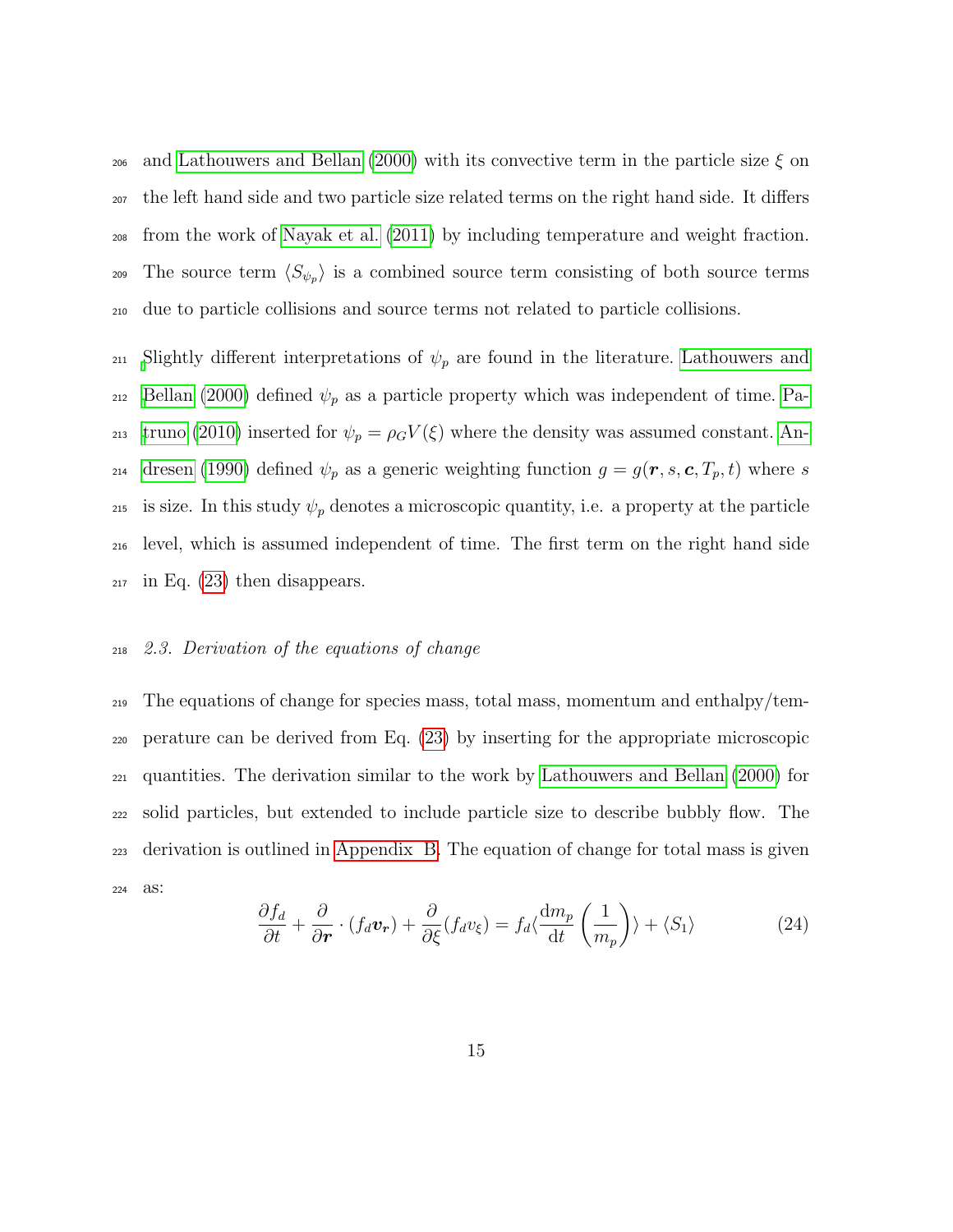and Lathouwers and Bellan (2000) with its convective term in the particle size $\xi$ on the left hand side and two particle size related terms on the right hand side. It differs from the work of Nayak et al. (2011) by including temperature and weight fraction. The source term $\langle S_{\psi_p} \rangle$ is a combined source term consisting of both source terms due to particle collisions and source terms not related to particle collisions.

Slightly different interpretations of $\psi_p$ are found in the literature. Lathouwers and Bellan (2000) defined $\psi_p$ as a particle property which was independent of time. Patruno (2010) inserted for $\psi_p = \rho_G V(\xi)$ where the density was assumed constant. Andresen (1990) defined $\psi_p$ as a generic weighting function $g = g(\boldsymbol{r}, s, \boldsymbol{c}, T_p, t)$ where $s$ is size. In this study $\psi_p$ denotes a microscopic quantity, i.e. a property at the particle level, which is assumed independent of time. The first term on the right hand side in Eq. (23) then disappears.

### *2.3. Derivation of the equations of change*

The equations of change for species mass, total mass, momentum and enthalpy/temperature can be derived from Eq. (23) by inserting for the appropriate microscopic quantities. The derivation similar to the work by Lathouwers and Bellan (2000) for solid particles, but extended to include particle size to describe bubbly flow. The derivation is outlined in Appendix B. The equation of change for total mass is given as:

$$\frac{\partial f_d}{\partial t} + \frac{\partial}{\partial \boldsymbol{r}} \cdot (f_d \boldsymbol{v_r}) + \frac{\partial}{\partial \xi}(f_d v_\xi) = f_d \langle \frac{\mathrm{d}m_p}{\mathrm{d}t} \left( \frac{1}{m_p} \right) \rangle + \langle S_1 \rangle \tag{24}$$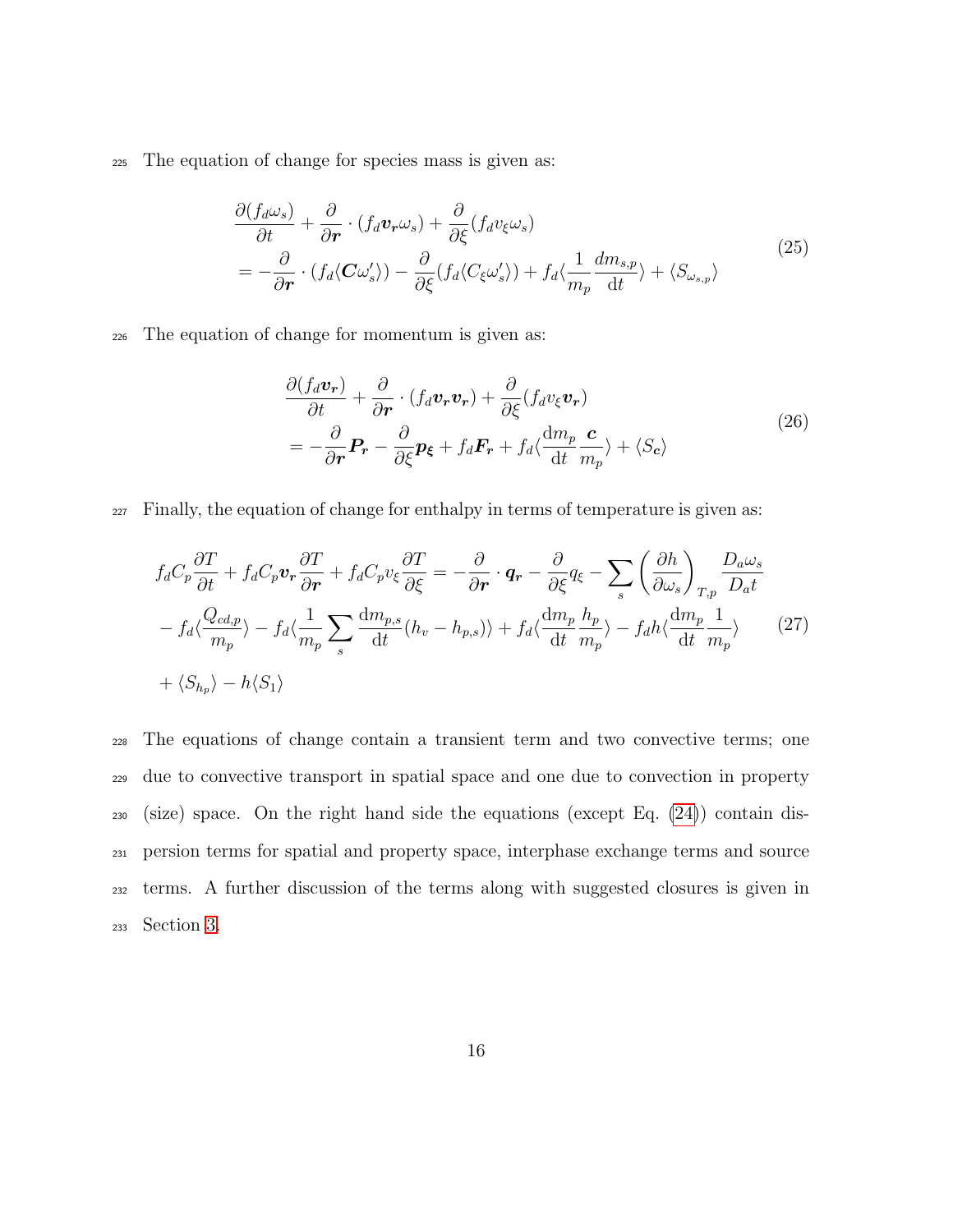The equation of change for species mass is given as:

$$
\begin{aligned}
&\frac{\partial (f_d \omega_s)}{\partial t} + \frac{\partial}{\partial \boldsymbol{r}} \cdot (f_d \boldsymbol{v_r} \omega_s) + \frac{\partial}{\partial \xi}(f_d v_\xi \omega_s) \\
&= -\frac{\partial}{\partial \boldsymbol{r}} \cdot (f_d \langle \boldsymbol{C} \omega_s' \rangle) - \frac{\partial}{\partial \xi}(f_d \langle C_\xi \omega_s' \rangle) + f_d \langle \frac{1}{m_p} \frac{dm_{s,p}}{\mathrm{d}t} \rangle + \langle S_{\omega_{s,p}} \rangle
\end{aligned}
\tag{25}
$$

The equation of change for momentum is given as:

$$
\begin{aligned}
&\frac{\partial (f_d \boldsymbol{v_r})}{\partial t} + \frac{\partial}{\partial \boldsymbol{r}} \cdot (f_d \boldsymbol{v_r} \boldsymbol{v_r}) + \frac{\partial}{\partial \xi}(f_d v_\xi \boldsymbol{v_r}) \\
&= -\frac{\partial}{\partial \boldsymbol{r}} \boldsymbol{P_r} - \frac{\partial}{\partial \xi} \boldsymbol{p_\xi} + f_d \boldsymbol{F_r} + f_d \langle \frac{\mathrm{d}m_p}{\mathrm{d}t} \frac{\boldsymbol{c}}{m_p} \rangle + \langle S_{\boldsymbol{c}} \rangle
\end{aligned}
\tag{26}
$$

Finally, the equation of change for enthalpy in terms of temperature is given as:

$$
\begin{aligned}
&f_d C_p \frac{\partial T}{\partial t} + f_d C_p \boldsymbol{v_r} \frac{\partial T}{\partial \boldsymbol{r}} + f_d C_p v_\xi \frac{\partial T}{\partial \xi} = -\frac{\partial}{\partial \boldsymbol{r}} \cdot \boldsymbol{q_r} - \frac{\partial}{\partial \xi} q_\xi - \sum_s \left( \frac{\partial h}{\partial \omega_s} \right)_{T,p} \frac{D_a \omega_s}{D_a t} \\
&- f_d \langle \frac{Q_{cd,p}}{m_p} \rangle - f_d \langle \frac{1}{m_p} \sum_s \frac{\mathrm{d}m_{p,s}}{\mathrm{d}t} (h_v - h_{p,s}) \rangle + f_d \langle \frac{\mathrm{d}m_p}{\mathrm{d}t} \frac{h_p}{m_p} \rangle - f_d h \langle \frac{\mathrm{d}m_p}{\mathrm{d}t} \frac{1}{m_p} \rangle \\
&+ \langle S_{h_p} \rangle - h \langle S_1 \rangle
\end{aligned}
\tag{27}
$$

The equations of change contain a transient term and two convective terms; one due to convective transport in spatial space and one due to convection in property (size) space. On the right hand side the equations (except Eq. (24)) contain dispersion terms for spatial and property space, interphase exchange terms and source terms. A further discussion of the terms along with suggested closures is given in Section 3.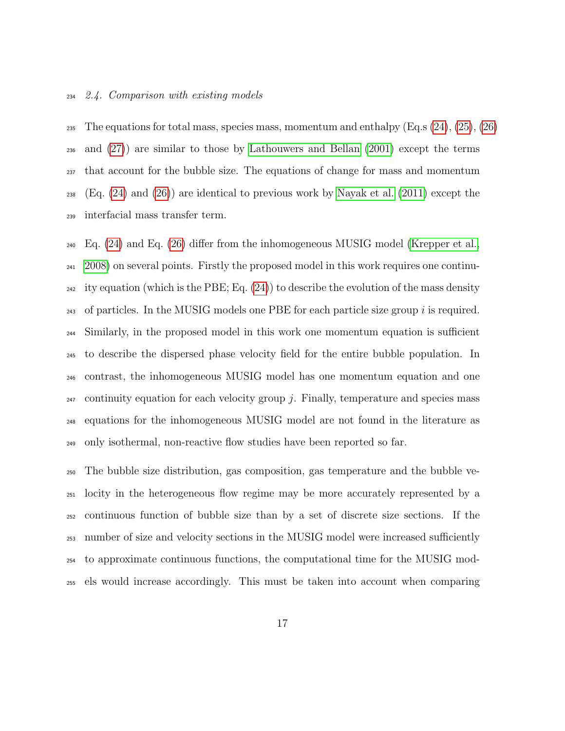### 2.4. Comparison with existing models

The equations for total mass, species mass, momentum and enthalpy (Eq.s (24), (25), (26) and (27)) are similar to those by Lathouwers and Bellan (2001) except the terms that account for the bubble size. The equations of change for mass and momentum (Eq. (24) and (26)) are identical to previous work by Nayak et al. (2011) except the interfacial mass transfer term.

Eq. (24) and Eq. (26) differ from the inhomogeneous MUSIG model (Krepper et al., 2008) on several points. Firstly the proposed model in this work requires one continuity equation (which is the PBE; Eq. (24)) to describe the evolution of the mass density of particles. In the MUSIG models one PBE for each particle size group $i$ is required. Similarly, in the proposed model in this work one momentum equation is sufficient to describe the dispersed phase velocity field for the entire bubble population. In contrast, the inhomogeneous MUSIG model has one momentum equation and one continuity equation for each velocity group $j$. Finally, temperature and species mass equations for the inhomogeneous MUSIG model are not found in the literature as only isothermal, non-reactive flow studies have been reported so far.

The bubble size distribution, gas composition, gas temperature and the bubble velocity in the heterogeneous flow regime may be more accurately represented by a continuous function of bubble size than by a set of discrete size sections. If the number of size and velocity sections in the MUSIG model were increased sufficiently to approximate continuous functions, the computational time for the MUSIG models would increase accordingly. This must be taken into account when comparing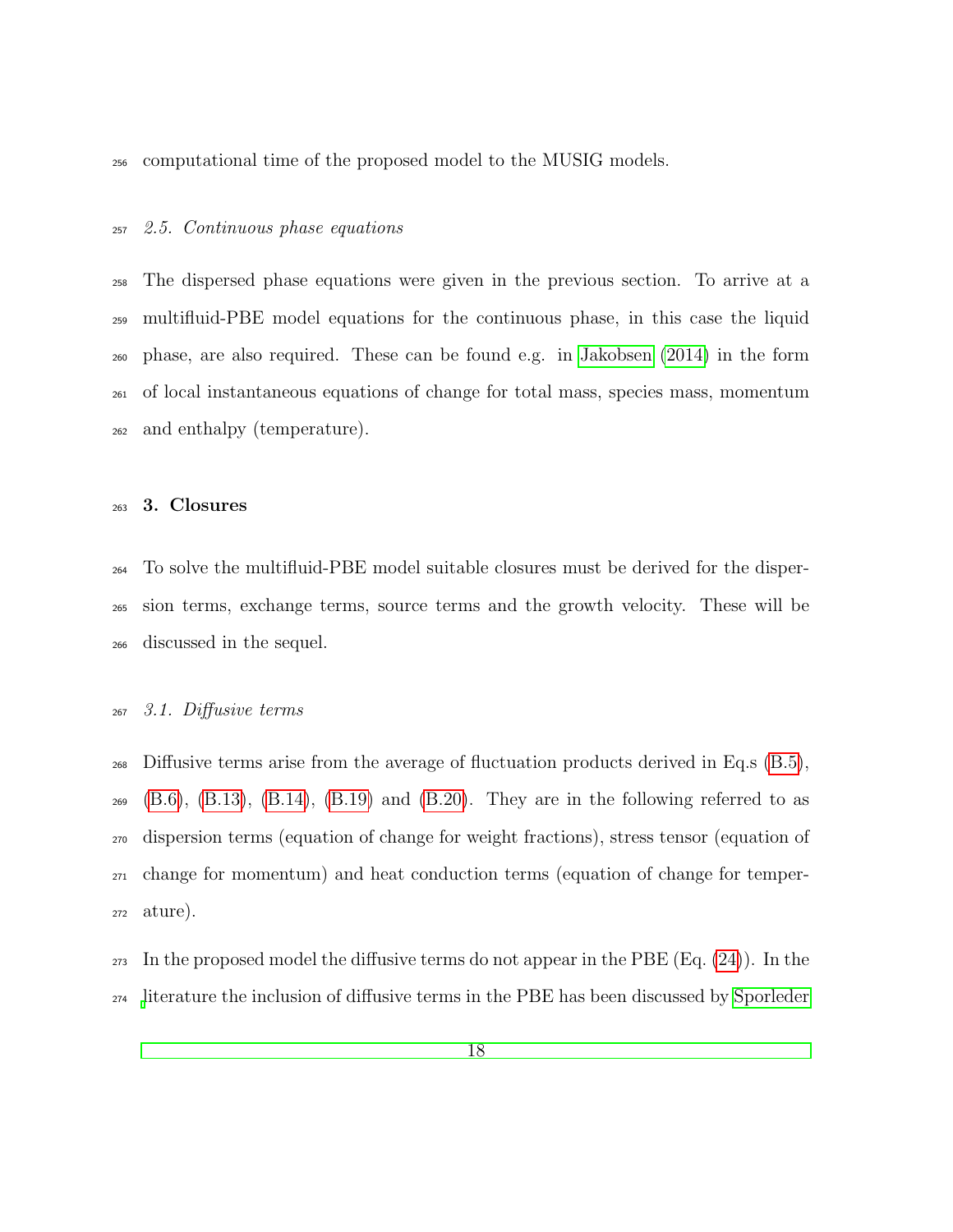computational time of the proposed model to the MUSIG models.

### 2.5. Continuous phase equations

The dispersed phase equations were given in the previous section. To arrive at a multifluid-PBE model equations for the continuous phase, in this case the liquid phase, are also required. These can be found e.g. in Jakobsen (2014) in the form of local instantaneous equations of change for total mass, species mass, momentum and enthalpy (temperature).

## 3. Closures

To solve the multifluid-PBE model suitable closures must be derived for the dispersion terms, exchange terms, source terms and the growth velocity. These will be discussed in the sequel.

### 3.1. Diffusive terms

Diffusive terms arise from the average of fluctuation products derived in Eq.s (B.5), (B.6), (B.13), (B.14), (B.19) and (B.20). They are in the following referred to as dispersion terms (equation of change for weight fractions), stress tensor (equation of change for momentum) and heat conduction terms (equation of change for temperature).

In the proposed model the diffusive terms do not appear in the PBE (Eq. (24)). In the literature the inclusion of diffusive terms in the PBE has been discussed by Sporleder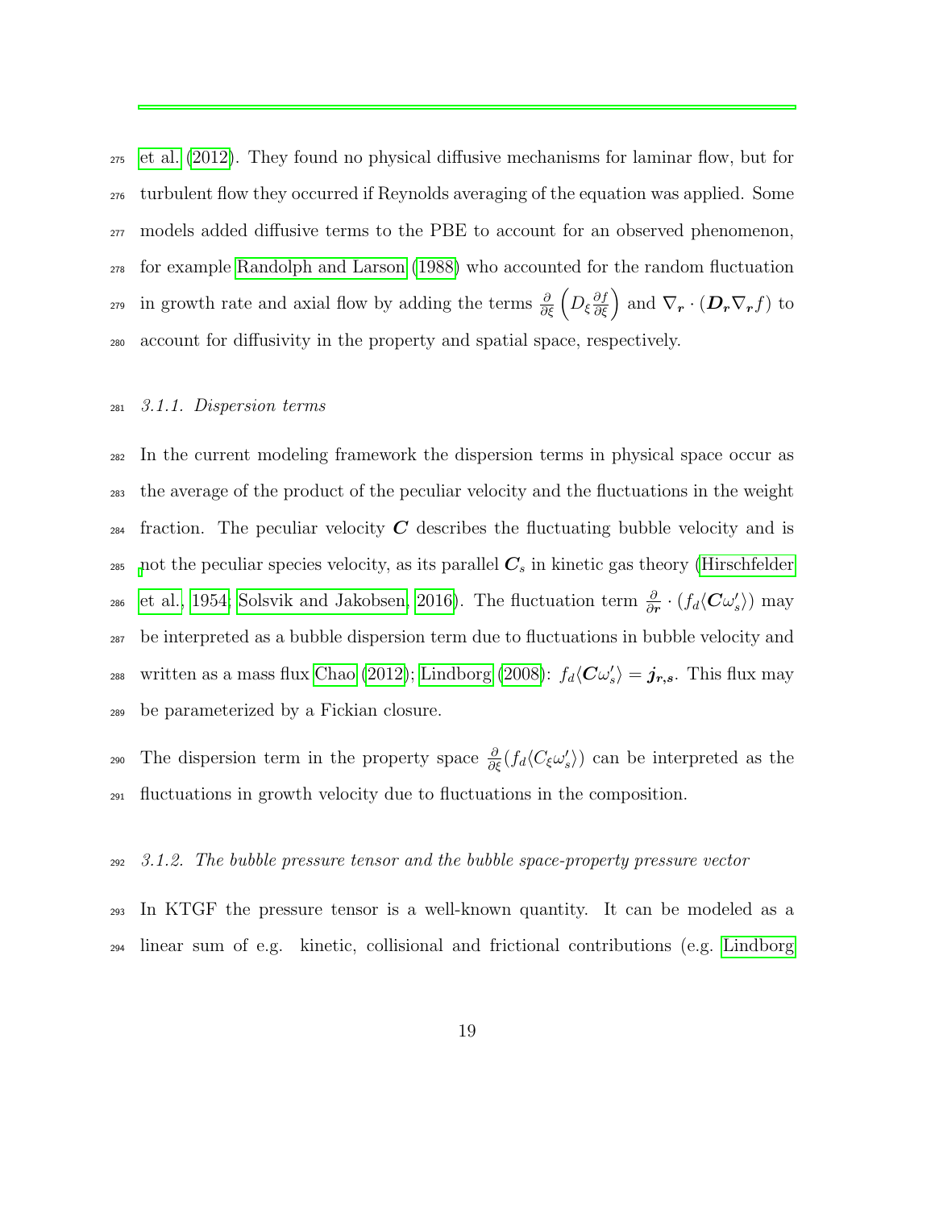et al. (2012). They found no physical diffusive mechanisms for laminar flow, but for turbulent flow they occurred if Reynolds averaging of the equation was applied. Some models added diffusive terms to the PBE to account for an observed phenomenon, for example Randolph and Larson (1988) who accounted for the random fluctuation in growth rate and axial flow by adding the terms $\frac{\partial}{\partial \xi}\left(D_\xi \frac{\partial f}{\partial \xi}\right)$ and $\nabla_{\boldsymbol{r}} \cdot (\boldsymbol{D_r} \nabla_{\boldsymbol{r}} f)$ to account for diffusivity in the property and spatial space, respectively.

#### 3.1.1. Dispersion terms

In the current modeling framework the dispersion terms in physical space occur as the average of the product of the peculiar velocity and the fluctuations in the weight fraction. The peculiar velocity $\boldsymbol{C}$ describes the fluctuating bubble velocity and is not the peculiar species velocity, as its parallel $\boldsymbol{C}_s$ in kinetic gas theory (Hirschfelder et al., 1954; Solsvik and Jakobsen, 2016). The fluctuation term $\frac{\partial}{\partial \boldsymbol{r}} \cdot (f_d \langle \boldsymbol{C} \omega_s' \rangle)$ may be interpreted as a bubble dispersion term due to fluctuations in bubble velocity and written as a mass flux Chao (2012); Lindborg (2008): $f_d \langle \boldsymbol{C} \omega_s' \rangle = \boldsymbol{j_{r,s}}$. This flux may be parameterized by a Fickian closure.

The dispersion term in the property space $\frac{\partial}{\partial \xi}(f_d \langle C_\xi \omega_s' \rangle)$ can be interpreted as the fluctuations in growth velocity due to fluctuations in the composition.

#### 3.1.2. The bubble pressure tensor and the bubble space-property pressure vector

In KTGF the pressure tensor is a well-known quantity. It can be modeled as a linear sum of e.g. kinetic, collisional and frictional contributions (e.g. Lindborg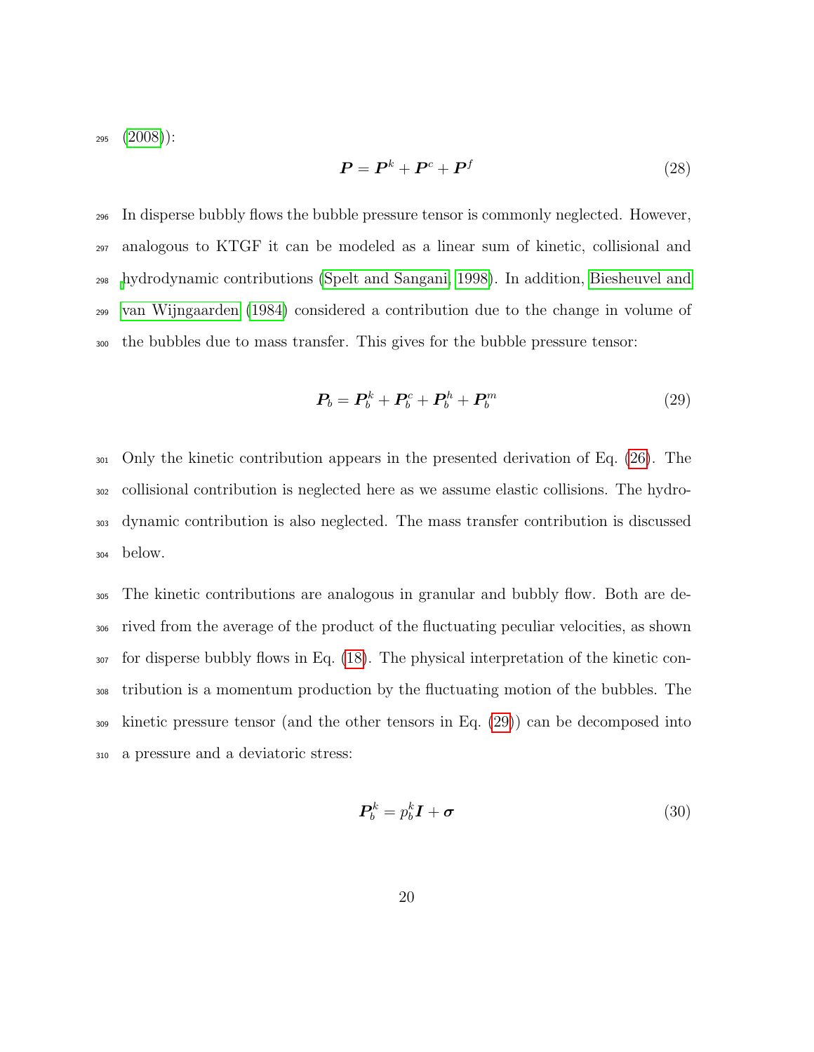(2008)):

$$\boldsymbol{P} = \boldsymbol{P}^k + \boldsymbol{P}^c + \boldsymbol{P}^f \tag{28}$$

In disperse bubbly flows the bubble pressure tensor is commonly neglected. However, analogous to KTGF it can be modeled as a linear sum of kinetic, collisional and hydrodynamic contributions (Spelt and Sangani, 1998). In addition, Biesheuvel and van Wijngaarden (1984) considered a contribution due to the change in volume of the bubbles due to mass transfer. This gives for the bubble pressure tensor:

$$\boldsymbol{P}_b = \boldsymbol{P}_b^k + \boldsymbol{P}_b^c + \boldsymbol{P}_b^h + \boldsymbol{P}_b^m \tag{29}$$

Only the kinetic contribution appears in the presented derivation of Eq. (26). The collisional contribution is neglected here as we assume elastic collisions. The hydrodynamic contribution is also neglected. The mass transfer contribution is discussed below.

The kinetic contributions are analogous in granular and bubbly flow. Both are derived from the average of the product of the fluctuating peculiar velocities, as shown for disperse bubbly flows in Eq. (18). The physical interpretation of the kinetic contribution is a momentum production by the fluctuating motion of the bubbles. The kinetic pressure tensor (and the other tensors in Eq. (29)) can be decomposed into a pressure and a deviatoric stress:

$$\boldsymbol{P}_b^k = p_b^k \boldsymbol{I} + \boldsymbol{\sigma} \tag{30}$$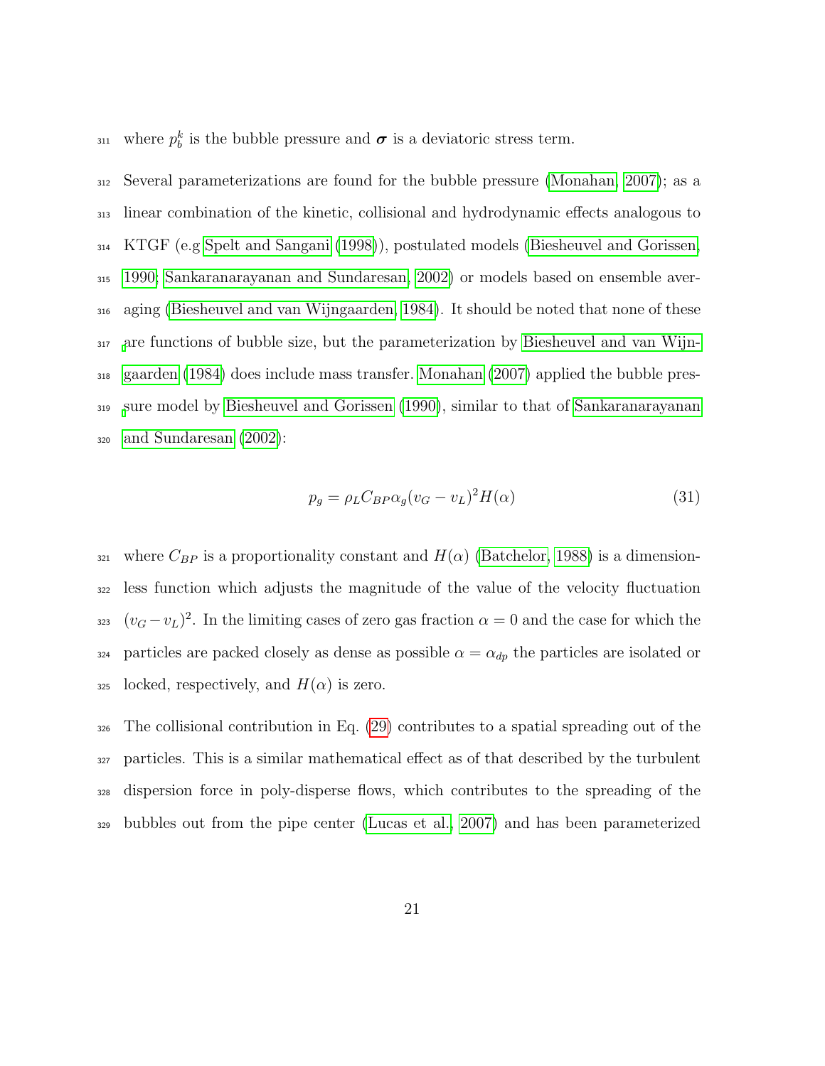where $p_b^k$ is the bubble pressure and $\boldsymbol{\sigma}$ is a deviatoric stress term.

Several parameterizations are found for the bubble pressure (Monahan, 2007); as a linear combination of the kinetic, collisional and hydrodynamic effects analogous to KTGF (e.g Spelt and Sangani (1998)), postulated models (Biesheuvel and Gorissen, 1990; Sankaranarayanan and Sundaresan, 2002) or models based on ensemble averaging (Biesheuvel and van Wijngaarden, 1984). It should be noted that none of these are functions of bubble size, but the parameterization by Biesheuvel and van Wijngaarden (1984) does include mass transfer. Monahan (2007) applied the bubble pressure model by Biesheuvel and Gorissen (1990), similar to that of Sankaranarayanan and Sundaresan (2002):

$$p_g = \rho_L C_{BP} \alpha_g (v_G - v_L)^2 H(\alpha) \tag{31}$$

where $C_{BP}$ is a proportionality constant and $H(\alpha)$ (Batchelor, 1988) is a dimensionless function which adjusts the magnitude of the value of the velocity fluctuation $(v_G - v_L)^2$. In the limiting cases of zero gas fraction $\alpha = 0$ and the case for which the particles are packed closely as dense as possible $\alpha = \alpha_{dp}$ the particles are isolated or locked, respectively, and $H(\alpha)$ is zero.

The collisional contribution in Eq. (29) contributes to a spatial spreading out of the particles. This is a similar mathematical effect as of that described by the turbulent dispersion force in poly-disperse flows, which contributes to the spreading of the bubbles out from the pipe center (Lucas et al., 2007) and has been parameterized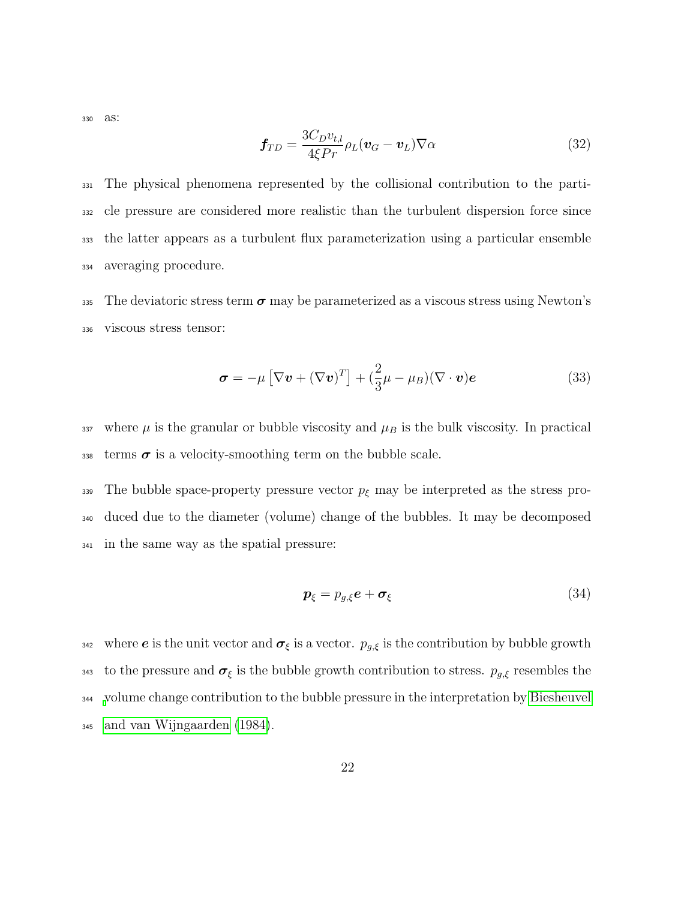as:

$$\boldsymbol{f}_{TD} = \frac{3C_D v_{t,l}}{4\xi Pr}\rho_L(\boldsymbol{v}_G - \boldsymbol{v}_L)\nabla\alpha \tag{32}$$

The physical phenomena represented by the collisional contribution to the particle pressure are considered more realistic than the turbulent dispersion force since the latter appears as a turbulent flux parameterization using a particular ensemble averaging procedure.

The deviatoric stress term $\boldsymbol{\sigma}$ may be parameterized as a viscous stress using Newton's viscous stress tensor:

$$\boldsymbol{\sigma} = -\mu\left[\nabla\boldsymbol{v} + (\nabla\boldsymbol{v})^T\right] + (\frac{2}{3}\mu - \mu_B)(\nabla\cdot\boldsymbol{v})\boldsymbol{e} \tag{33}$$

where $\mu$ is the granular or bubble viscosity and $\mu_B$ is the bulk viscosity. In practical terms $\boldsymbol{\sigma}$ is a velocity-smoothing term on the bubble scale.

The bubble space-property pressure vector $p_\xi$ may be interpreted as the stress produced due to the diameter (volume) change of the bubbles. It may be decomposed in the same way as the spatial pressure:

$$\boldsymbol{p}_\xi = p_{g,\xi}\boldsymbol{e} + \boldsymbol{\sigma}_\xi \tag{34}$$

where $\boldsymbol{e}$ is the unit vector and $\boldsymbol{\sigma}_\xi$ is a vector. $p_{g,\xi}$ is the contribution by bubble growth to the pressure and $\boldsymbol{\sigma}_\xi$ is the bubble growth contribution to stress. $p_{g,\xi}$ resembles the volume change contribution to the bubble pressure in the interpretation by Biesheuvel and van Wijngaarden (1984).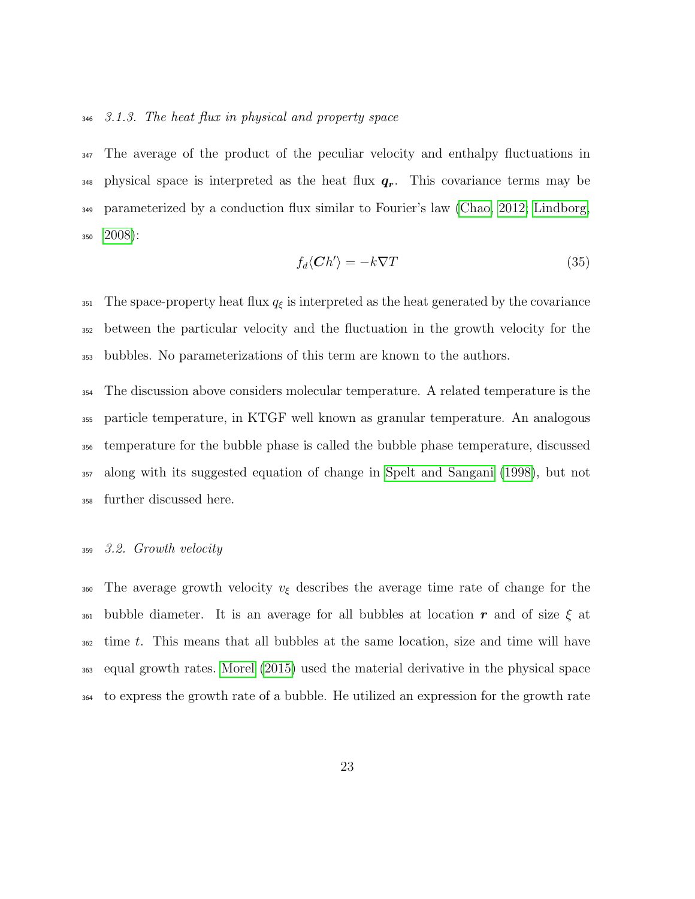#### 3.1.3. The heat flux in physical and property space

The average of the product of the peculiar velocity and enthalpy fluctuations in physical space is interpreted as the heat flux $\boldsymbol{q_r}$. This covariance terms may be parameterized by a conduction flux similar to Fourier's law (Chao, 2012; Lindborg, 2008):

$$f_d \langle \boldsymbol{C} h' \rangle = -k \nabla T \tag{35}$$

The space-property heat flux $q_\xi$ is interpreted as the heat generated by the covariance between the particular velocity and the fluctuation in the growth velocity for the bubbles. No parameterizations of this term are known to the authors.

The discussion above considers molecular temperature. A related temperature is the particle temperature, in KTGF well known as granular temperature. An analogous temperature for the bubble phase is called the bubble phase temperature, discussed along with its suggested equation of change in Spelt and Sangani (1998), but not further discussed here.

### 3.2. Growth velocity

The average growth velocity $v_\xi$ describes the average time rate of change for the bubble diameter. It is an average for all bubbles at location $\boldsymbol{r}$ and of size $\xi$ at time $t$. This means that all bubbles at the same location, size and time will have equal growth rates. Morel (2015) used the material derivative in the physical space to express the growth rate of a bubble. He utilized an expression for the growth rate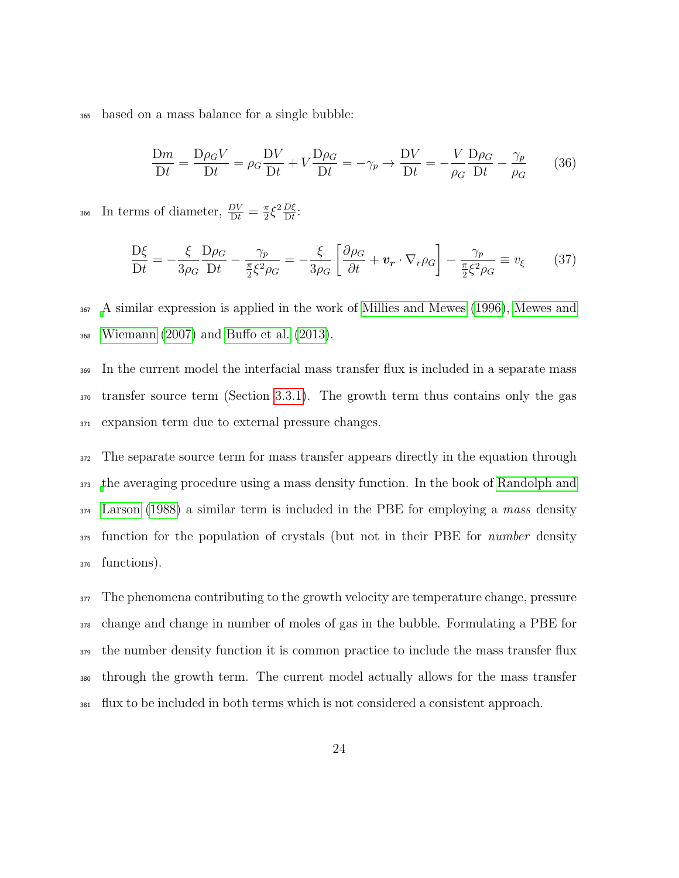based on a mass balance for a single bubble:

$$\frac{\mathrm{D}m}{\mathrm{D}t} = \frac{\mathrm{D}\rho_G V}{\mathrm{D}t} = \rho_G \frac{\mathrm{D}V}{\mathrm{D}t} + V\frac{\mathrm{D}\rho_G}{\mathrm{D}t} = -\gamma_p \rightarrow \frac{\mathrm{D}V}{\mathrm{D}t} = -\frac{V}{\rho_G}\frac{\mathrm{D}\rho_G}{\mathrm{D}t} - \frac{\gamma_p}{\rho_G} \tag{36}$$

In terms of diameter, $\frac{DV}{\mathrm{D}t} = \frac{\pi}{2}\xi^2 \frac{D\xi}{\mathrm{D}t}$:

$$\frac{\mathrm{D}\xi}{\mathrm{D}t} = -\frac{\xi}{3\rho_G}\frac{\mathrm{D}\rho_G}{\mathrm{D}t} - \frac{\gamma_p}{\frac{\pi}{2}\xi^2\rho_G} = -\frac{\xi}{3\rho_G}\left[\frac{\partial\rho_G}{\partial t} + \boldsymbol{v_r}\cdot\nabla_r\rho_G\right] - \frac{\gamma_p}{\frac{\pi}{2}\xi^2\rho_G} \equiv v_\xi \tag{37}$$

A similar expression is applied in the work of Millies and Mewes (1996), Mewes and Wiemann (2007) and Buffo et al. (2013).

In the current model the interfacial mass transfer flux is included in a separate mass transfer source term (Section 3.3.1). The growth term thus contains only the gas expansion term due to external pressure changes.

The separate source term for mass transfer appears directly in the equation through the averaging procedure using a mass density function. In the book of Randolph and Larson (1988) a similar term is included in the PBE for employing a *mass* density function for the population of crystals (but not in their PBE for *number* density functions).

The phenomena contributing to the growth velocity are temperature change, pressure change and change in number of moles of gas in the bubble. Formulating a PBE for the number density function it is common practice to include the mass transfer flux through the growth term. The current model actually allows for the mass transfer flux to be included in both terms which is not considered a consistent approach.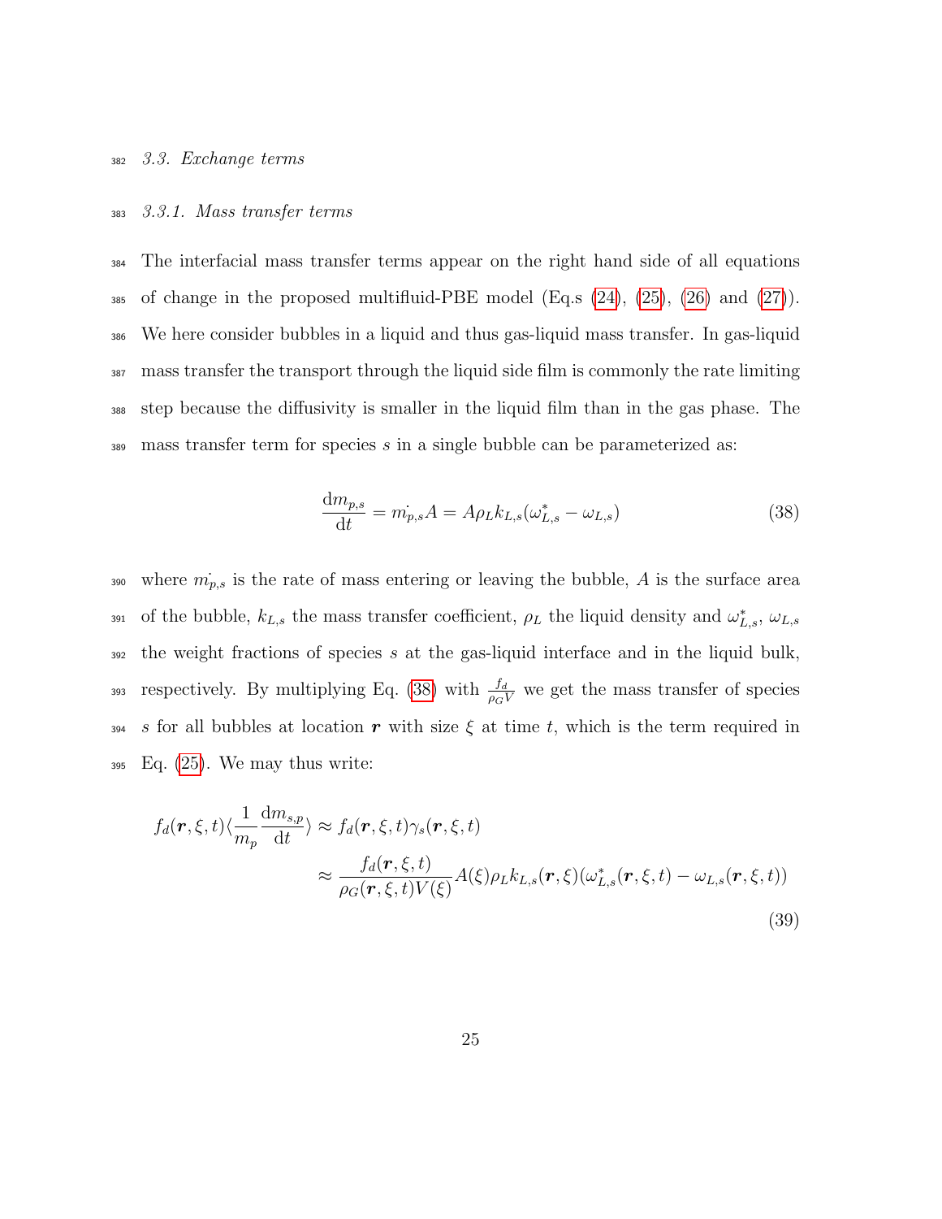### 3.3. Exchange terms

#### 3.3.1. Mass transfer terms

The interfacial mass transfer terms appear on the right hand side of all equations of change in the proposed multifluid-PBE model (Eq.s (24), (25), (26) and (27)). We here consider bubbles in a liquid and thus gas-liquid mass transfer. In gas-liquid mass transfer the transport through the liquid side film is commonly the rate limiting step because the diffusivity is smaller in the liquid film than in the gas phase. The mass transfer term for species $s$ in a single bubble can be parameterized as:

$$\frac{\mathrm{d}m_{p,s}}{\mathrm{d}t} = \dot{m_{p,s}}A = A\rho_L k_{L,s}(\omega^*_{L,s} - \omega_{L,s}) \tag{38}$$

where $\dot{m_{p,s}}$ is the rate of mass entering or leaving the bubble, $A$ is the surface area of the bubble, $k_{L,s}$ the mass transfer coefficient, $\rho_L$ the liquid density and $\omega^*_{L,s}$, $\omega_{L,s}$ the weight fractions of species $s$ at the gas-liquid interface and in the liquid bulk, respectively. By multiplying Eq. (38) with $\frac{f_d}{\rho_G V}$ we get the mass transfer of species $s$ for all bubbles at location $\boldsymbol{r}$ with size $\xi$ at time $t$, which is the term required in Eq. (25). We may thus write:

$$\begin{aligned} f_d(\boldsymbol{r},\xi,t)\langle\frac{1}{m_p}\frac{\mathrm{d}m_{s,p}}{\mathrm{d}t}\rangle &\approx f_d(\boldsymbol{r},\xi,t)\gamma_s(\boldsymbol{r},\xi,t) \\ &\approx \frac{f_d(\boldsymbol{r},\xi,t)}{\rho_G(\boldsymbol{r},\xi,t)V(\xi)}A(\xi)\rho_L k_{L,s}(\boldsymbol{r},\xi)(\omega^*_{L,s}(\boldsymbol{r},\xi,t) - \omega_{L,s}(\boldsymbol{r},\xi,t)) \end{aligned} \tag{39}$$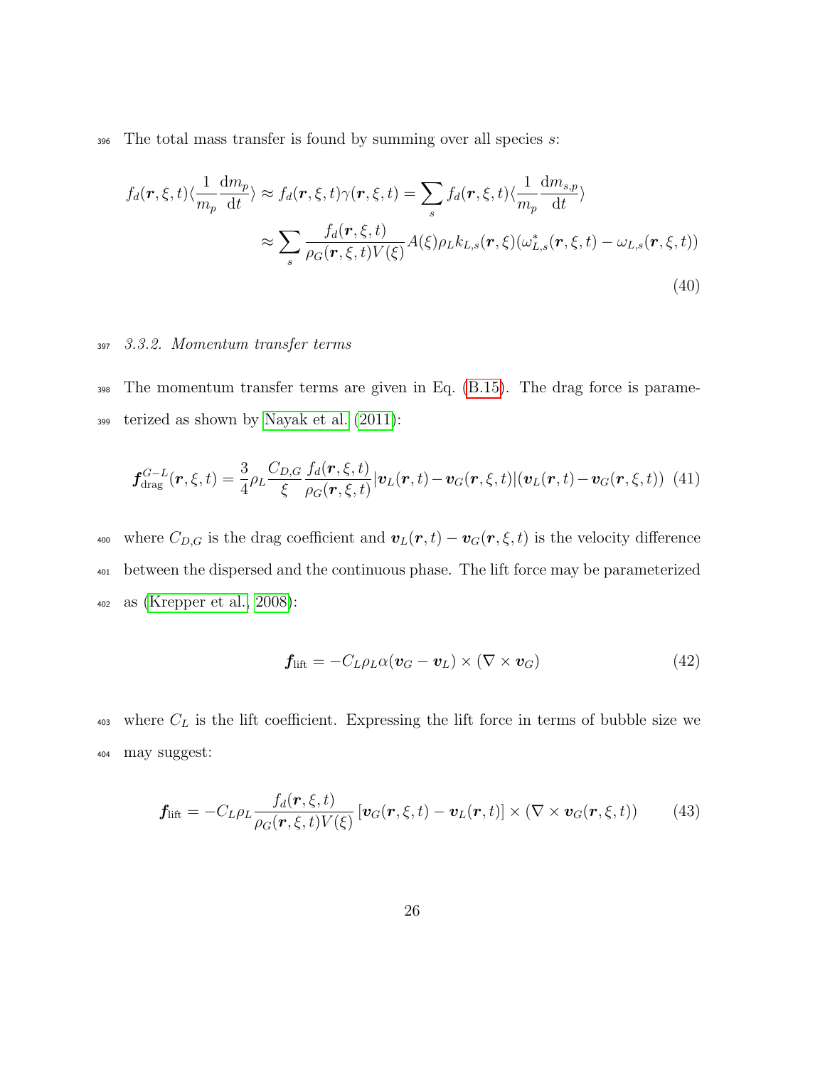The total mass transfer is found by summing over all species $s$:

$$
\begin{aligned}
f_d(\boldsymbol{r}, \xi, t)\langle \frac{1}{m_p} \frac{\mathrm{d}m_p}{\mathrm{d}t} \rangle \approx f_d(\boldsymbol{r}, \xi, t)\gamma(\boldsymbol{r}, \xi, t) &= \sum_s f_d(\boldsymbol{r}, \xi, t)\langle \frac{1}{m_p} \frac{\mathrm{d}m_{s,p}}{\mathrm{d}t} \rangle \\
&\approx \sum_s \frac{f_d(\boldsymbol{r}, \xi, t)}{\rho_G(\boldsymbol{r}, \xi, t)V(\xi)} A(\xi)\rho_L k_{L,s}(\boldsymbol{r}, \xi)(\omega^*_{L,s}(\boldsymbol{r}, \xi, t) - \omega_{L,s}(\boldsymbol{r}, \xi, t))
\end{aligned}
\tag{40}
$$

### 3.3.2. Momentum transfer terms

The momentum transfer terms are given in Eq. (B.15). The drag force is parameterized as shown by Nayak et al. (2011):

$$
\boldsymbol{f}^{G-L}_{\mathrm{drag}}(\boldsymbol{r}, \xi, t) = \frac{3}{4}\rho_L \frac{C_{D,G}}{\xi} \frac{f_d(\boldsymbol{r}, \xi, t)}{\rho_G(\boldsymbol{r}, \xi, t)} |\boldsymbol{v}_L(\boldsymbol{r}, t) - \boldsymbol{v}_G(\boldsymbol{r}, \xi, t)|(\boldsymbol{v}_L(\boldsymbol{r}, t) - \boldsymbol{v}_G(\boldsymbol{r}, \xi, t)) \tag{41}
$$

where $C_{D,G}$ is the drag coefficient and $\boldsymbol{v}_L(\boldsymbol{r}, t) - \boldsymbol{v}_G(\boldsymbol{r}, \xi, t)$ is the velocity difference between the dispersed and the continuous phase. The lift force may be parameterized as (Krepper et al., 2008):

$$
\boldsymbol{f}_{\mathrm{lift}} = -C_L \rho_L \alpha (\boldsymbol{v}_G - \boldsymbol{v}_L) \times (\nabla \times \boldsymbol{v}_G) \tag{42}
$$

where $C_L$ is the lift coefficient. Expressing the lift force in terms of bubble size we may suggest:

$$
\boldsymbol{f}_{\mathrm{lift}} = -C_L \rho_L \frac{f_d(\boldsymbol{r}, \xi, t)}{\rho_G(\boldsymbol{r}, \xi, t)V(\xi)} \left[\boldsymbol{v}_G(\boldsymbol{r}, \xi, t) - \boldsymbol{v}_L(\boldsymbol{r}, t)\right] \times (\nabla \times \boldsymbol{v}_G(\boldsymbol{r}, \xi, t)) \tag{43}
$$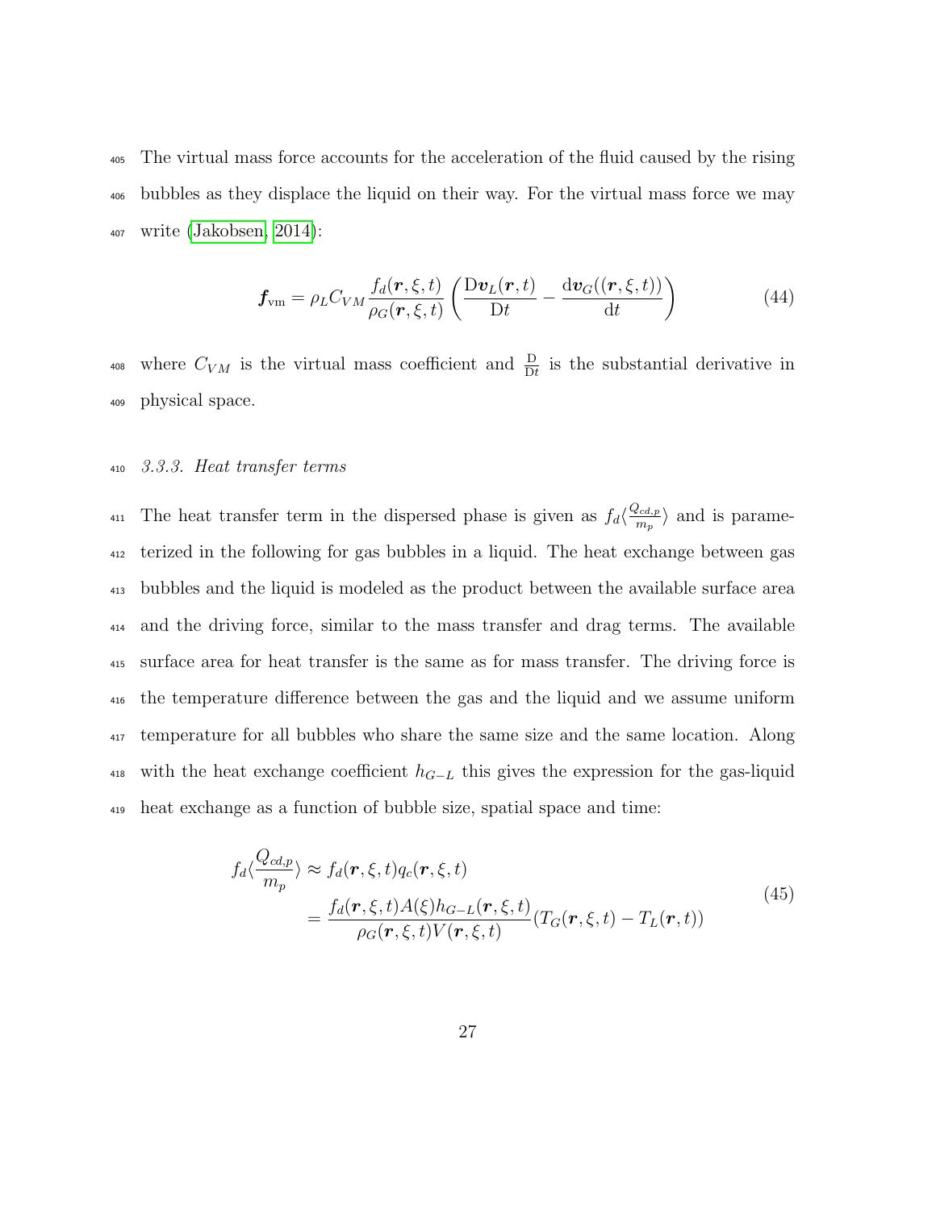The virtual mass force accounts for the acceleration of the fluid caused by the rising bubbles as they displace the liquid on their way. For the virtual mass force we may write (Jakobsen, 2014):

$$\boldsymbol{f}_{\mathrm{vm}} = \rho_L C_{VM} \frac{f_d(\boldsymbol{r}, \xi, t)}{\rho_G(\boldsymbol{r}, \xi, t)} \left( \frac{\mathrm{D}\boldsymbol{v}_L(\boldsymbol{r}, t)}{\mathrm{D}t} - \frac{\mathrm{d}\boldsymbol{v}_G((\boldsymbol{r}, \xi, t))}{\mathrm{d}t} \right) \tag{44}$$

where $C_{VM}$ is the virtual mass coefficient and $\frac{\mathrm{D}}{\mathrm{D}t}$ is the substantial derivative in physical space.

### 3.3.3. Heat transfer terms

The heat transfer term in the dispersed phase is given as $f_d \langle \frac{Q_{cd,p}}{m_p} \rangle$ and is parameterized in the following for gas bubbles in a liquid. The heat exchange between gas bubbles and the liquid is modeled as the product between the available surface area and the driving force, similar to the mass transfer and drag terms. The available surface area for heat transfer is the same as for mass transfer. The driving force is the temperature difference between the gas and the liquid and we assume uniform temperature for all bubbles who share the same size and the same location. Along with the heat exchange coefficient $h_{G-L}$ this gives the expression for the gas-liquid heat exchange as a function of bubble size, spatial space and time:

$$\begin{aligned} f_d \langle \frac{Q_{cd,p}}{m_p} \rangle &\approx f_d(\boldsymbol{r}, \xi, t) q_c(\boldsymbol{r}, \xi, t) \\ &= \frac{f_d(\boldsymbol{r}, \xi, t) A(\xi) h_{G-L}(\boldsymbol{r}, \xi, t)}{\rho_G(\boldsymbol{r}, \xi, t) V(\boldsymbol{r}, \xi, t)} (T_G(\boldsymbol{r}, \xi, t) - T_L(\boldsymbol{r}, t)) \end{aligned} \tag{45}$$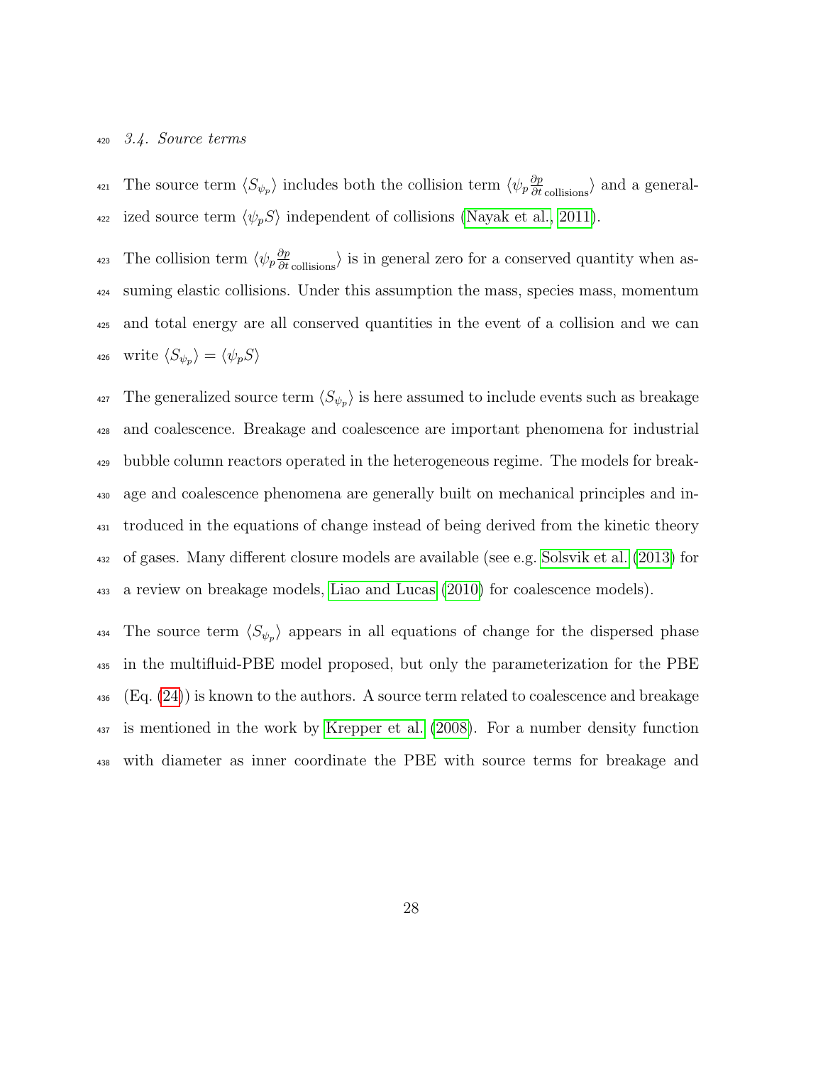### 3.4. Source terms

The source term $\langle S_{\psi_p} \rangle$ includes both the collision term $\langle \psi_p \frac{\partial p}{\partial t}_{\text{collisions}} \rangle$ and a generalized source term $\langle \psi_p S \rangle$ independent of collisions (Nayak et al., 2011).

The collision term $\langle \psi_p \frac{\partial p}{\partial t}_{\text{collisions}} \rangle$ is in general zero for a conserved quantity when assuming elastic collisions. Under this assumption the mass, species mass, momentum and total energy are all conserved quantities in the event of a collision and we can write $\langle S_{\psi_p} \rangle = \langle \psi_p S \rangle$

The generalized source term $\langle S_{\psi_p} \rangle$ is here assumed to include events such as breakage and coalescence. Breakage and coalescence are important phenomena for industrial bubble column reactors operated in the heterogeneous regime. The models for breakage and coalescence phenomena are generally built on mechanical principles and introduced in the equations of change instead of being derived from the kinetic theory of gases. Many different closure models are available (see e.g. Solsvik et al. (2013) for a review on breakage models, Liao and Lucas (2010) for coalescence models).

The source term $\langle S_{\psi_p} \rangle$ appears in all equations of change for the dispersed phase in the multifluid-PBE model proposed, but only the parameterization for the PBE (Eq. (24)) is known to the authors. A source term related to coalescence and breakage is mentioned in the work by Krepper et al. (2008). For a number density function with diameter as inner coordinate the PBE with source terms for breakage and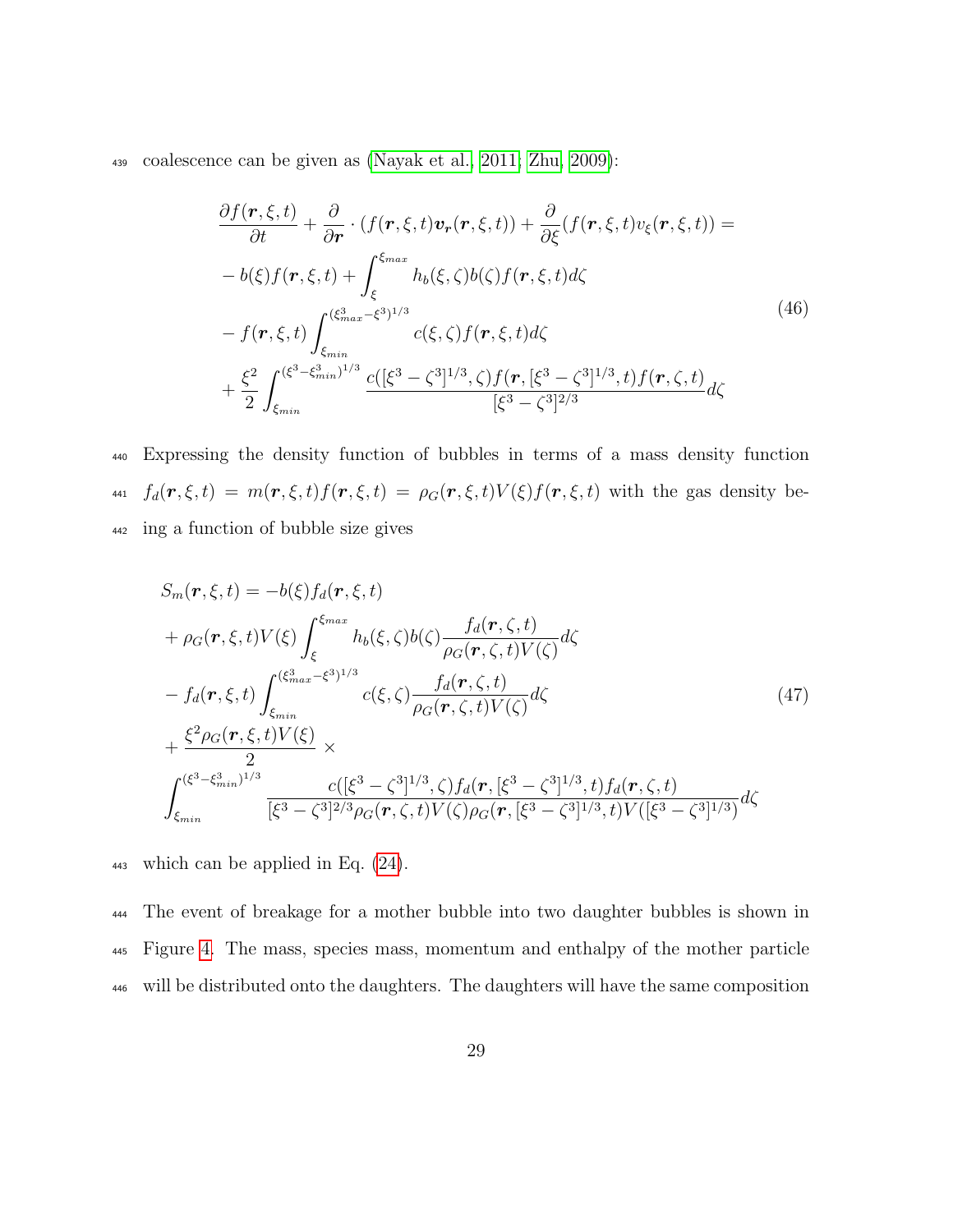coalescence can be given as (Nayak et al., 2011; Zhu, 2009):

$$
\begin{aligned}
&\frac{\partial f(\boldsymbol{r},\xi,t)}{\partial t} + \frac{\partial}{\partial \boldsymbol{r}} \cdot (f(\boldsymbol{r},\xi,t)\boldsymbol{v_r}(\boldsymbol{r},\xi,t)) + \frac{\partial}{\partial \xi}(f(\boldsymbol{r},\xi,t)v_\xi(\boldsymbol{r},\xi,t)) = \\
&- b(\xi)f(\boldsymbol{r},\xi,t) + \int_{\xi}^{\xi_{max}} h_b(\xi,\zeta)b(\zeta)f(\boldsymbol{r},\xi,t)d\zeta \\
&- f(\boldsymbol{r},\xi,t)\int_{\xi_{min}}^{(\xi_{max}^3-\xi^3)^{1/3}} c(\xi,\zeta)f(\boldsymbol{r},\xi,t)d\zeta \\
&+ \frac{\xi^2}{2}\int_{\xi_{min}}^{(\xi^3-\xi_{min}^3)^{1/3}} \frac{c([\xi^3-\zeta^3]^{1/3},\zeta)f(\boldsymbol{r},[\xi^3-\zeta^3]^{1/3},t)f(\boldsymbol{r},\zeta,t)}{[\xi^3-\zeta^3]^{2/3}}d\zeta
\end{aligned}
\tag{46}
$$

Expressing the density function of bubbles in terms of a mass density function $f_d(\boldsymbol{r},\xi,t) = m(\boldsymbol{r},\xi,t)f(\boldsymbol{r},\xi,t) = \rho_G(\boldsymbol{r},\xi,t)V(\xi)f(\boldsymbol{r},\xi,t)$ with the gas density being a function of bubble size gives

$$
\begin{aligned}
&S_m(\boldsymbol{r},\xi,t) = -b(\xi)f_d(\boldsymbol{r},\xi,t) \\
&+ \rho_G(\boldsymbol{r},\xi,t)V(\xi)\int_{\xi}^{\xi_{max}} h_b(\xi,\zeta)b(\zeta)\frac{f_d(\boldsymbol{r},\zeta,t)}{\rho_G(\boldsymbol{r},\zeta,t)V(\zeta)}d\zeta \\
&- f_d(\boldsymbol{r},\xi,t)\int_{\xi_{min}}^{(\xi_{max}^3-\xi^3)^{1/3}} c(\xi,\zeta)\frac{f_d(\boldsymbol{r},\zeta,t)}{\rho_G(\boldsymbol{r},\zeta,t)V(\zeta)}d\zeta \\
&+ \frac{\xi^2\rho_G(\boldsymbol{r},\xi,t)V(\xi)}{2} \times \\
&\int_{\xi_{min}}^{(\xi^3-\xi_{min}^3)^{1/3}} \frac{c([\xi^3-\zeta^3]^{1/3},\zeta)f_d(\boldsymbol{r},[\xi^3-\zeta^3]^{1/3},t)f_d(\boldsymbol{r},\zeta,t)}{[\xi^3-\zeta^3]^{2/3}\rho_G(\boldsymbol{r},\zeta,t)V(\zeta)\rho_G(\boldsymbol{r},[\xi^3-\zeta^3]^{1/3},t)V([\xi^3-\zeta^3]^{1/3})}d\zeta
\end{aligned}
\tag{47}
$$

which can be applied in Eq. (24).

The event of breakage for a mother bubble into two daughter bubbles is shown in Figure 4. The mass, species mass, momentum and enthalpy of the mother particle will be distributed onto the daughters. The daughters will have the same composition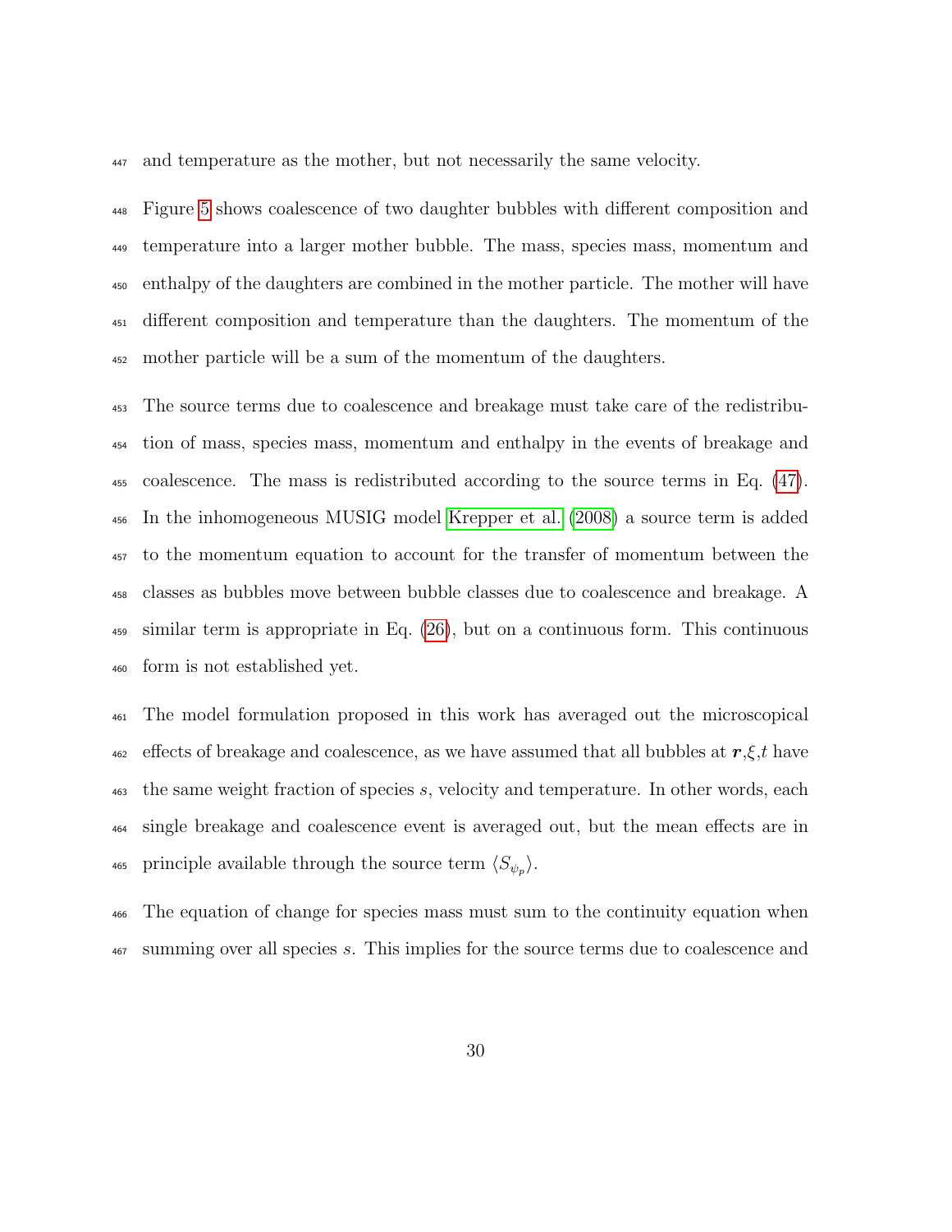and temperature as the mother, but not necessarily the same velocity.

Figure 5 shows coalescence of two daughter bubbles with different composition and temperature into a larger mother bubble. The mass, species mass, momentum and enthalpy of the daughters are combined in the mother particle. The mother will have different composition and temperature than the daughters. The momentum of the mother particle will be a sum of the momentum of the daughters.

The source terms due to coalescence and breakage must take care of the redistribution of mass, species mass, momentum and enthalpy in the events of breakage and coalescence. The mass is redistributed according to the source terms in Eq. (47). In the inhomogeneous MUSIG model Krepper et al. (2008) a source term is added to the momentum equation to account for the transfer of momentum between the classes as bubbles move between bubble classes due to coalescence and breakage. A similar term is appropriate in Eq. (26), but on a continuous form. This continuous form is not established yet.

The model formulation proposed in this work has averaged out the microscopical effects of breakage and coalescence, as we have assumed that all bubbles at $\boldsymbol{r}$,$\xi$,$t$ have the same weight fraction of species $s$, velocity and temperature. In other words, each single breakage and coalescence event is averaged out, but the mean effects are in principle available through the source term $\langle S_{\psi_p} \rangle$.

The equation of change for species mass must sum to the continuity equation when summing over all species $s$. This implies for the source terms due to coalescence and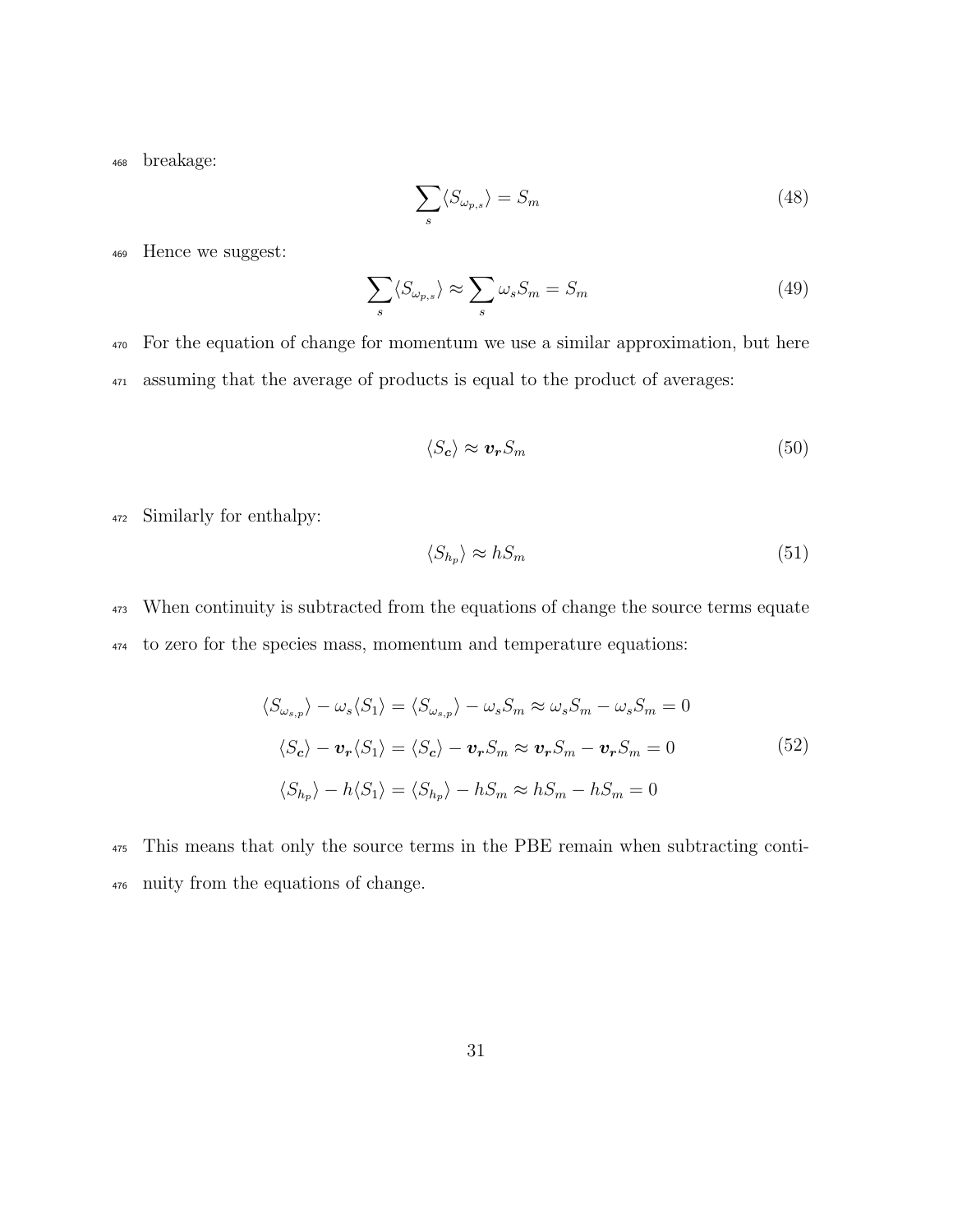breakage:

$$\sum_s \langle S_{\omega_{p,s}} \rangle = S_m \tag{48}$$

Hence we suggest:

$$\sum_s \langle S_{\omega_{p,s}} \rangle \approx \sum_s \omega_s S_m = S_m \tag{49}$$

For the equation of change for momentum we use a similar approximation, but here assuming that the average of products is equal to the product of averages:

$$\langle S_{\boldsymbol{c}} \rangle \approx \boldsymbol{v_r} S_m \tag{50}$$

Similarly for enthalpy:

$$\langle S_{h_p} \rangle \approx h S_m \tag{51}$$

When continuity is subtracted from the equations of change the source terms equate to zero for the species mass, momentum and temperature equations:

$$\begin{aligned}
\langle S_{\omega_{s,p}} \rangle - \omega_s \langle S_1 \rangle = \langle S_{\omega_{s,p}} \rangle - \omega_s S_m \approx \omega_s S_m - \omega_s S_m = 0 \\
\langle S_{\boldsymbol{c}} \rangle - \boldsymbol{v_r} \langle S_1 \rangle = \langle S_{\boldsymbol{c}} \rangle - \boldsymbol{v_r} S_m \approx \boldsymbol{v_r} S_m - \boldsymbol{v_r} S_m = 0 \\
\langle S_{h_p} \rangle - h \langle S_1 \rangle = \langle S_{h_p} \rangle - h S_m \approx h S_m - h S_m = 0
\end{aligned} \tag{52}$$

This means that only the source terms in the PBE remain when subtracting continuity from the equations of change.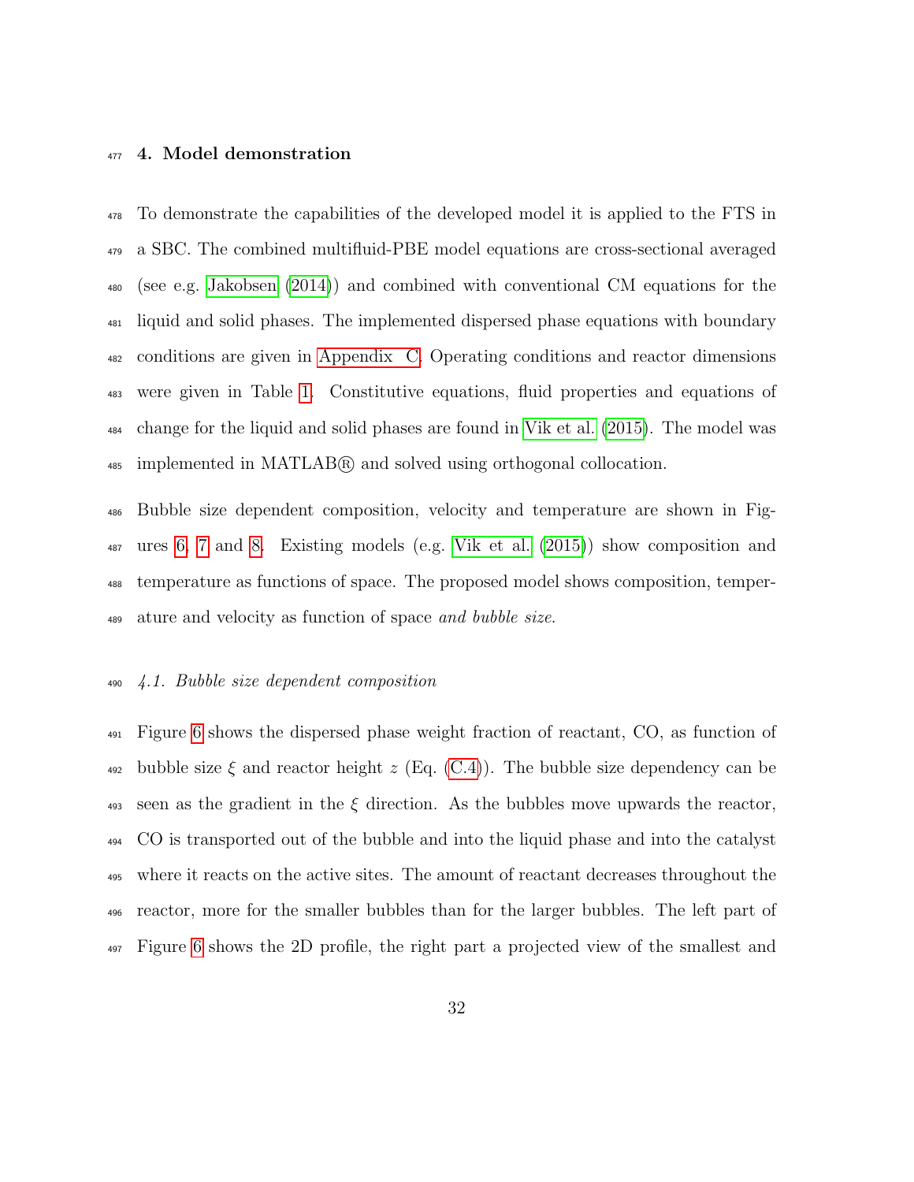## 4. Model demonstration

To demonstrate the capabilities of the developed model it is applied to the FTS in a SBC. The combined multifluid-PBE model equations are cross-sectional averaged (see e.g. Jakobsen (2014)) and combined with conventional CM equations for the liquid and solid phases. The implemented dispersed phase equations with boundary conditions are given in Appendix C. Operating conditions and reactor dimensions were given in Table 1. Constitutive equations, fluid properties and equations of change for the liquid and solid phases are found in Vik et al. (2015). The model was implemented in MATLAB® and solved using orthogonal collocation.

Bubble size dependent composition, velocity and temperature are shown in Figures 6, 7 and 8. Existing models (e.g. Vik et al. (2015)) show composition and temperature as functions of space. The proposed model shows composition, temperature and velocity as function of space *and bubble size*.

### *4.1. Bubble size dependent composition*

Figure 6 shows the dispersed phase weight fraction of reactant, CO, as function of bubble size $\xi$ and reactor height $z$ (Eq. (C.4)). The bubble size dependency can be seen as the gradient in the $\xi$ direction. As the bubbles move upwards the reactor, CO is transported out of the bubble and into the liquid phase and into the catalyst where it reacts on the active sites. The amount of reactant decreases throughout the reactor, more for the smaller bubbles than for the larger bubbles. The left part of Figure 6 shows the 2D profile, the right part a projected view of the smallest and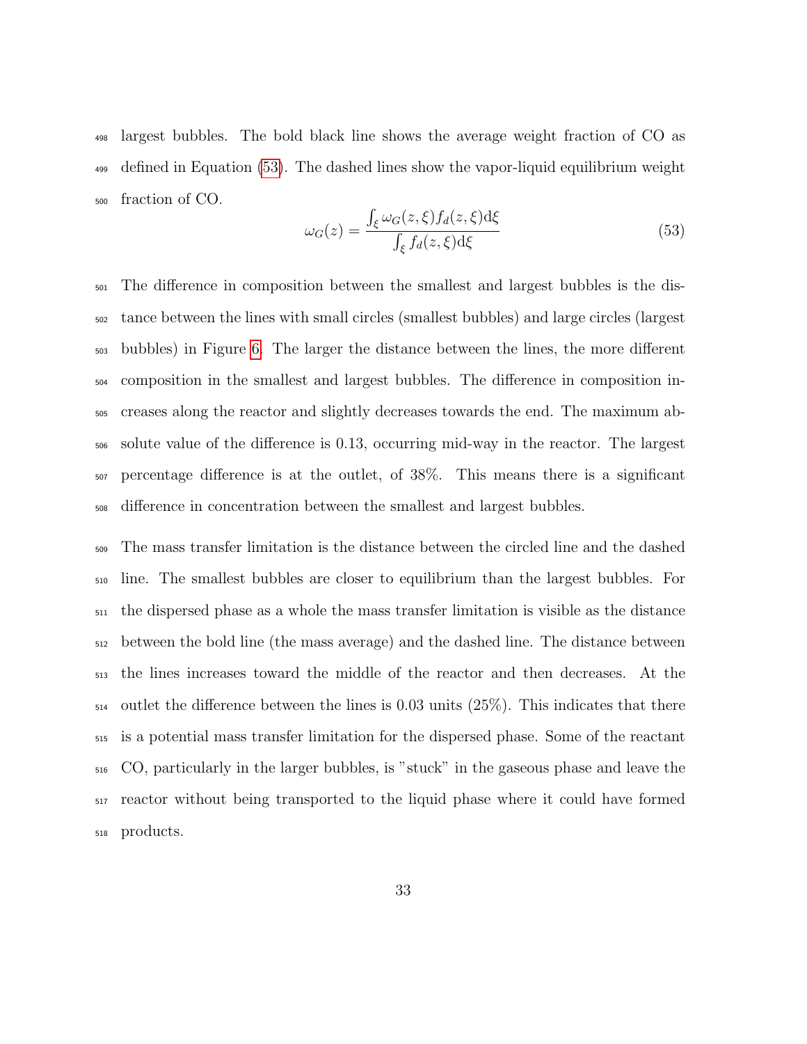largest bubbles. The bold black line shows the average weight fraction of CO as defined in Equation (53). The dashed lines show the vapor-liquid equilibrium weight fraction of CO.

$$\omega_G(z) = \frac{\int_\xi \omega_G(z,\xi) f_d(z,\xi) \mathrm{d}\xi}{\int_\xi f_d(z,\xi) \mathrm{d}\xi} \tag{53}$$

The difference in composition between the smallest and largest bubbles is the distance between the lines with small circles (smallest bubbles) and large circles (largest bubbles) in Figure 6. The larger the distance between the lines, the more different composition in the smallest and largest bubbles. The difference in composition increases along the reactor and slightly decreases towards the end. The maximum absolute value of the difference is 0.13, occurring mid-way in the reactor. The largest percentage difference is at the outlet, of 38%. This means there is a significant difference in concentration between the smallest and largest bubbles.

The mass transfer limitation is the distance between the circled line and the dashed line. The smallest bubbles are closer to equilibrium than the largest bubbles. For the dispersed phase as a whole the mass transfer limitation is visible as the distance between the bold line (the mass average) and the dashed line. The distance between the lines increases toward the middle of the reactor and then decreases. At the outlet the difference between the lines is 0.03 units (25%). This indicates that there is a potential mass transfer limitation for the dispersed phase. Some of the reactant CO, particularly in the larger bubbles, is "stuck" in the gaseous phase and leave the reactor without being transported to the liquid phase where it could have formed products.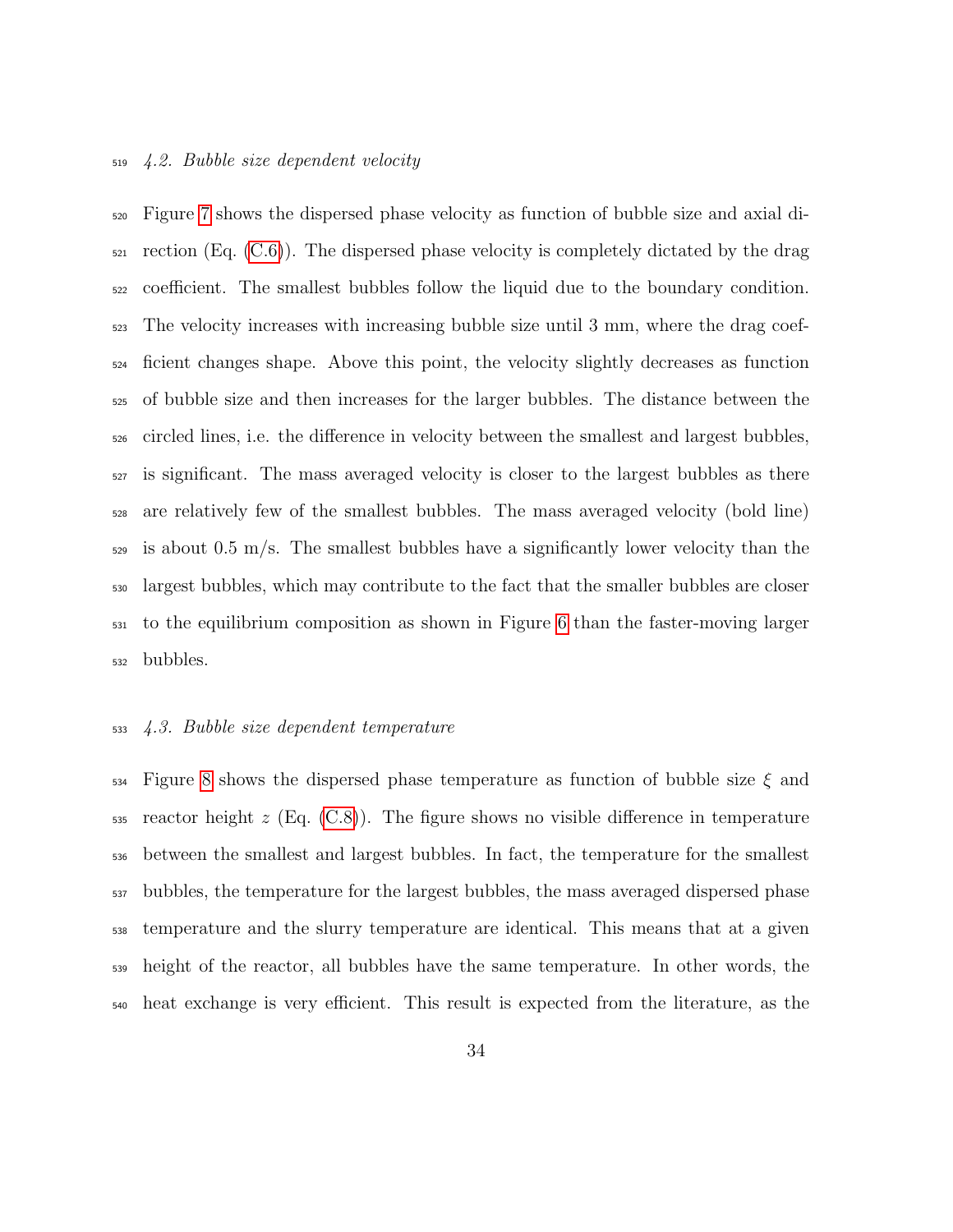### 4.2. Bubble size dependent velocity

Figure 7 shows the dispersed phase velocity as function of bubble size and axial direction (Eq. (C.6)). The dispersed phase velocity is completely dictated by the drag coefficient. The smallest bubbles follow the liquid due to the boundary condition. The velocity increases with increasing bubble size until 3 mm, where the drag coefficient changes shape. Above this point, the velocity slightly decreases as function of bubble size and then increases for the larger bubbles. The distance between the circled lines, i.e. the difference in velocity between the smallest and largest bubbles, is significant. The mass averaged velocity is closer to the largest bubbles as there are relatively few of the smallest bubbles. The mass averaged velocity (bold line) is about 0.5 m/s. The smallest bubbles have a significantly lower velocity than the largest bubbles, which may contribute to the fact that the smaller bubbles are closer to the equilibrium composition as shown in Figure 6 than the faster-moving larger bubbles.

### 4.3. Bubble size dependent temperature

Figure 8 shows the dispersed phase temperature as function of bubble size $\xi$ and reactor height $z$ (Eq. (C.8)). The figure shows no visible difference in temperature between the smallest and largest bubbles. In fact, the temperature for the smallest bubbles, the temperature for the largest bubbles, the mass averaged dispersed phase temperature and the slurry temperature are identical. This means that at a given height of the reactor, all bubbles have the same temperature. In other words, the heat exchange is very efficient. This result is expected from the literature, as the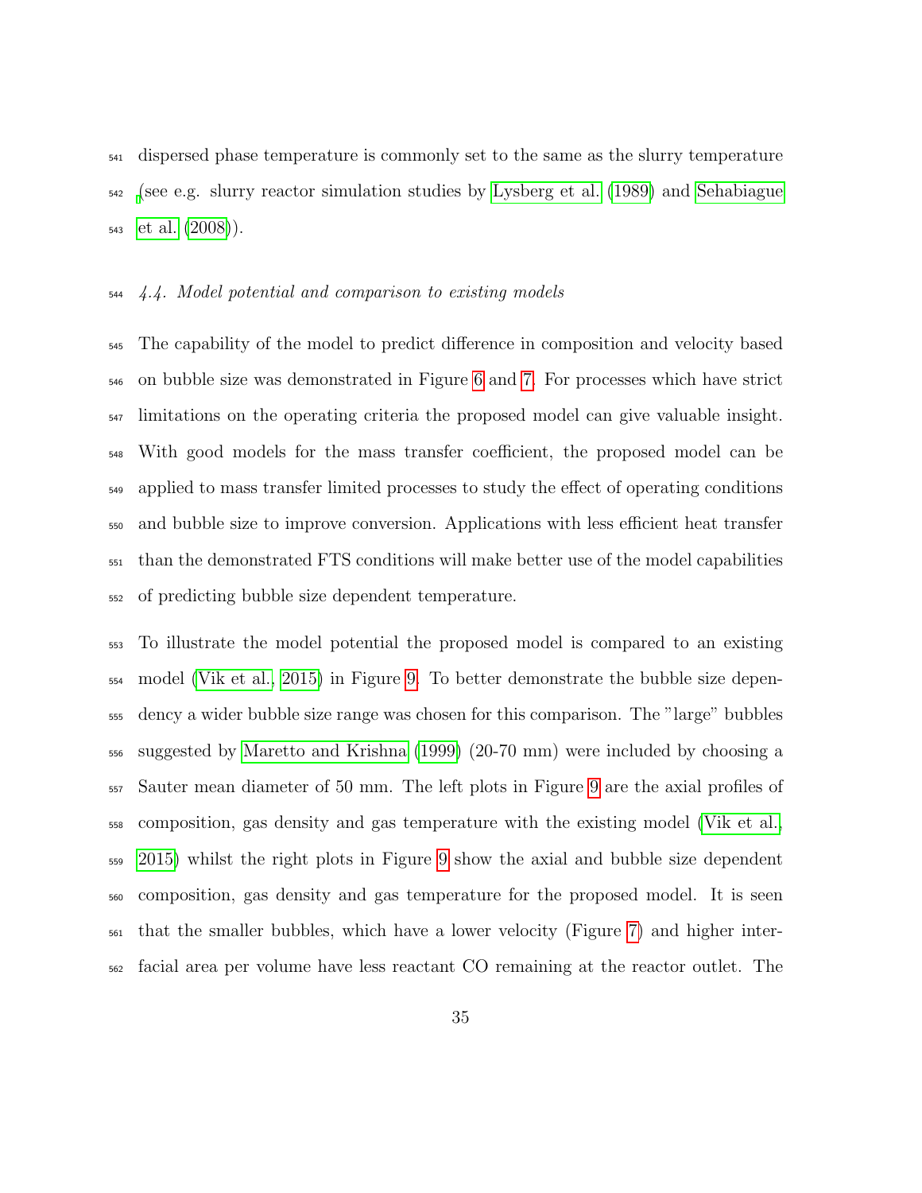dispersed phase temperature is commonly set to the same as the slurry temperature (see e.g. slurry reactor simulation studies by Lysberg et al. (1989) and Sehabiague et al. (2008)).

### *4.4. Model potential and comparison to existing models*

The capability of the model to predict difference in composition and velocity based on bubble size was demonstrated in Figure 6 and 7. For processes which have strict limitations on the operating criteria the proposed model can give valuable insight. With good models for the mass transfer coefficient, the proposed model can be applied to mass transfer limited processes to study the effect of operating conditions and bubble size to improve conversion. Applications with less efficient heat transfer than the demonstrated FTS conditions will make better use of the model capabilities of predicting bubble size dependent temperature.

To illustrate the model potential the proposed model is compared to an existing model (Vik et al., 2015) in Figure 9. To better demonstrate the bubble size dependency a wider bubble size range was chosen for this comparison. The "large" bubbles suggested by Maretto and Krishna (1999) (20-70 mm) were included by choosing a Sauter mean diameter of 50 mm. The left plots in Figure 9 are the axial profiles of composition, gas density and gas temperature with the existing model (Vik et al., 2015) whilst the right plots in Figure 9 show the axial and bubble size dependent composition, gas density and gas temperature for the proposed model. It is seen that the smaller bubbles, which have a lower velocity (Figure 7) and higher interfacial area per volume have less reactant CO remaining at the reactor outlet. The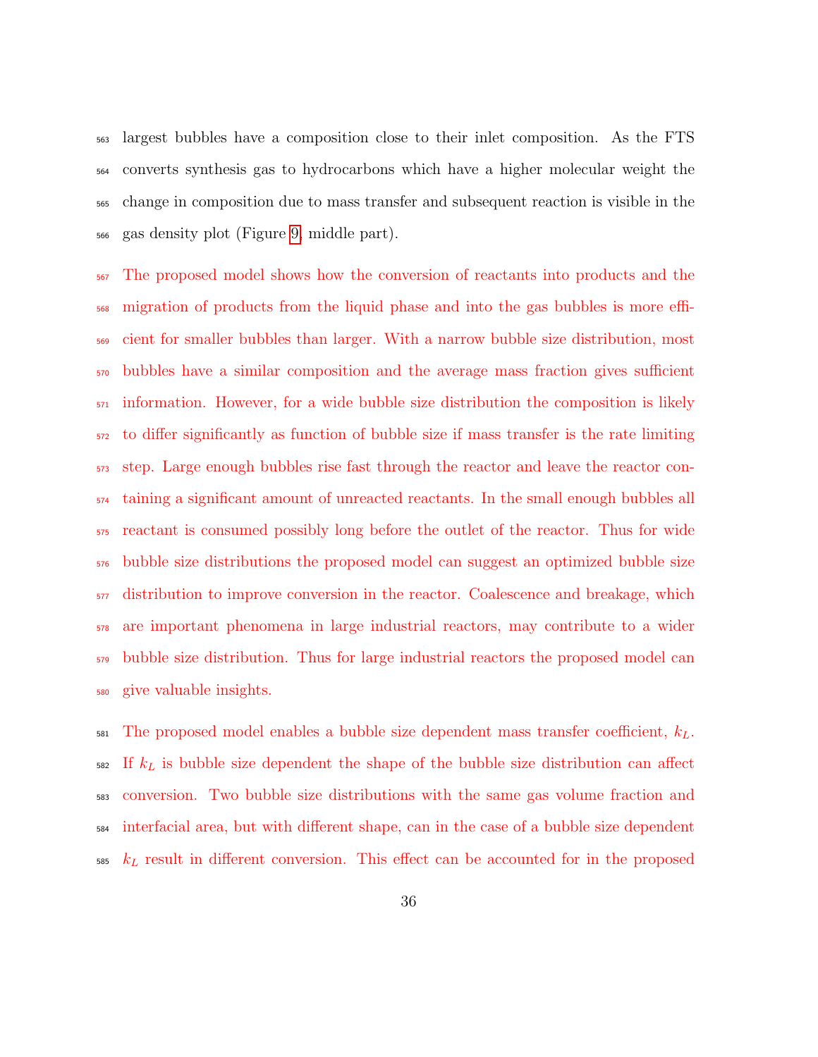largest bubbles have a composition close to their inlet composition. As the FTS converts synthesis gas to hydrocarbons which have a higher molecular weight the change in composition due to mass transfer and subsequent reaction is visible in the gas density plot (Figure 9, middle part).

The proposed model shows how the conversion of reactants into products and the migration of products from the liquid phase and into the gas bubbles is more efficient for smaller bubbles than larger. With a narrow bubble size distribution, most bubbles have a similar composition and the average mass fraction gives sufficient information. However, for a wide bubble size distribution the composition is likely to differ significantly as function of bubble size if mass transfer is the rate limiting step. Large enough bubbles rise fast through the reactor and leave the reactor containing a significant amount of unreacted reactants. In the small enough bubbles all reactant is consumed possibly long before the outlet of the reactor. Thus for wide bubble size distributions the proposed model can suggest an optimized bubble size distribution to improve conversion in the reactor. Coalescence and breakage, which are important phenomena in large industrial reactors, may contribute to a wider bubble size distribution. Thus for large industrial reactors the proposed model can give valuable insights.

The proposed model enables a bubble size dependent mass transfer coefficient, $k_L$. If $k_L$ is bubble size dependent the shape of the bubble size distribution can affect conversion. Two bubble size distributions with the same gas volume fraction and interfacial area, but with different shape, can in the case of a bubble size dependent $k_L$ result in different conversion. This effect can be accounted for in the proposed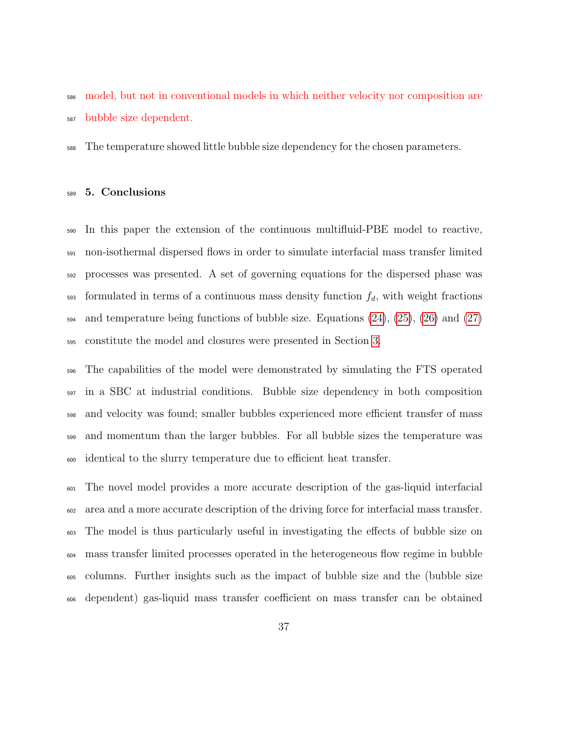model, but not in conventional models in which neither velocity nor composition are bubble size dependent.

The temperature showed little bubble size dependency for the chosen parameters.

## 5. Conclusions

In this paper the extension of the continuous multifluid-PBE model to reactive, non-isothermal dispersed flows in order to simulate interfacial mass transfer limited processes was presented. A set of governing equations for the dispersed phase was formulated in terms of a continuous mass density function $f_d$, with weight fractions and temperature being functions of bubble size. Equations (24), (25), (26) and (27) constitute the model and closures were presented in Section 3.

The capabilities of the model were demonstrated by simulating the FTS operated in a SBC at industrial conditions. Bubble size dependency in both composition and velocity was found; smaller bubbles experienced more efficient transfer of mass and momentum than the larger bubbles. For all bubble sizes the temperature was identical to the slurry temperature due to efficient heat transfer.

The novel model provides a more accurate description of the gas-liquid interfacial area and a more accurate description of the driving force for interfacial mass transfer. The model is thus particularly useful in investigating the effects of bubble size on mass transfer limited processes operated in the heterogeneous flow regime in bubble columns. Further insights such as the impact of bubble size and the (bubble size dependent) gas-liquid mass transfer coefficient on mass transfer can be obtained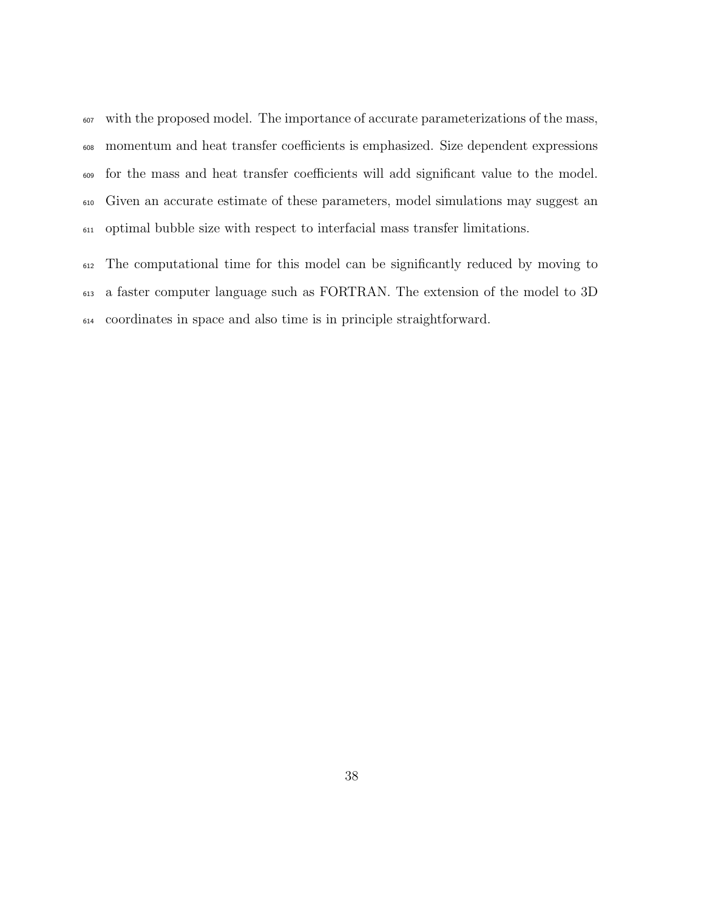with the proposed model. The importance of accurate parameterizations of the mass, momentum and heat transfer coefficients is emphasized. Size dependent expressions for the mass and heat transfer coefficients will add significant value to the model. Given an accurate estimate of these parameters, model simulations may suggest an optimal bubble size with respect to interfacial mass transfer limitations.

The computational time for this model can be significantly reduced by moving to a faster computer language such as FORTRAN. The extension of the model to 3D coordinates in space and also time is in principle straightforward.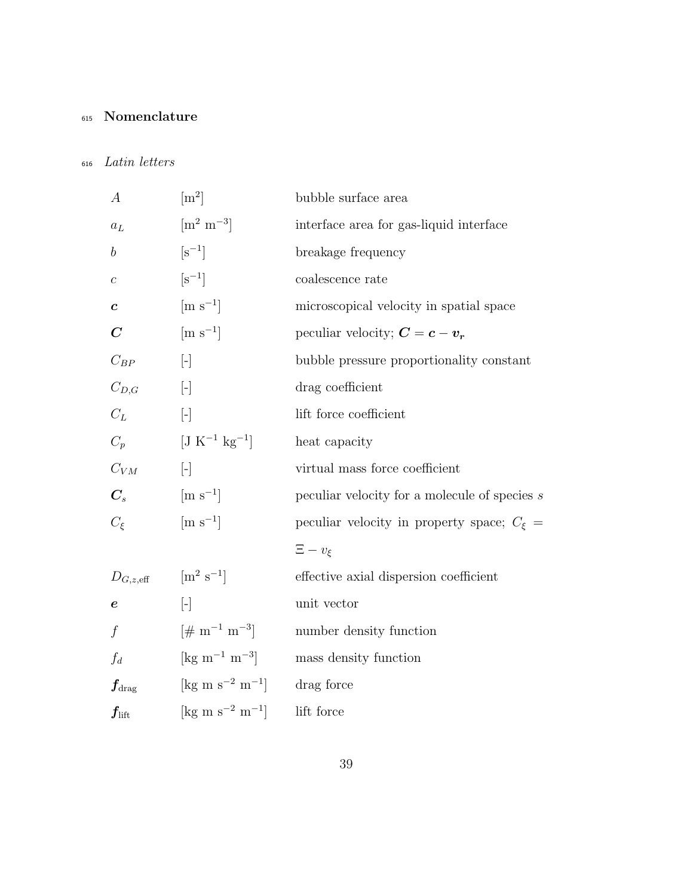## Nomenclature

*Latin letters*

| | | |
|---|---|---|
| $A$ | [$m^2$] | bubble surface area |
| $a_L$ | [$m^2$ $m^{-3}$] | interface area for gas-liquid interface |
| $b$ | [$s^{-1}$] | breakage frequency |
| $c$ | [$s^{-1}$] | coalescence rate |
| $\boldsymbol{c}$ | [m $s^{-1}$] | microscopical velocity in spatial space |
| $\boldsymbol{C}$ | [m $s^{-1}$] | peculiar velocity; $\boldsymbol{C} = \boldsymbol{c} - \boldsymbol{v_r}$ |
| $C_{BP}$ | [-] | bubble pressure proportionality constant |
| $C_{D,G}$ | [-] | drag coefficient |
| $C_L$ | [-] | lift force coefficient |
| $C_p$ | [J $K^{-1}$ $kg^{-1}$] | heat capacity |
| $C_{VM}$ | [-] | virtual mass force coefficient |
| $\boldsymbol{C}_s$ | [m $s^{-1}$] | peculiar velocity for a molecule of species $s$ |
| $C_\xi$ | [m $s^{-1}$] | peculiar velocity in property space; $C_\xi = \Xi - v_\xi$ |
| $D_{G,z,\text{eff}}$ | [$m^2$ $s^{-1}$] | effective axial dispersion coefficient |
| $\boldsymbol{e}$ | [-] | unit vector |
| $f$ | [# $m^{-1}$ $m^{-3}$] | number density function |
| $f_d$ | [kg $m^{-1}$ $m^{-3}$] | mass density function |
| $\boldsymbol{f}_{\text{drag}}$ | [kg m $s^{-2}$ $m^{-1}$] | drag force |
| $\boldsymbol{f}_{\text{lift}}$ | [kg m $s^{-2}$ $m^{-1}$] | lift force |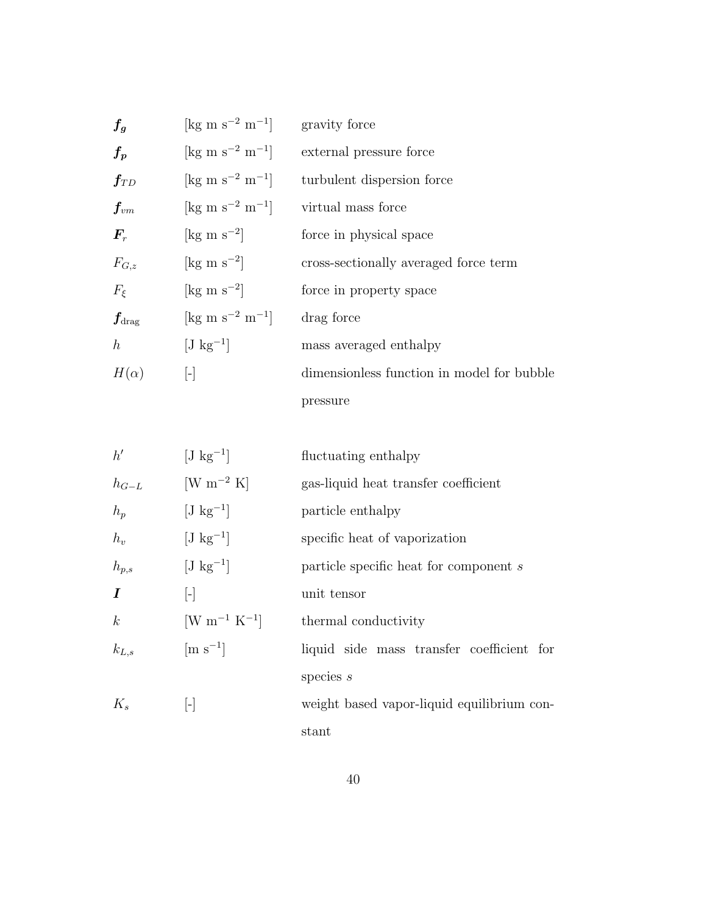| | | |
|---|---|---|
| $\boldsymbol{f_g}$ | [kg m s$^{-2}$ m$^{-1}$] | gravity force |
| $\boldsymbol{f_p}$ | [kg m s$^{-2}$ m$^{-1}$] | external pressure force |
| $\boldsymbol{f}_{TD}$ | [kg m s$^{-2}$ m$^{-1}$] | turbulent dispersion force |
| $\boldsymbol{f}_{vm}$ | [kg m s$^{-2}$ m$^{-1}$] | virtual mass force |
| $\boldsymbol{F}_r$ | [kg m s$^{-2}$] | force in physical space |
| $F_{G,z}$ | [kg m s$^{-2}$] | cross-sectionally averaged force term |
| $F_\xi$ | [kg m s$^{-2}$] | force in property space |
| $\boldsymbol{f}_{\text{drag}}$ | [kg m s$^{-2}$ m$^{-1}$] | drag force |
| $h$ | [J kg$^{-1}$] | mass averaged enthalpy |
| $H(\alpha)$ | [-] | dimensionless function in model for bubble pressure |
| $h'$ | [J kg$^{-1}$] | fluctuating enthalpy |
| $h_{G-L}$ | [W m$^{-2}$ K] | gas-liquid heat transfer coefficient |
| $h_p$ | [J kg$^{-1}$] | particle enthalpy |
| $h_v$ | [J kg$^{-1}$] | specific heat of vaporization |
| $h_{p,s}$ | [J kg$^{-1}$] | particle specific heat for component $s$ |
| $\boldsymbol{I}$ | [-] | unit tensor |
| $k$ | [W m$^{-1}$ K$^{-1}$] | thermal conductivity |
| $k_{L,s}$ | [m s$^{-1}$] | liquid side mass transfer coefficient for species $s$ |
| $K_s$ | [-] | weight based vapor-liquid equilibrium constant |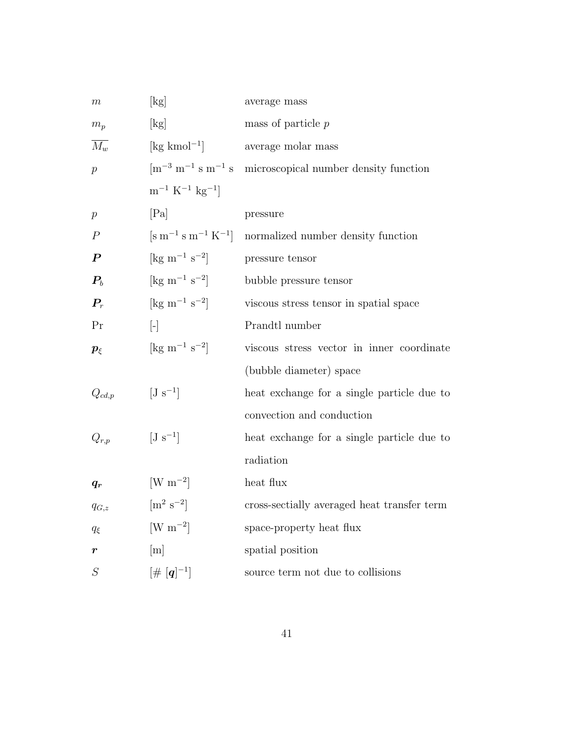| | | |
|---|---|---|
| $m$ | [kg] | average mass |
| $m_p$ | [kg] | mass of particle $p$ |
| $\overline{M_w}$ | [kg kmol$^{-1}$] | average molar mass |
| $p$ | [m$^{-3}$ m$^{-1}$ s m$^{-1}$ s m$^{-1}$ K$^{-1}$ kg$^{-1}$] | microscopical number density function |
| $p$ | [Pa] | pressure |
| $P$ | [s m$^{-1}$ s m$^{-1}$ K$^{-1}$] | normalized number density function |
| $\boldsymbol{P}$ | [kg m$^{-1}$ s$^{-2}$] | pressure tensor |
| $\boldsymbol{P}_b$ | [kg m$^{-1}$ s$^{-2}$] | bubble pressure tensor |
| $\boldsymbol{P}_r$ | [kg m$^{-1}$ s$^{-2}$] | viscous stress tensor in spatial space |
| Pr | [-] | Prandtl number |
| $\boldsymbol{p}_\xi$ | [kg m$^{-1}$ s$^{-2}$] | viscous stress vector in inner coordinate (bubble diameter) space |
| $Q_{cd,p}$ | [J s$^{-1}$] | heat exchange for a single particle due to convection and conduction |
| $Q_{r,p}$ | [J s$^{-1}$] | heat exchange for a single particle due to radiation |
| $\boldsymbol{q_r}$ | [W m$^{-2}$] | heat flux |
| $q_{G,z}$ | [m$^2$ s$^{-2}$] | cross-sectially averaged heat transfer term |
| $q_\xi$ | [W m$^{-2}$] | space-property heat flux |
| $\boldsymbol{r}$ | [m] | spatial position |
| $S$ | [# [$\boldsymbol{q}$]$^{-1}$] | source term not due to collisions |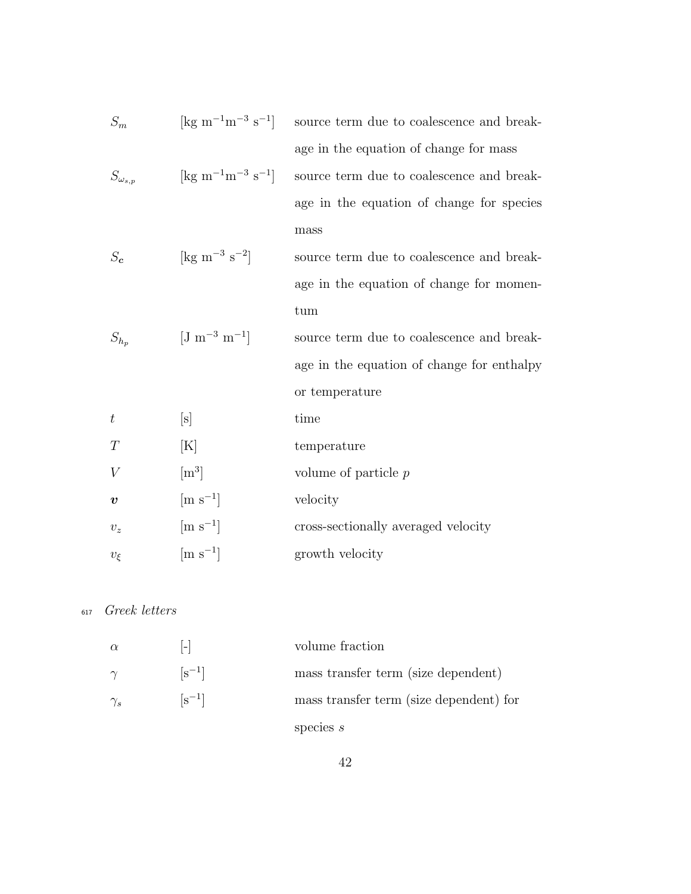| | | |
|---|---|---|
| $S_m$ | [kg m$^{-1}$m$^{-3}$ s$^{-1}$] | source term due to coalescence and breakage in the equation of change for mass |
| $S_{\omega_{s,p}}$ | [kg m$^{-1}$m$^{-3}$ s$^{-1}$] | source term due to coalescence and breakage in the equation of change for species mass |
| $S_{\boldsymbol{c}}$ | [kg m$^{-3}$ s$^{-2}$] | source term due to coalescence and breakage in the equation of change for momentum |
| $S_{h_p}$ | [J m$^{-3}$ m$^{-1}$] | source term due to coalescence and breakage in the equation of change for enthalpy or temperature |
| $t$ | [s] | time |
| $T$ | [K] | temperature |
| $V$ | [m$^3$] | volume of particle $p$ |
| $\boldsymbol{v}$ | [m s$^{-1}$] | velocity |
| $v_z$ | [m s$^{-1}$] | cross-sectionally averaged velocity |
| $v_\xi$ | [m s$^{-1}$] | growth velocity |

*Greek letters*

| | | |
|---|---|---|
| $\alpha$ | [-] | volume fraction |
| $\gamma$ | [s$^{-1}$] | mass transfer term (size dependent) |
| $\gamma_s$ | [s$^{-1}$] | mass transfer term (size dependent) for species $s$ |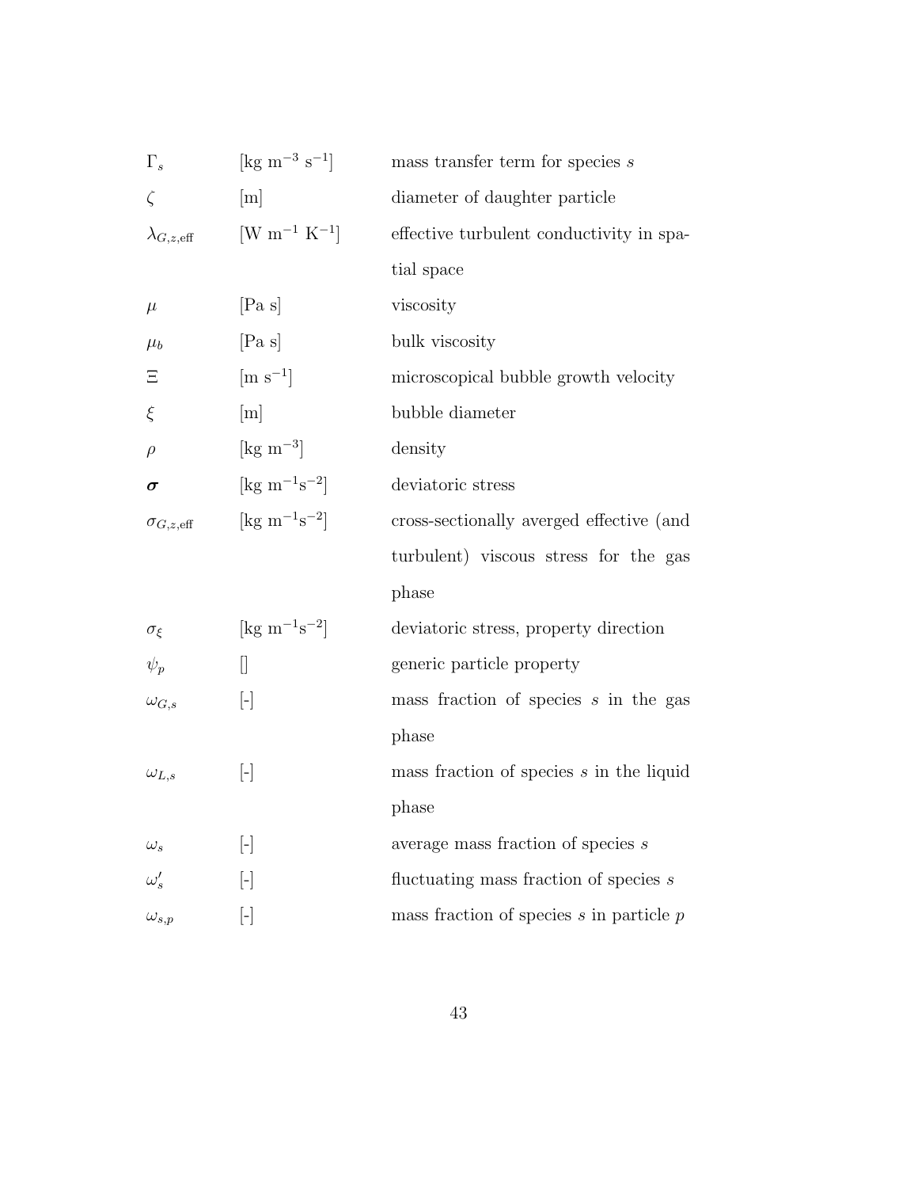| | | |
|---|---|---|
| $\Gamma_s$ | [kg m$^{-3}$ s$^{-1}$] | mass transfer term for species $s$ |
| $\zeta$ | [m] | diameter of daughter particle |
| $\lambda_{G,z,\text{eff}}$ | [W m$^{-1}$ K$^{-1}$] | effective turbulent conductivity in spatial space |
| $\mu$ | [Pa s] | viscosity |
| $\mu_b$ | [Pa s] | bulk viscosity |
| $\Xi$ | [m s$^{-1}$] | microscopical bubble growth velocity |
| $\xi$ | [m] | bubble diameter |
| $\rho$ | [kg m$^{-3}$] | density |
| $\boldsymbol{\sigma}$ | [kg m$^{-1}$s$^{-2}$] | deviatoric stress |
| $\sigma_{G,z,\text{eff}}$ | [kg m$^{-1}$s$^{-2}$] | cross-sectionally averged effective (and turbulent) viscous stress for the gas phase |
| $\sigma_\xi$ | [kg m$^{-1}$s$^{-2}$] | deviatoric stress, property direction |
| $\psi_p$ | [] | generic particle property |
| $\omega_{G,s}$ | [-] | mass fraction of species $s$ in the gas phase |
| $\omega_{L,s}$ | [-] | mass fraction of species $s$ in the liquid phase |
| $\omega_s$ | [-] | average mass fraction of species $s$ |
| $\omega'_s$ | [-] | fluctuating mass fraction of species $s$ |
| $\omega_{s,p}$ | [-] | mass fraction of species $s$ in particle $p$ |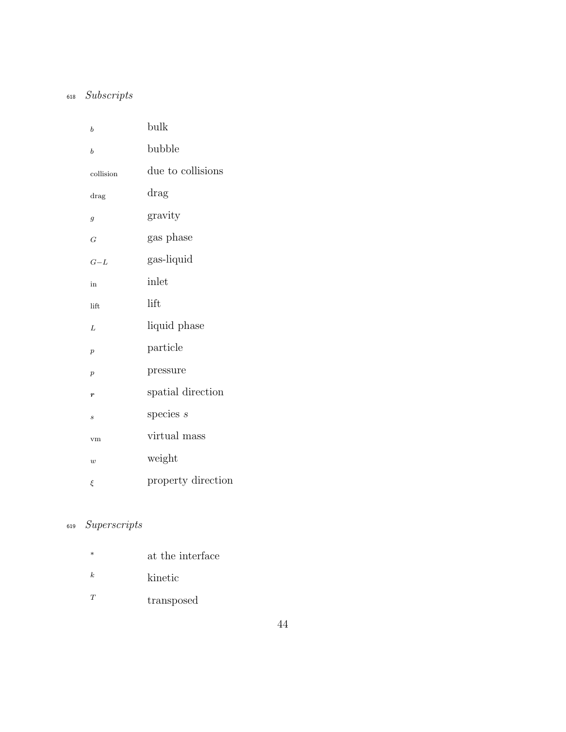*Subscripts*

| | |
|---|---|
| $b$ | bulk |
| $b$ | bubble |
| $\text{collision}$ | due to collisions |
| $\text{drag}$ | drag |
| $g$ | gravity |
| $G$ | gas phase |
| $G{-}L$ | gas-liquid |
| $\text{in}$ | inlet |
| $\text{lift}$ | lift |
| $L$ | liquid phase |
| $p$ | particle |
| $p$ | pressure |
| $\boldsymbol{r}$ | spatial direction |
| $s$ | species $s$ |
| $\text{vm}$ | virtual mass |
| $w$ | weight |
| $\xi$ | property direction |

*Superscripts*

| | |
|---|---|
| $*$ | at the interface |
| $k$ | kinetic |
| $T$ | transposed |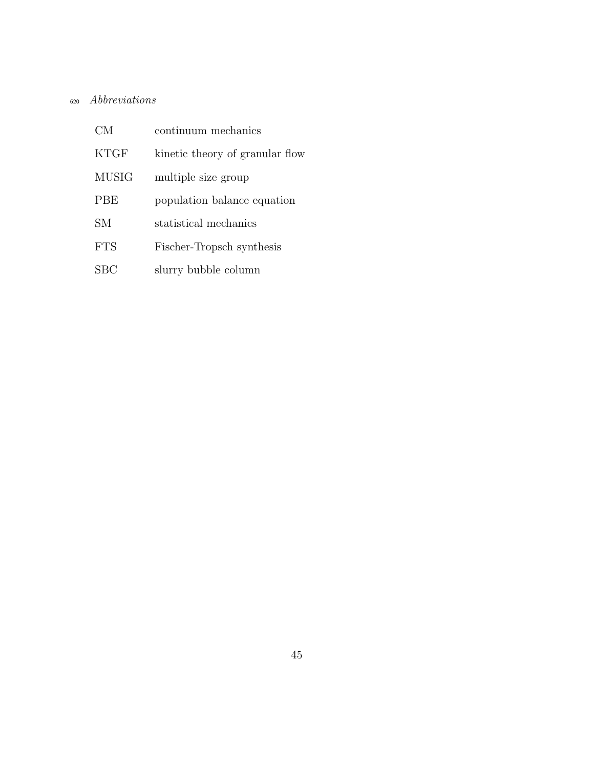*Abbreviations*

| | |
|---|---|
| CM | continuum mechanics |
| KTGF | kinetic theory of granular flow |
| MUSIG | multiple size group |
| PBE | population balance equation |
| SM | statistical mechanics |
| FTS | Fischer-Tropsch synthesis |
| SBC | slurry bubble column |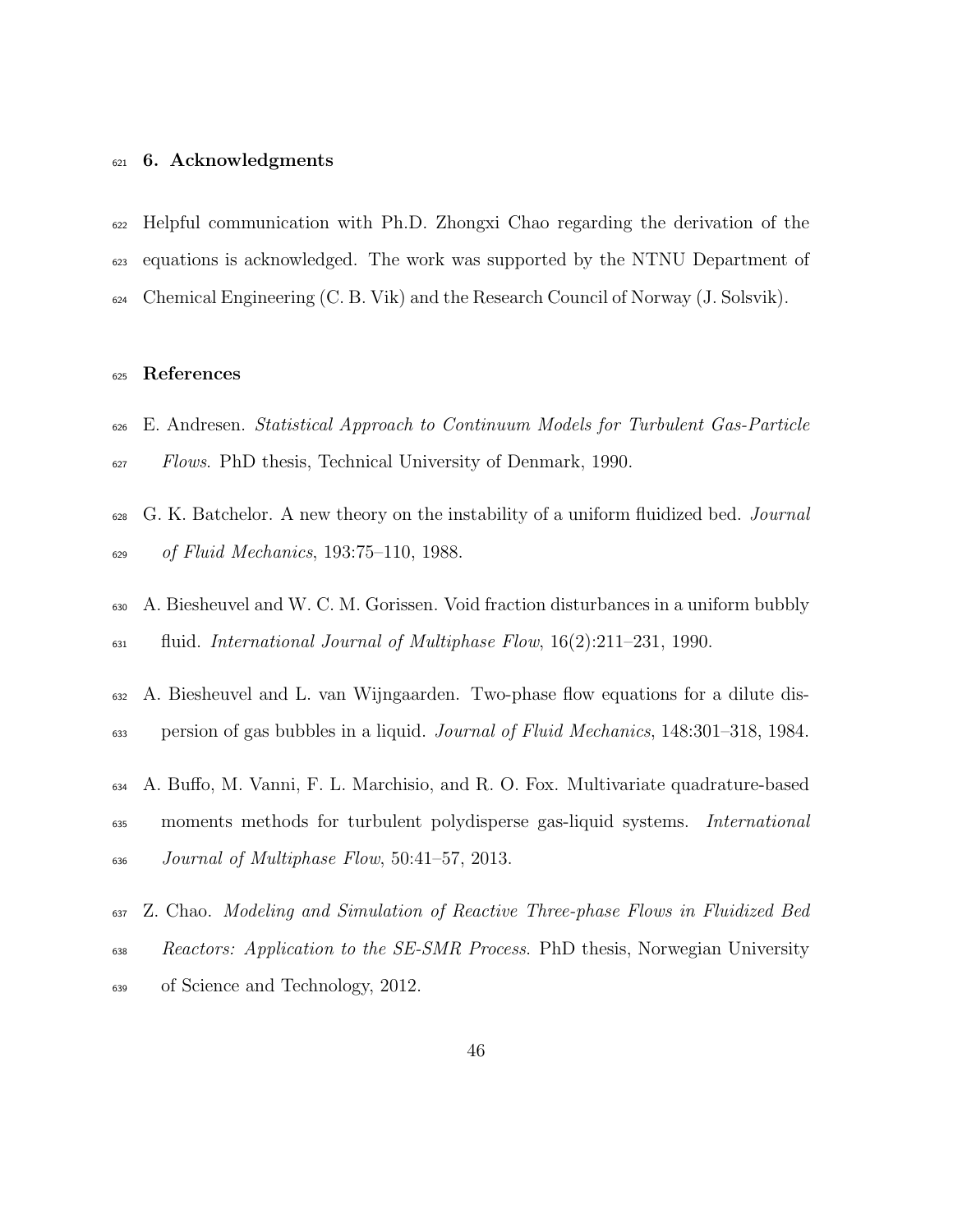## 6. Acknowledgments

Helpful communication with Ph.D. Zhongxi Chao regarding the derivation of the equations is acknowledged. The work was supported by the NTNU Department of Chemical Engineering (C. B. Vik) and the Research Council of Norway (J. Solsvik).

## References

E. Andresen. *Statistical Approach to Continuum Models for Turbulent Gas-Particle Flows*. PhD thesis, Technical University of Denmark, 1990.

G. K. Batchelor. A new theory on the instability of a uniform fluidized bed. *Journal of Fluid Mechanics*, 193:75–110, 1988.

A. Biesheuvel and W. C. M. Gorissen. Void fraction disturbances in a uniform bubbly fluid. *International Journal of Multiphase Flow*, 16(2):211–231, 1990.

A. Biesheuvel and L. van Wijngaarden. Two-phase flow equations for a dilute dispersion of gas bubbles in a liquid. *Journal of Fluid Mechanics*, 148:301–318, 1984.

A. Buffo, M. Vanni, F. L. Marchisio, and R. O. Fox. Multivariate quadrature-based moments methods for turbulent polydisperse gas-liquid systems. *International Journal of Multiphase Flow*, 50:41–57, 2013.

Z. Chao. *Modeling and Simulation of Reactive Three-phase Flows in Fluidized Bed Reactors: Application to the SE-SMR Process*. PhD thesis, Norwegian University of Science and Technology, 2012.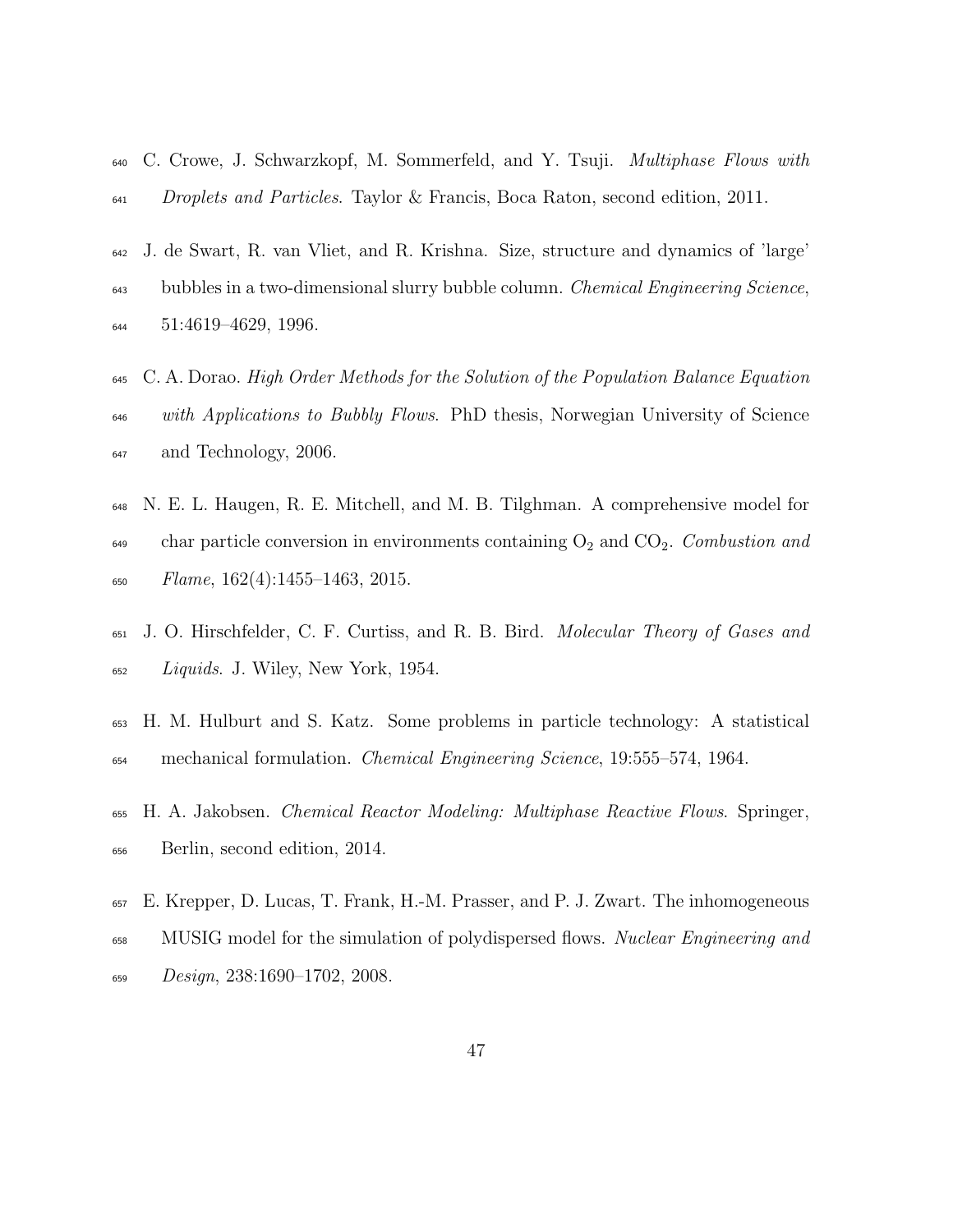C. Crowe, J. Schwarzkopf, M. Sommerfeld, and Y. Tsuji. *Multiphase Flows with Droplets and Particles*. Taylor & Francis, Boca Raton, second edition, 2011.

J. de Swart, R. van Vliet, and R. Krishna. Size, structure and dynamics of 'large' bubbles in a two-dimensional slurry bubble column. *Chemical Engineering Science*, 51:4619–4629, 1996.

C. A. Dorao. *High Order Methods for the Solution of the Population Balance Equation with Applications to Bubbly Flows*. PhD thesis, Norwegian University of Science and Technology, 2006.

N. E. L. Haugen, R. E. Mitchell, and M. B. Tilghman. A comprehensive model for char particle conversion in environments containing $O_2$ and $CO_2$. *Combustion and Flame*, 162(4):1455–1463, 2015.

J. O. Hirschfelder, C. F. Curtiss, and R. B. Bird. *Molecular Theory of Gases and Liquids*. J. Wiley, New York, 1954.

H. M. Hulburt and S. Katz. Some problems in particle technology: A statistical mechanical formulation. *Chemical Engineering Science*, 19:555–574, 1964.

H. A. Jakobsen. *Chemical Reactor Modeling: Multiphase Reactive Flows*. Springer, Berlin, second edition, 2014.

E. Krepper, D. Lucas, T. Frank, H.-M. Prasser, and P. J. Zwart. The inhomogeneous MUSIG model for the simulation of polydispersed flows. *Nuclear Engineering and Design*, 238:1690–1702, 2008.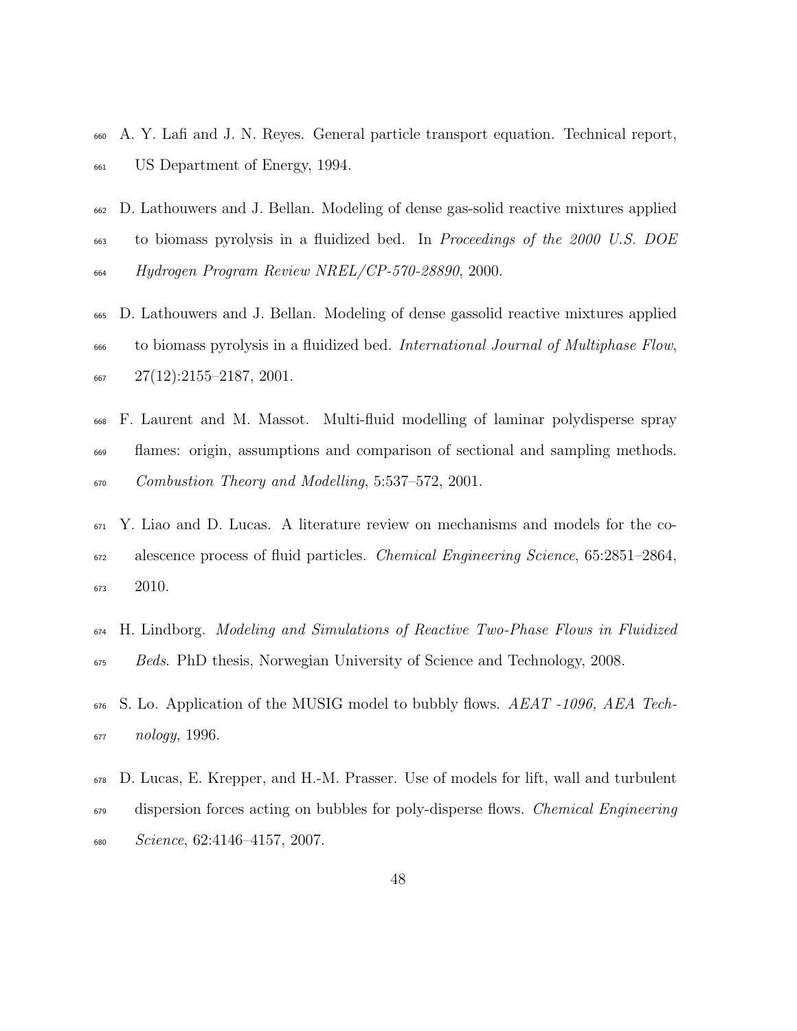A. Y. Lafi and J. N. Reyes. General particle transport equation. Technical report, US Department of Energy, 1994.

D. Lathouwers and J. Bellan. Modeling of dense gas-solid reactive mixtures applied to biomass pyrolysis in a fluidized bed. In *Proceedings of the 2000 U.S. DOE Hydrogen Program Review NREL/CP-570-28890*, 2000.

D. Lathouwers and J. Bellan. Modeling of dense gassolid reactive mixtures applied to biomass pyrolysis in a fluidized bed. *International Journal of Multiphase Flow*, 27(12):2155–2187, 2001.

F. Laurent and M. Massot. Multi-fluid modelling of laminar polydisperse spray flames: origin, assumptions and comparison of sectional and sampling methods. *Combustion Theory and Modelling*, 5:537–572, 2001.

Y. Liao and D. Lucas. A literature review on mechanisms and models for the coalescence process of fluid particles. *Chemical Engineering Science*, 65:2851–2864, 2010.

H. Lindborg. *Modeling and Simulations of Reactive Two-Phase Flows in Fluidized Beds*. PhD thesis, Norwegian University of Science and Technology, 2008.

S. Lo. Application of the MUSIG model to bubbly flows. *AEAT -1096, AEA Technology*, 1996.

D. Lucas, E. Krepper, and H.-M. Prasser. Use of models for lift, wall and turbulent dispersion forces acting on bubbles for poly-disperse flows. *Chemical Engineering Science*, 62:4146–4157, 2007.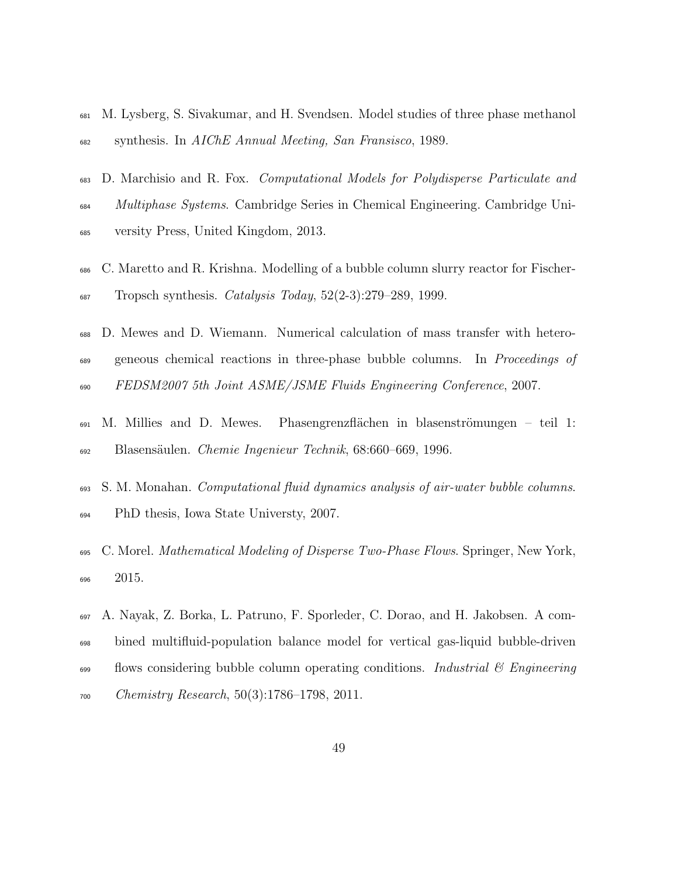M. Lysberg, S. Sivakumar, and H. Svendsen. Model studies of three phase methanol synthesis. In *AIChE Annual Meeting, San Fransisco*, 1989.

D. Marchisio and R. Fox. *Computational Models for Polydisperse Particulate and Multiphase Systems*. Cambridge Series in Chemical Engineering. Cambridge University Press, United Kingdom, 2013.

C. Maretto and R. Krishna. Modelling of a bubble column slurry reactor for Fischer-Tropsch synthesis. *Catalysis Today*, 52(2-3):279–289, 1999.

D. Mewes and D. Wiemann. Numerical calculation of mass transfer with heterogeneous chemical reactions in three-phase bubble columns. In *Proceedings of FEDSM2007 5th Joint ASME/JSME Fluids Engineering Conference*, 2007.

M. Millies and D. Mewes. Phasengrenzflächen in blasenströmungen – teil 1: Blasensäulen. *Chemie Ingenieur Technik*, 68:660–669, 1996.

S. M. Monahan. *Computational fluid dynamics analysis of air-water bubble columns*. PhD thesis, Iowa State Universty, 2007.

C. Morel. *Mathematical Modeling of Disperse Two-Phase Flows*. Springer, New York, 2015.

A. Nayak, Z. Borka, L. Patruno, F. Sporleder, C. Dorao, and H. Jakobsen. A combined multifluid-population balance model for vertical gas-liquid bubble-driven flows considering bubble column operating conditions. *Industrial & Engineering Chemistry Research*, 50(3):1786–1798, 2011.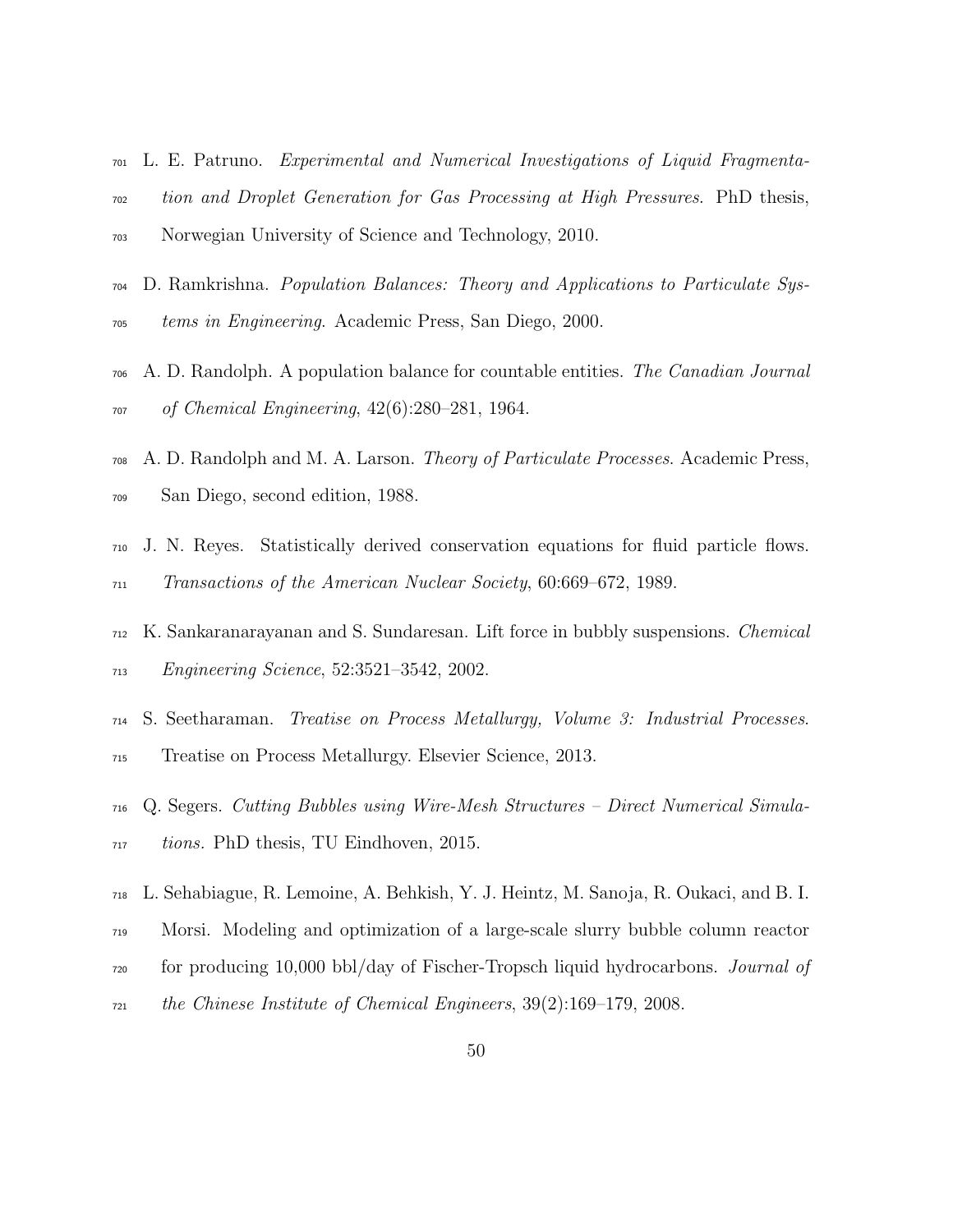L. E. Patruno. *Experimental and Numerical Investigations of Liquid Fragmentation and Droplet Generation for Gas Processing at High Pressures*. PhD thesis, Norwegian University of Science and Technology, 2010.

D. Ramkrishna. *Population Balances: Theory and Applications to Particulate Systems in Engineering*. Academic Press, San Diego, 2000.

A. D. Randolph. A population balance for countable entities. *The Canadian Journal of Chemical Engineering*, 42(6):280–281, 1964.

A. D. Randolph and M. A. Larson. *Theory of Particulate Processes*. Academic Press, San Diego, second edition, 1988.

J. N. Reyes. Statistically derived conservation equations for fluid particle flows. *Transactions of the American Nuclear Society*, 60:669–672, 1989.

K. Sankaranarayanan and S. Sundaresan. Lift force in bubbly suspensions. *Chemical Engineering Science*, 52:3521–3542, 2002.

S. Seetharaman. *Treatise on Process Metallurgy, Volume 3: Industrial Processes*. Treatise on Process Metallurgy. Elsevier Science, 2013.

Q. Segers. *Cutting Bubbles using Wire-Mesh Structures – Direct Numerical Simulations*. PhD thesis, TU Eindhoven, 2015.

L. Sehabiague, R. Lemoine, A. Behkish, Y. J. Heintz, M. Sanoja, R. Oukaci, and B. I. Morsi. Modeling and optimization of a large-scale slurry bubble column reactor for producing 10,000 bbl/day of Fischer-Tropsch liquid hydrocarbons. *Journal of the Chinese Institute of Chemical Engineers*, 39(2):169–179, 2008.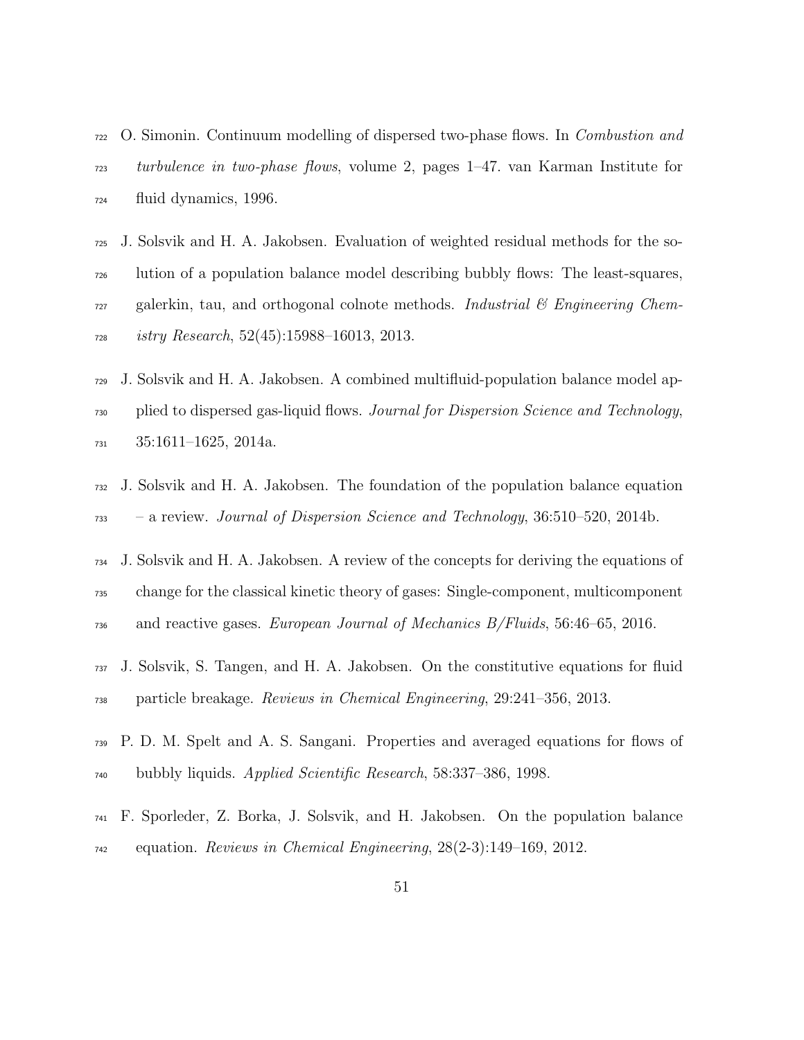O. Simonin. Continuum modelling of dispersed two-phase flows. In *Combustion and turbulence in two-phase flows*, volume 2, pages 1–47. van Karman Institute for fluid dynamics, 1996.

J. Solsvik and H. A. Jakobsen. Evaluation of weighted residual methods for the solution of a population balance model describing bubbly flows: The least-squares, galerkin, tau, and orthogonal colnote methods. *Industrial & Engineering Chemistry Research*, 52(45):15988–16013, 2013.

J. Solsvik and H. A. Jakobsen. A combined multifluid-population balance model applied to dispersed gas-liquid flows. *Journal for Dispersion Science and Technology*, 35:1611–1625, 2014a.

J. Solsvik and H. A. Jakobsen. The foundation of the population balance equation – a review. *Journal of Dispersion Science and Technology*, 36:510–520, 2014b.

J. Solsvik and H. A. Jakobsen. A review of the concepts for deriving the equations of change for the classical kinetic theory of gases: Single-component, multicomponent and reactive gases. *European Journal of Mechanics B/Fluids*, 56:46–65, 2016.

J. Solsvik, S. Tangen, and H. A. Jakobsen. On the constitutive equations for fluid particle breakage. *Reviews in Chemical Engineering*, 29:241–356, 2013.

P. D. M. Spelt and A. S. Sangani. Properties and averaged equations for flows of bubbly liquids. *Applied Scientific Research*, 58:337–386, 1998.

F. Sporleder, Z. Borka, J. Solsvik, and H. Jakobsen. On the population balance equation. *Reviews in Chemical Engineering*, 28(2-3):149–169, 2012.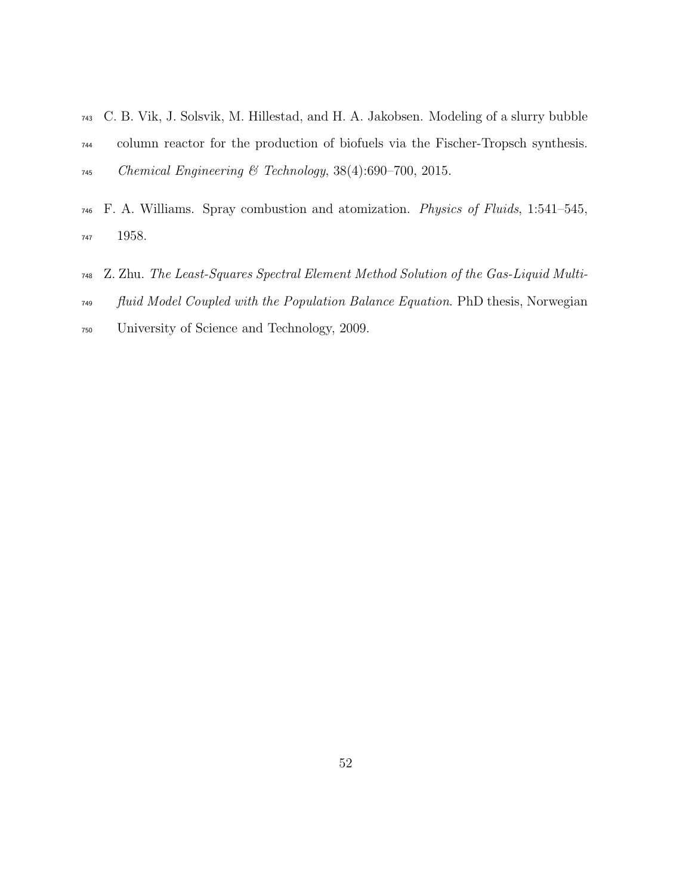C. B. Vik, J. Solsvik, M. Hillestad, and H. A. Jakobsen. Modeling of a slurry bubble column reactor for the production of biofuels via the Fischer-Tropsch synthesis. *Chemical Engineering & Technology*, 38(4):690–700, 2015.

F. A. Williams. Spray combustion and atomization. *Physics of Fluids*, 1:541–545, 1958.

Z. Zhu. *The Least-Squares Spectral Element Method Solution of the Gas-Liquid Multi-fluid Model Coupled with the Population Balance Equation*. PhD thesis, Norwegian University of Science and Technology, 2009.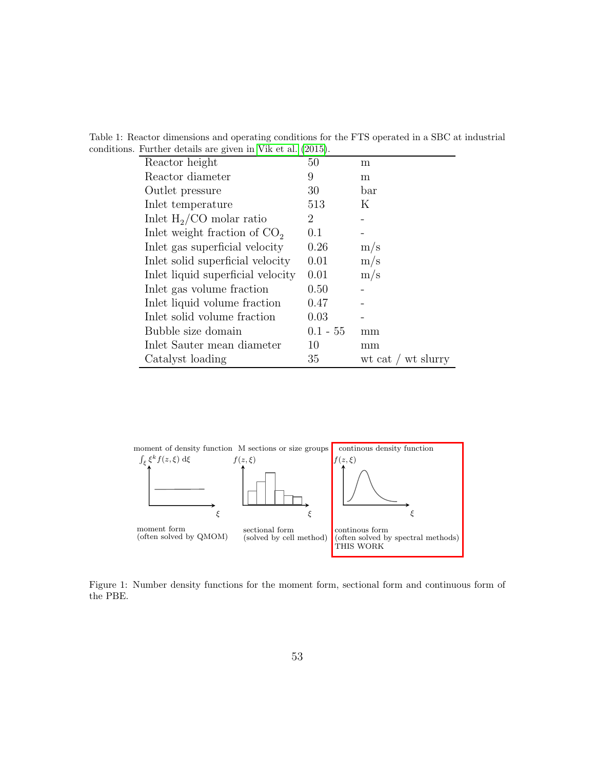Table 1: Reactor dimensions and operating conditions for the FTS operated in a SBC at industrial conditions. Further details are given in Vik et al. (2015).

| | | |
|---|---|---|
| Reactor height | 50 | m |
| Reactor diameter | 9 | m |
| Outlet pressure | 30 | bar |
| Inlet temperature | 513 | K |
| Inlet $H_2$/CO molar ratio | 2 | - |
| Inlet weight fraction of $CO_2$ | 0.1 | - |
| Inlet gas superficial velocity | 0.26 | m/s |
| Inlet solid superficial velocity | 0.01 | m/s |
| Inlet liquid superficial velocity | 0.01 | m/s |
| Inlet gas volume fraction | 0.50 | - |
| Inlet liquid volume fraction | 0.47 | - |
| Inlet solid volume fraction | 0.03 | - |
| Bubble size domain | 0.1 - 55 | mm |
| Inlet Sauter mean diameter | 10 | mm |
| Catalyst loading | 35 | wt cat / wt slurry |

moment of density function $\int_\xi \xi^k f(z,\xi)\, \mathrm{d}\xi$ — moment form (often solved by QMOM)

M sections or size groups $f(z,\xi)$ — sectional form (solved by cell method)

continous density function $f(z,\xi)$ — continous form (often solved by spectral methods) THIS WORK

Figure 1: Number density functions for the moment form, sectional form and continuous form of the PBE.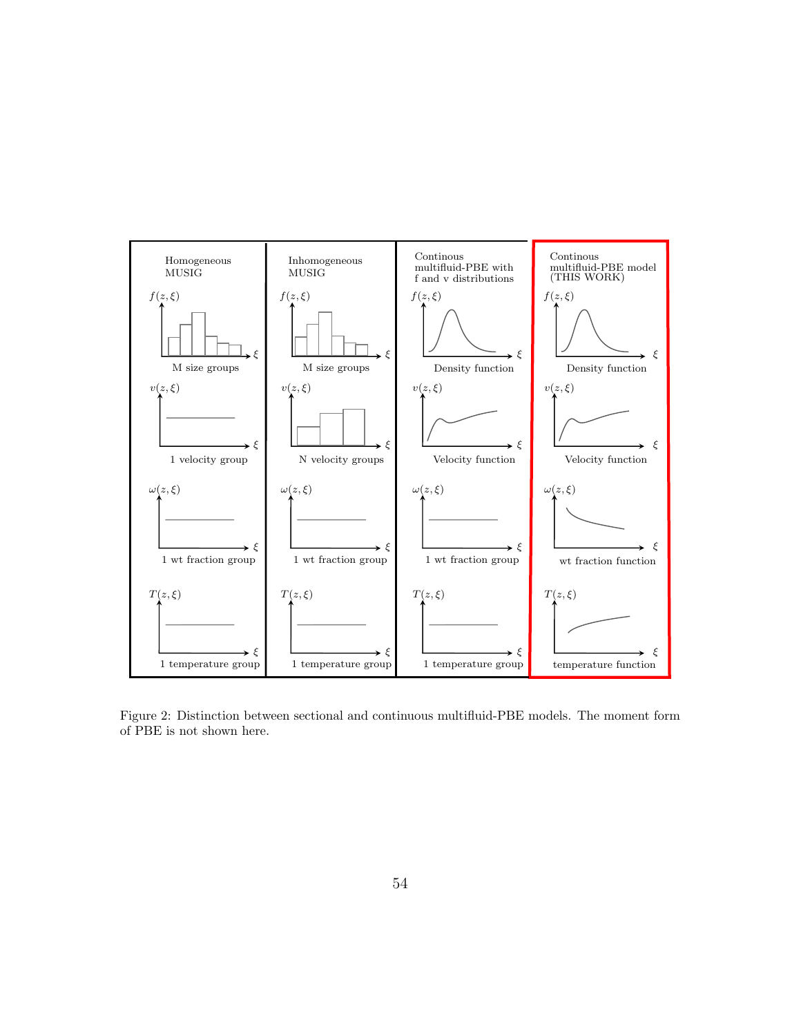Figure 2: Distinction between sectional and continuous multifluid-PBE models. The moment form of PBE is not shown here.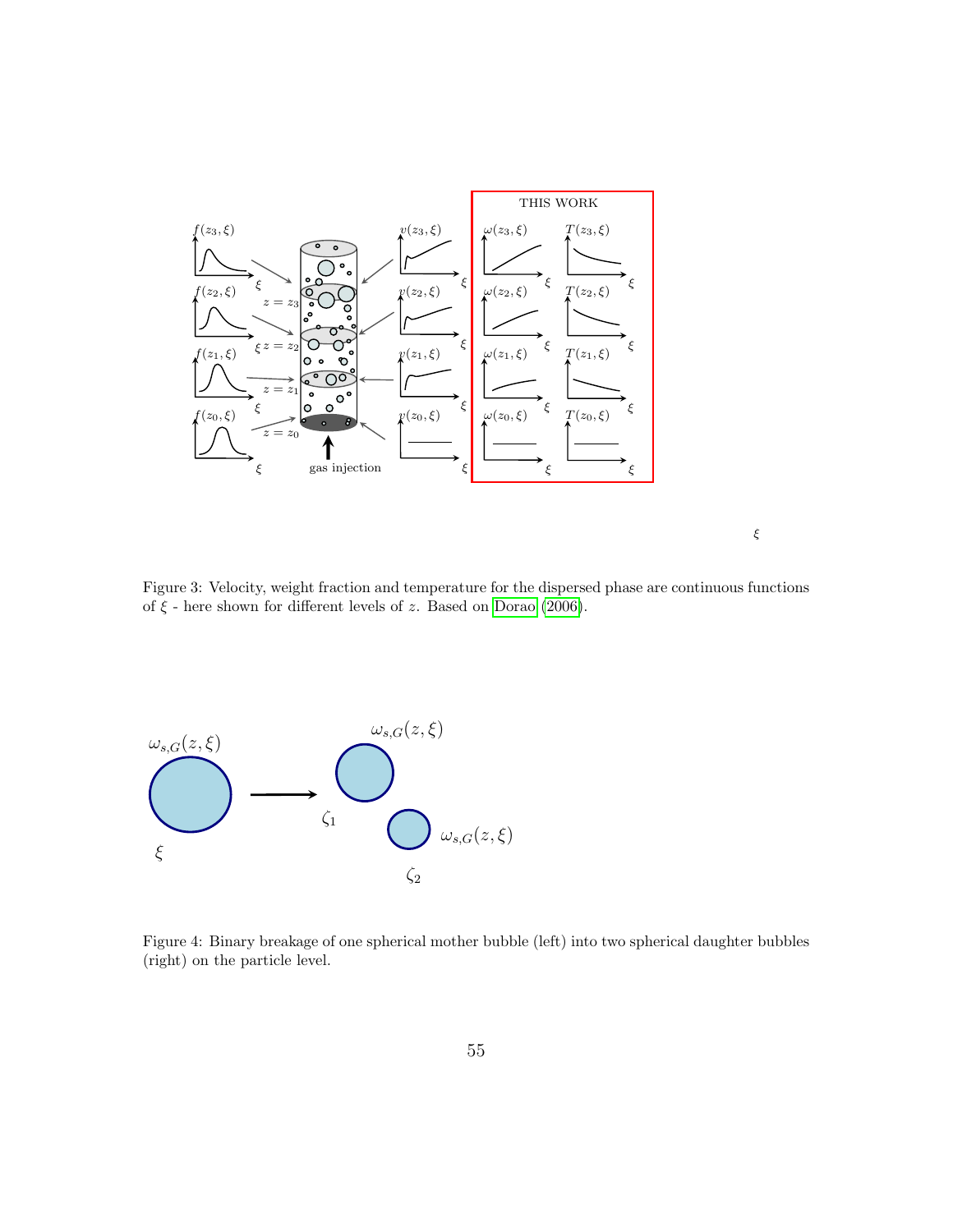Figure 3: Velocity, weight fraction and temperature for the dispersed phase are continuous functions of $\xi$ - here shown for different levels of $z$. Based on Dorao (2006).

Figure 4: Binary breakage of one spherical mother bubble (left) into two spherical daughter bubbles (right) on the particle level.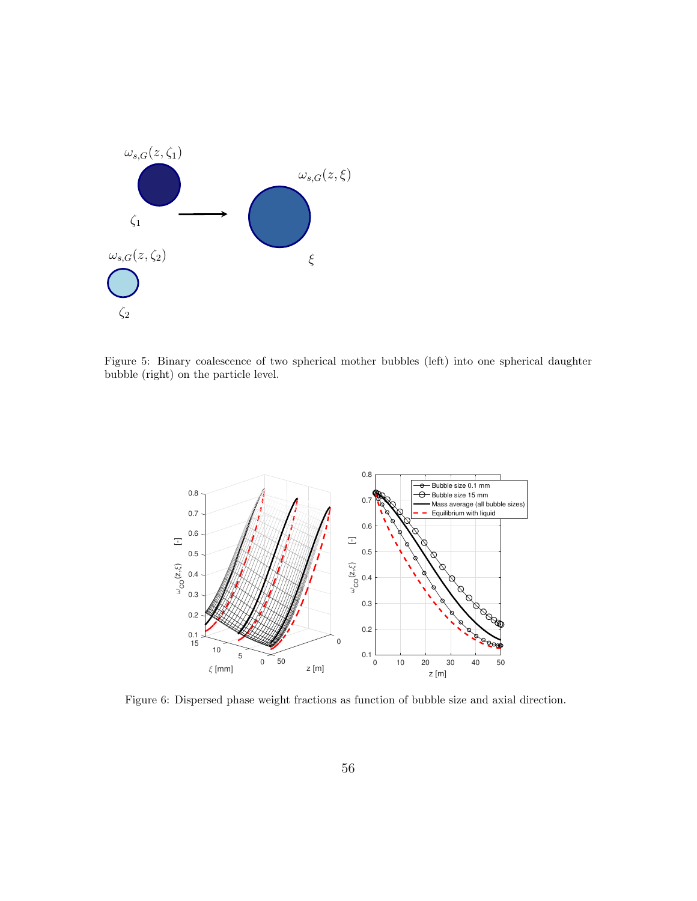Figure 5: Binary coalescence of two spherical mother bubbles (left) into one spherical daughter bubble (right) on the particle level.

Figure 6: Dispersed phase weight fractions as function of bubble size and axial direction.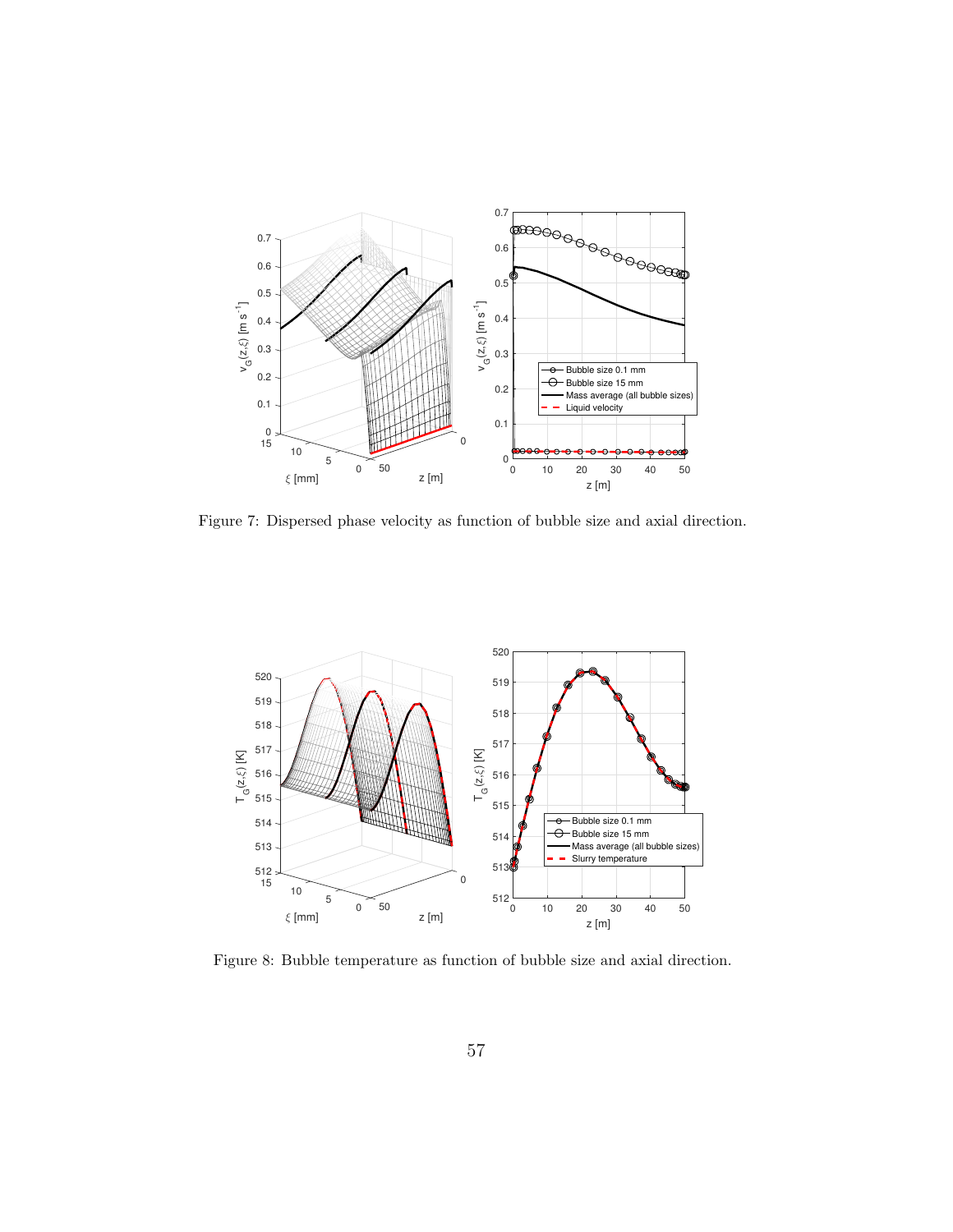Figure 7: Dispersed phase velocity as function of bubble size and axial direction.

Figure 8: Bubble temperature as function of bubble size and axial direction.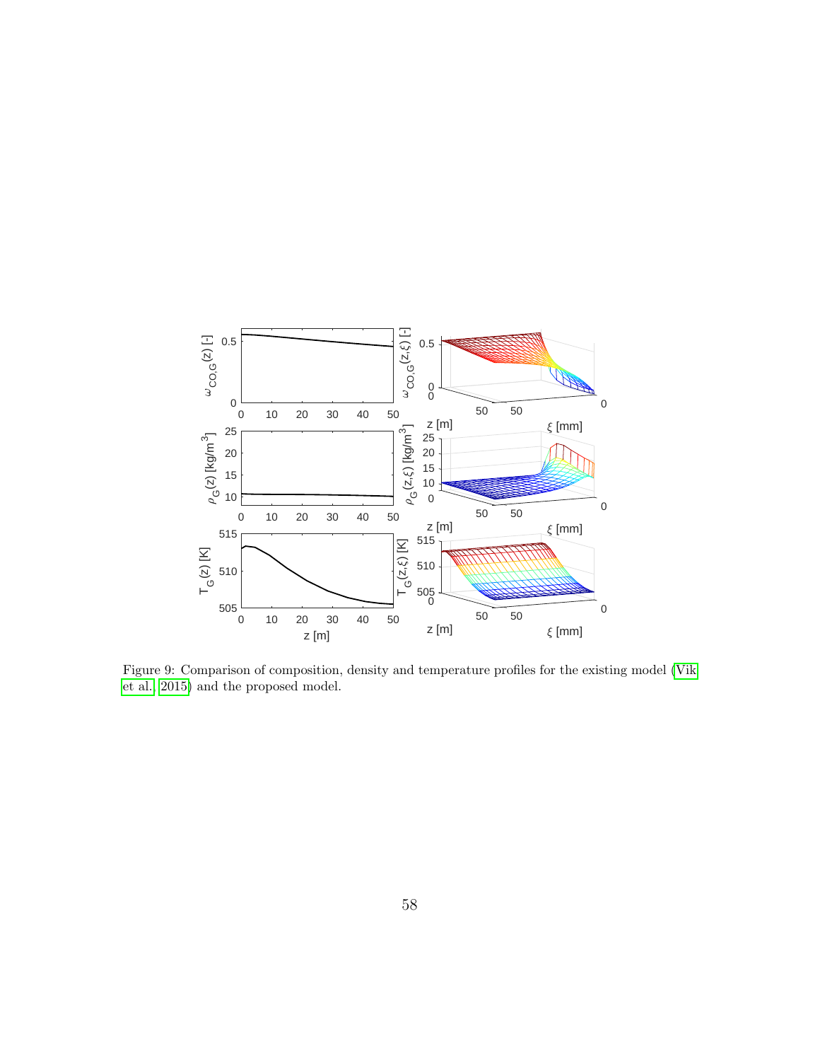Figure 9: Comparison of composition, density and temperature profiles for the existing model (Vik et al. 2015) and the proposed model.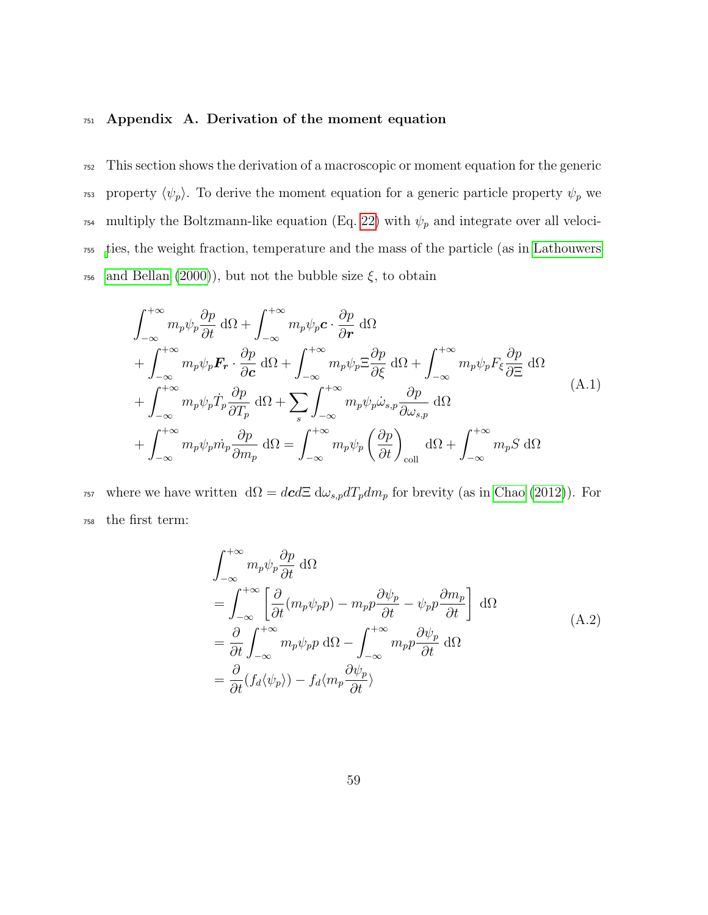## Appendix A. Derivation of the moment equation

This section shows the derivation of a macroscopic or moment equation for the generic property $\langle \psi_p \rangle$. To derive the moment equation for a generic particle property $\psi_p$ we multiply the Boltzmann-like equation (Eq. 22) with $\psi_p$ and integrate over all velocities, the weight fraction, temperature and the mass of the particle (as in Lathouwers and Bellan (2000)), but not the bubble size $\xi$, to obtain

$$
\begin{aligned}
&\int_{-\infty}^{+\infty} m_p \psi_p \frac{\partial p}{\partial t} \, \mathrm{d}\Omega + \int_{-\infty}^{+\infty} m_p \psi_p \boldsymbol{c} \cdot \frac{\partial p}{\partial \boldsymbol{r}} \, \mathrm{d}\Omega \\
&+ \int_{-\infty}^{+\infty} m_p \psi_p \boldsymbol{F_r} \cdot \frac{\partial p}{\partial \boldsymbol{c}} \, \mathrm{d}\Omega + \int_{-\infty}^{+\infty} m_p \psi_p \Xi \frac{\partial p}{\partial \xi} \, \mathrm{d}\Omega + \int_{-\infty}^{+\infty} m_p \psi_p F_\xi \frac{\partial p}{\partial \Xi} \, \mathrm{d}\Omega \\
&+ \int_{-\infty}^{+\infty} m_p \psi_p \dot{T}_p \frac{\partial p}{\partial T_p} \, \mathrm{d}\Omega + \sum_s \int_{-\infty}^{+\infty} m_p \psi_p \dot{\omega}_{s,p} \frac{\partial p}{\partial \omega_{s,p}} \, \mathrm{d}\Omega \\
&+ \int_{-\infty}^{+\infty} m_p \psi_p \dot{m}_p \frac{\partial p}{\partial m_p} \, \mathrm{d}\Omega = \int_{-\infty}^{+\infty} m_p \psi_p \left( \frac{\partial p}{\partial t} \right)_{\text{coll}} \mathrm{d}\Omega + \int_{-\infty}^{+\infty} m_p S \, \mathrm{d}\Omega
\end{aligned}
\tag{A.1}
$$

where we have written $\mathrm{d}\Omega = d\boldsymbol{c} d\Xi \, \mathrm{d}\omega_{s,p} dT_p dm_p$ for brevity (as in Chao (2012)). For the first term:

$$
\begin{aligned}
&\int_{-\infty}^{+\infty} m_p \psi_p \frac{\partial p}{\partial t} \, \mathrm{d}\Omega \\
&= \int_{-\infty}^{+\infty} \left[ \frac{\partial}{\partial t} (m_p \psi_p p) - m_p p \frac{\partial \psi_p}{\partial t} - \psi_p p \frac{\partial m_p}{\partial t} \right] \mathrm{d}\Omega \\
&= \frac{\partial}{\partial t} \int_{-\infty}^{+\infty} m_p \psi_p p \, \mathrm{d}\Omega - \int_{-\infty}^{+\infty} m_p p \frac{\partial \psi_p}{\partial t} \, \mathrm{d}\Omega \\
&= \frac{\partial}{\partial t} (f_d \langle \psi_p \rangle) - f_d \langle m_p \frac{\partial \psi_p}{\partial t} \rangle
\end{aligned}
\tag{A.2}
$$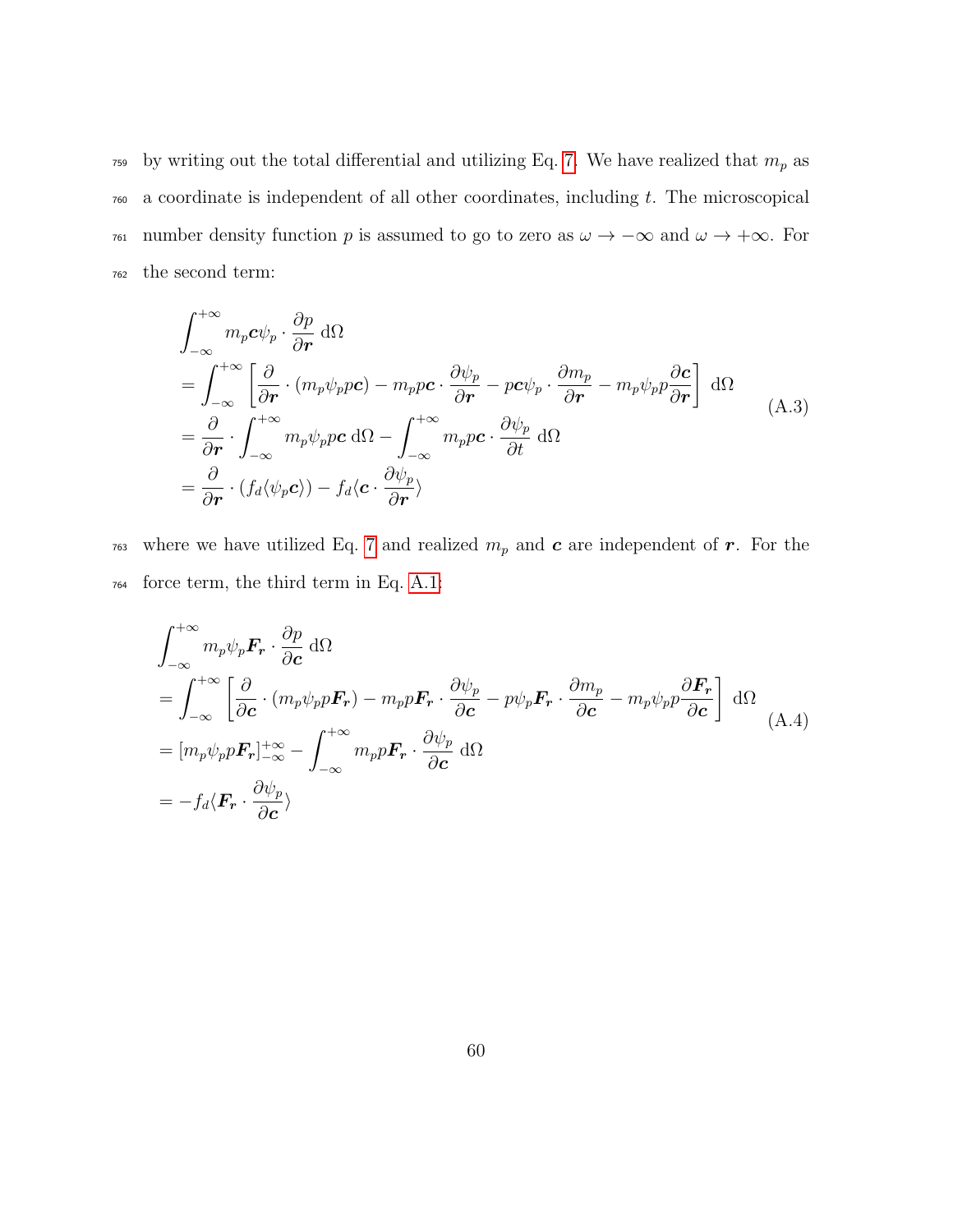by writing out the total differential and utilizing Eq. 7. We have realized that $m_p$ as a coordinate is independent of all other coordinates, including $t$. The microscopical number density function $p$ is assumed to go to zero as $\omega \to -\infty$ and $\omega \to +\infty$. For the second term:

$$
\begin{aligned}
&\int_{-\infty}^{+\infty} m_p \boldsymbol{c} \psi_p \cdot \frac{\partial p}{\partial \boldsymbol{r}} \, \mathrm{d}\Omega \\
&= \int_{-\infty}^{+\infty} \left[ \frac{\partial}{\partial \boldsymbol{r}} \cdot (m_p \psi_p p \boldsymbol{c}) - m_p p \boldsymbol{c} \cdot \frac{\partial \psi_p}{\partial \boldsymbol{r}} - p \boldsymbol{c} \psi_p \cdot \frac{\partial m_p}{\partial \boldsymbol{r}} - m_p \psi_p p \frac{\partial \boldsymbol{c}}{\partial \boldsymbol{r}} \right] \mathrm{d}\Omega \\
&= \frac{\partial}{\partial \boldsymbol{r}} \cdot \int_{-\infty}^{+\infty} m_p \psi_p p \boldsymbol{c} \, \mathrm{d}\Omega - \int_{-\infty}^{+\infty} m_p p \boldsymbol{c} \cdot \frac{\partial \psi_p}{\partial t} \, \mathrm{d}\Omega \\
&= \frac{\partial}{\partial \boldsymbol{r}} \cdot (f_d \langle \psi_p \boldsymbol{c} \rangle) - f_d \langle \boldsymbol{c} \cdot \frac{\partial \psi_p}{\partial \boldsymbol{r}} \rangle
\end{aligned}
\tag{A.3}
$$

where we have utilized Eq. 7 and realized $m_p$ and $\boldsymbol{c}$ are independent of $\boldsymbol{r}$. For the force term, the third term in Eq. A.1:

$$
\begin{aligned}
&\int_{-\infty}^{+\infty} m_p \psi_p \boldsymbol{F_r} \cdot \frac{\partial p}{\partial \boldsymbol{c}} \, \mathrm{d}\Omega \\
&= \int_{-\infty}^{+\infty} \left[ \frac{\partial}{\partial \boldsymbol{c}} \cdot (m_p \psi_p p \boldsymbol{F_r}) - m_p p \boldsymbol{F_r} \cdot \frac{\partial \psi_p}{\partial \boldsymbol{c}} - p \psi_p \boldsymbol{F_r} \cdot \frac{\partial m_p}{\partial \boldsymbol{c}} - m_p \psi_p p \frac{\partial \boldsymbol{F_r}}{\partial \boldsymbol{c}} \right] \mathrm{d}\Omega \\
&= [m_p \psi_p p \boldsymbol{F_r}]_{-\infty}^{+\infty} - \int_{-\infty}^{+\infty} m_p p \boldsymbol{F_r} \cdot \frac{\partial \psi_p}{\partial \boldsymbol{c}} \, \mathrm{d}\Omega \\
&= -f_d \langle \boldsymbol{F_r} \cdot \frac{\partial \psi_p}{\partial \boldsymbol{c}} \rangle
\end{aligned}
\tag{A.4}
$$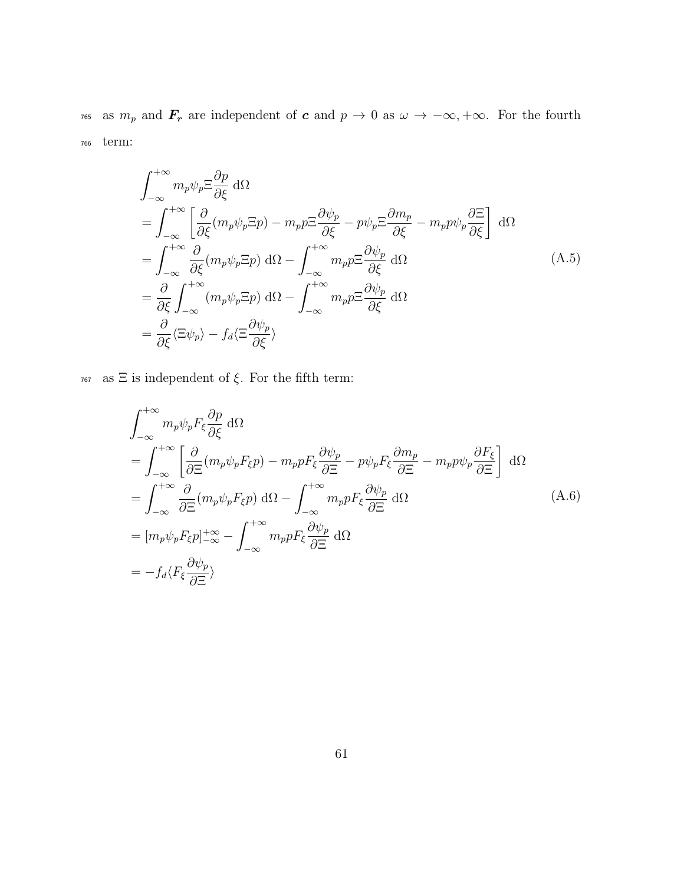as $m_p$ and $\boldsymbol{F_r}$ are independent of $\boldsymbol{c}$ and $p \to 0$ as $\omega \to -\infty, +\infty$. For the fourth term:

$$
\begin{aligned}
&\int_{-\infty}^{+\infty} m_p \psi_p \Xi \frac{\partial p}{\partial \xi} \, \mathrm{d}\Omega \\
&= \int_{-\infty}^{+\infty} \left[ \frac{\partial}{\partial \xi}(m_p \psi_p \Xi p) - m_p p \Xi \frac{\partial \psi_p}{\partial \xi} - p \psi_p \Xi \frac{\partial m_p}{\partial \xi} - m_p p \psi_p \frac{\partial \Xi}{\partial \xi} \right] \mathrm{d}\Omega \\
&= \int_{-\infty}^{+\infty} \frac{\partial}{\partial \xi}(m_p \psi_p \Xi p) \, \mathrm{d}\Omega - \int_{-\infty}^{+\infty} m_p p \Xi \frac{\partial \psi_p}{\partial \xi} \, \mathrm{d}\Omega \\
&= \frac{\partial}{\partial \xi} \int_{-\infty}^{+\infty} (m_p \psi_p \Xi p) \, \mathrm{d}\Omega - \int_{-\infty}^{+\infty} m_p p \Xi \frac{\partial \psi_p}{\partial \xi} \, \mathrm{d}\Omega \\
&= \frac{\partial}{\partial \xi} \langle \Xi \psi_p \rangle - f_d \langle \Xi \frac{\partial \psi_p}{\partial \xi} \rangle
\end{aligned}
\tag{A.5}
$$

as $\Xi$ is independent of $\xi$. For the fifth term:

$$
\begin{aligned}
&\int_{-\infty}^{+\infty} m_p \psi_p F_\xi \frac{\partial p}{\partial \xi} \, \mathrm{d}\Omega \\
&= \int_{-\infty}^{+\infty} \left[ \frac{\partial}{\partial \Xi}(m_p \psi_p F_\xi p) - m_p p F_\xi \frac{\partial \psi_p}{\partial \Xi} - p \psi_p F_\xi \frac{\partial m_p}{\partial \Xi} - m_p p \psi_p \frac{\partial F_\xi}{\partial \Xi} \right] \mathrm{d}\Omega \\
&= \int_{-\infty}^{+\infty} \frac{\partial}{\partial \Xi}(m_p \psi_p F_\xi p) \, \mathrm{d}\Omega - \int_{-\infty}^{+\infty} m_p p F_\xi \frac{\partial \psi_p}{\partial \Xi} \, \mathrm{d}\Omega \\
&= [m_p \psi_p F_\xi p]_{-\infty}^{+\infty} - \int_{-\infty}^{+\infty} m_p p F_\xi \frac{\partial \psi_p}{\partial \Xi} \, \mathrm{d}\Omega \\
&= -f_d \langle F_\xi \frac{\partial \psi_p}{\partial \Xi} \rangle
\end{aligned}
\tag{A.6}
$$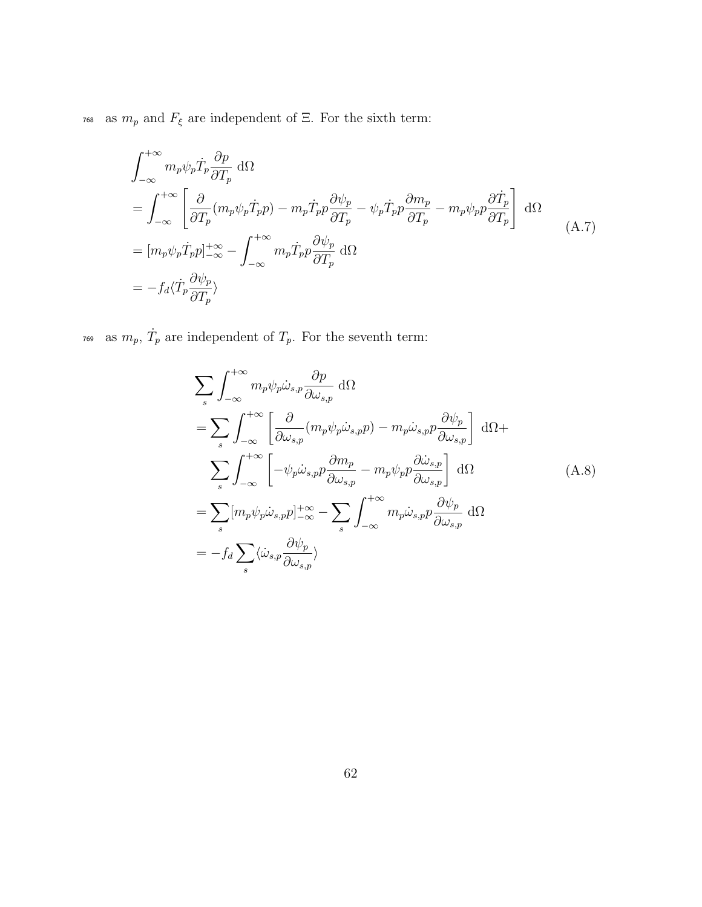as $m_p$ and $F_\xi$ are independent of $\Xi$. For the sixth term:

$$
\begin{aligned}
&\int_{-\infty}^{+\infty} m_p \psi_p \dot{T}_p \frac{\partial p}{\partial T_p} \, \mathrm{d}\Omega \\
&= \int_{-\infty}^{+\infty} \left[ \frac{\partial}{\partial T_p}(m_p \psi_p \dot{T}_p p) - m_p \dot{T}_p p \frac{\partial \psi_p}{\partial T_p} - \psi_p \dot{T}_p p \frac{\partial m_p}{\partial T_p} - m_p \psi_p p \frac{\partial \dot{T}_p}{\partial T_p} \right] \, \mathrm{d}\Omega \\
&= [m_p \psi_p \dot{T}_p p]_{-\infty}^{+\infty} - \int_{-\infty}^{+\infty} m_p \dot{T}_p p \frac{\partial \psi_p}{\partial T_p} \, \mathrm{d}\Omega \\
&= -f_d \langle \dot{T}_p \frac{\partial \psi_p}{\partial T_p} \rangle
\end{aligned}
\tag{A.7}
$$

as $m_p$, $\dot{T}_p$ are independent of $T_p$. For the seventh term:

$$
\begin{aligned}
&\sum_s \int_{-\infty}^{+\infty} m_p \psi_p \dot{\omega}_{s,p} \frac{\partial p}{\partial \omega_{s,p}} \, \mathrm{d}\Omega \\
&= \sum_s \int_{-\infty}^{+\infty} \left[ \frac{\partial}{\partial \omega_{s,p}}(m_p \psi_p \dot{\omega}_{s,p} p) - m_p \dot{\omega}_{s,p} p \frac{\partial \psi_p}{\partial \omega_{s,p}} \right] \, \mathrm{d}\Omega + \\
&\quad \sum_s \int_{-\infty}^{+\infty} \left[ -\psi_p \dot{\omega}_{s,p} p \frac{\partial m_p}{\partial \omega_{s,p}} - m_p \psi_p p \frac{\partial \dot{\omega}_{s,p}}{\partial \omega_{s,p}} \right] \, \mathrm{d}\Omega \\
&= \sum_s [m_p \psi_p \dot{\omega}_{s,p} p]_{-\infty}^{+\infty} - \sum_s \int_{-\infty}^{+\infty} m_p \dot{\omega}_{s,p} p \frac{\partial \psi_p}{\partial \omega_{s,p}} \, \mathrm{d}\Omega \\
&= -f_d \sum_s \langle \dot{\omega}_{s,p} \frac{\partial \psi_p}{\partial \omega_{s,p}} \rangle
\end{aligned}
\tag{A.8}
$$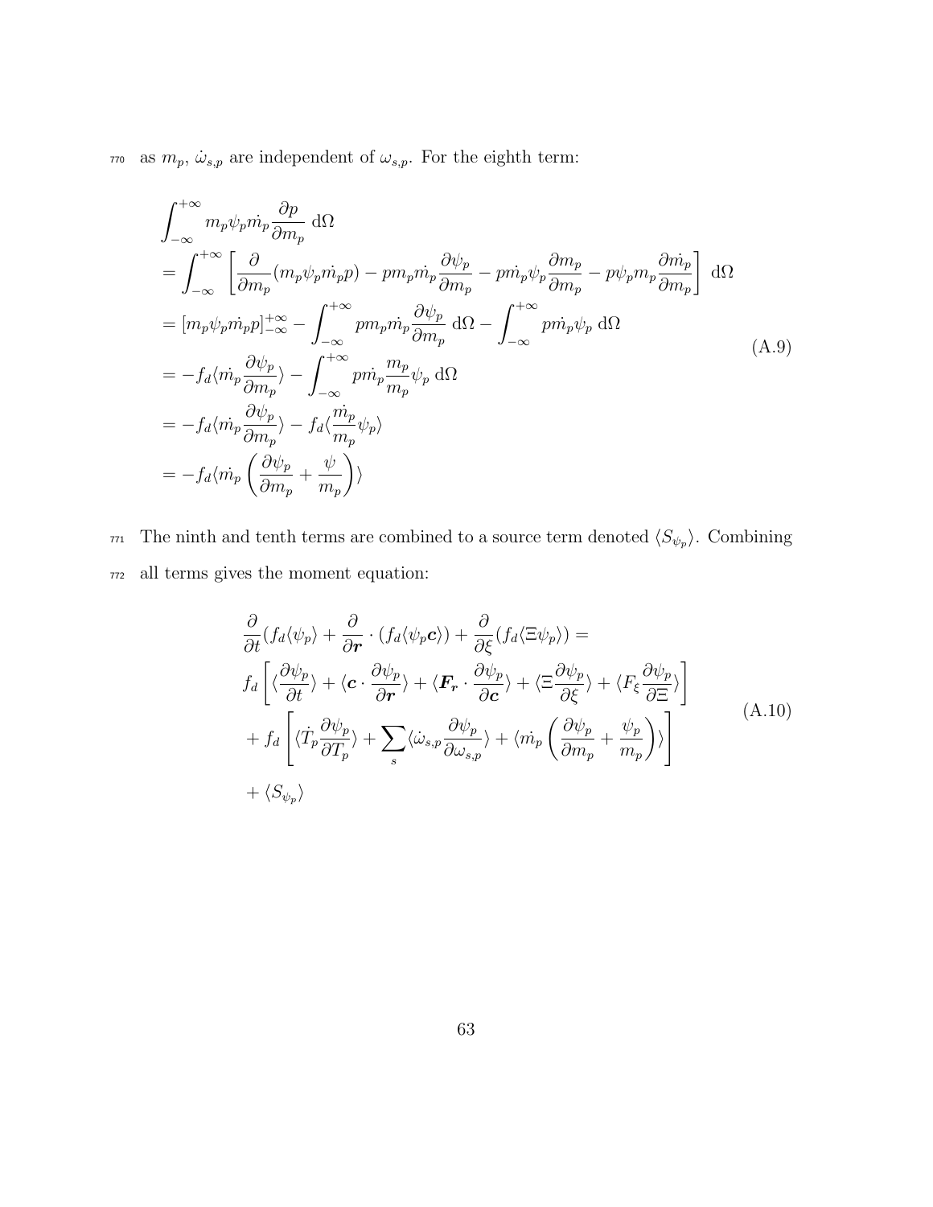as $m_p$, $\dot{\omega}_{s,p}$ are independent of $\omega_{s,p}$. For the eighth term:

$$
\begin{aligned}
&\int_{-\infty}^{+\infty} m_p \psi_p \dot{m}_p \frac{\partial p}{\partial m_p}\, \mathrm{d}\Omega \\
&= \int_{-\infty}^{+\infty} \left[ \frac{\partial}{\partial m_p}(m_p \psi_p \dot{m}_p p) - p m_p \dot{m}_p \frac{\partial \psi_p}{\partial m_p} - p \dot{m}_p \psi_p \frac{\partial m_p}{\partial m_p} - p \psi_p m_p \frac{\partial \dot{m}_p}{\partial m_p} \right] \mathrm{d}\Omega \\
&= [m_p \psi_p \dot{m}_p p]_{-\infty}^{+\infty} - \int_{-\infty}^{+\infty} p m_p \dot{m}_p \frac{\partial \psi_p}{\partial m_p}\, \mathrm{d}\Omega - \int_{-\infty}^{+\infty} p \dot{m}_p \psi_p \, \mathrm{d}\Omega \\
&= -f_d \langle \dot{m}_p \frac{\partial \psi_p}{\partial m_p} \rangle - \int_{-\infty}^{+\infty} p \dot{m}_p \frac{m_p}{m_p} \psi_p \, \mathrm{d}\Omega \\
&= -f_d \langle \dot{m}_p \frac{\partial \psi_p}{\partial m_p} \rangle - f_d \langle \frac{\dot{m}_p}{m_p} \psi_p \rangle \\
&= -f_d \langle \dot{m}_p \left( \frac{\partial \psi_p}{\partial m_p} + \frac{\psi}{m_p} \right) \rangle
\end{aligned}
\tag{A.9}
$$

The ninth and tenth terms are combined to a source term denoted $\langle S_{\psi_p} \rangle$. Combining all terms gives the moment equation:

$$
\begin{aligned}
&\frac{\partial}{\partial t}(f_d \langle \psi_p \rangle + \frac{\partial}{\partial \boldsymbol{r}} \cdot (f_d \langle \psi_p \boldsymbol{c} \rangle) + \frac{\partial}{\partial \xi}(f_d \langle \Xi \psi_p \rangle) = \\
&f_d \left[ \langle \frac{\partial \psi_p}{\partial t} \rangle + \langle \boldsymbol{c} \cdot \frac{\partial \psi_p}{\partial \boldsymbol{r}} \rangle + \langle \boldsymbol{F_r} \cdot \frac{\partial \psi_p}{\partial \boldsymbol{c}} \rangle + \langle \Xi \frac{\partial \psi_p}{\partial \xi} \rangle + \langle F_\xi \frac{\partial \psi_p}{\partial \Xi} \rangle \right] \\
&+ f_d \left[ \langle \dot{T}_p \frac{\partial \psi_p}{\partial T_p} \rangle + \sum_s \langle \dot{\omega}_{s,p} \frac{\partial \psi_p}{\partial \omega_{s,p}} \rangle + \langle \dot{m}_p \left( \frac{\partial \psi_p}{\partial m_p} + \frac{\psi_p}{m_p} \right) \rangle \right] \\
&+ \langle S_{\psi_p} \rangle
\end{aligned}
\tag{A.10}
$$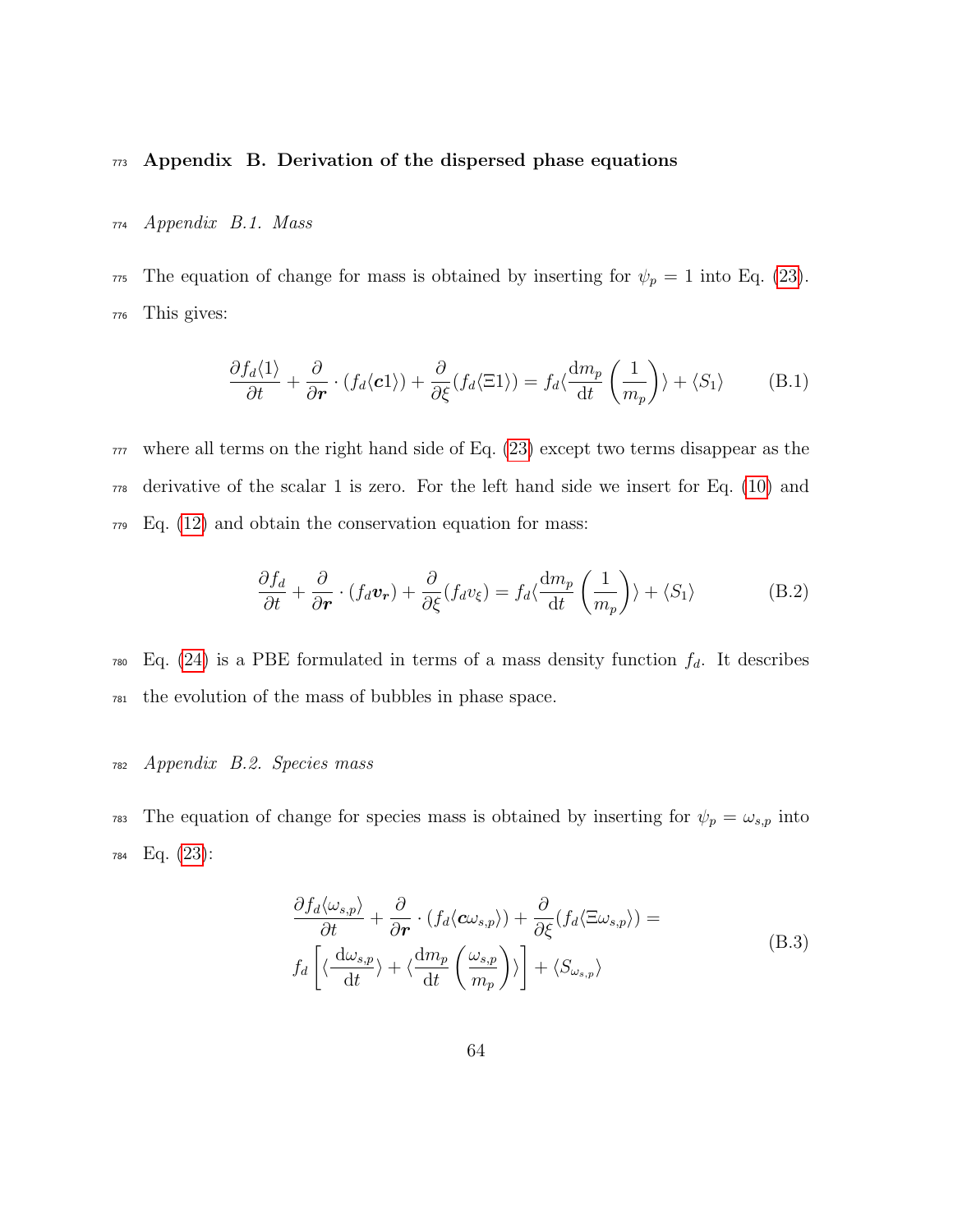## Appendix B. Derivation of the dispersed phase equations

### *Appendix B.1. Mass*

The equation of change for mass is obtained by inserting for $\psi_p = 1$ into Eq. (23). This gives:

$$\frac{\partial f_d \langle 1 \rangle}{\partial t} + \frac{\partial}{\partial \boldsymbol{r}} \cdot (f_d \langle \boldsymbol{c} 1 \rangle) + \frac{\partial}{\partial \xi}(f_d \langle \Xi 1 \rangle) = f_d \langle \frac{\mathrm{d}m_p}{\mathrm{d}t} \left( \frac{1}{m_p} \right) \rangle + \langle S_1 \rangle \tag{B.1}$$

where all terms on the right hand side of Eq. (23) except two terms disappear as the derivative of the scalar 1 is zero. For the left hand side we insert for Eq. (10) and Eq. (12) and obtain the conservation equation for mass:

$$\frac{\partial f_d}{\partial t} + \frac{\partial}{\partial \boldsymbol{r}} \cdot (f_d \boldsymbol{v}_{\boldsymbol{r}}) + \frac{\partial}{\partial \xi}(f_d v_\xi) = f_d \langle \frac{\mathrm{d}m_p}{\mathrm{d}t} \left( \frac{1}{m_p} \right) \rangle + \langle S_1 \rangle \tag{B.2}$$

Eq. (24) is a PBE formulated in terms of a mass density function $f_d$. It describes the evolution of the mass of bubbles in phase space.

### *Appendix B.2. Species mass*

The equation of change for species mass is obtained by inserting for $\psi_p = \omega_{s,p}$ into Eq. (23):

$$\begin{aligned}
&\frac{\partial f_d \langle \omega_{s,p} \rangle}{\partial t} + \frac{\partial}{\partial \boldsymbol{r}} \cdot (f_d \langle \boldsymbol{c} \omega_{s,p} \rangle) + \frac{\partial}{\partial \xi}(f_d \langle \Xi \omega_{s,p} \rangle) = \\
&f_d \left[ \langle \frac{\mathrm{d}\omega_{s,p}}{\mathrm{d}t} \rangle + \langle \frac{\mathrm{d}m_p}{\mathrm{d}t} \left( \frac{\omega_{s,p}}{m_p} \right) \rangle \right] + \langle S_{\omega_{s,p}} \rangle
\end{aligned} \tag{B.3}$$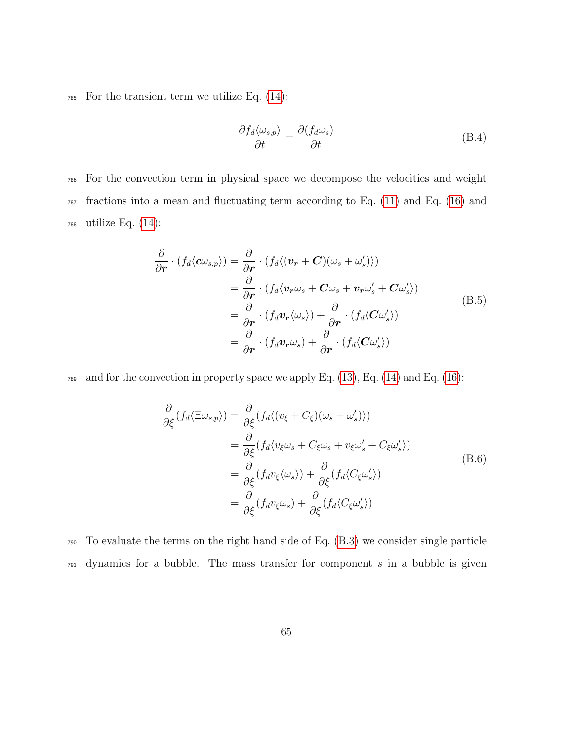For the transient term we utilize Eq. (14):

$$\frac{\partial f_d \langle \omega_{s,p} \rangle}{\partial t} = \frac{\partial (f_d \omega_s)}{\partial t} \tag{B.4}$$

For the convection term in physical space we decompose the velocities and weight fractions into a mean and fluctuating term according to Eq. (11) and Eq. (16) and utilize Eq. (14):

$$\begin{aligned}
\frac{\partial}{\partial \boldsymbol{r}} \cdot (f_d \langle \boldsymbol{c} \omega_{s,p} \rangle) &= \frac{\partial}{\partial \boldsymbol{r}} \cdot (f_d \langle (\boldsymbol{v_r} + \boldsymbol{C})(\omega_s + \omega_s') \rangle) \\
&= \frac{\partial}{\partial \boldsymbol{r}} \cdot (f_d \langle \boldsymbol{v_r} \omega_s + \boldsymbol{C} \omega_s + \boldsymbol{v_r} \omega_s' + \boldsymbol{C} \omega_s' \rangle) \\
&= \frac{\partial}{\partial \boldsymbol{r}} \cdot (f_d \boldsymbol{v_r} \langle \omega_s \rangle) + \frac{\partial}{\partial \boldsymbol{r}} \cdot (f_d \langle \boldsymbol{C} \omega_s' \rangle) \\
&= \frac{\partial}{\partial \boldsymbol{r}} \cdot (f_d \boldsymbol{v_r} \omega_s) + \frac{\partial}{\partial \boldsymbol{r}} \cdot (f_d \langle \boldsymbol{C} \omega_s' \rangle)
\end{aligned} \tag{B.5}$$

and for the convection in property space we apply Eq. (13), Eq. (14) and Eq. (16):

$$\begin{aligned}
\frac{\partial}{\partial \xi} (f_d \langle \Xi \omega_{s,p} \rangle) &= \frac{\partial}{\partial \xi} (f_d \langle (v_\xi + C_\xi)(\omega_s + \omega_s') \rangle) \\
&= \frac{\partial}{\partial \xi} (f_d \langle v_\xi \omega_s + C_\xi \omega_s + v_\xi \omega_s' + C_\xi \omega_s' \rangle) \\
&= \frac{\partial}{\partial \xi} (f_d v_\xi \langle \omega_s \rangle) + \frac{\partial}{\partial \xi} (f_d \langle C_\xi \omega_s' \rangle) \\
&= \frac{\partial}{\partial \xi} (f_d v_\xi \omega_s) + \frac{\partial}{\partial \xi} (f_d \langle C_\xi \omega_s' \rangle)
\end{aligned} \tag{B.6}$$

To evaluate the terms on the right hand side of Eq. (B.3) we consider single particle dynamics for a bubble. The mass transfer for component $s$ in a bubble is given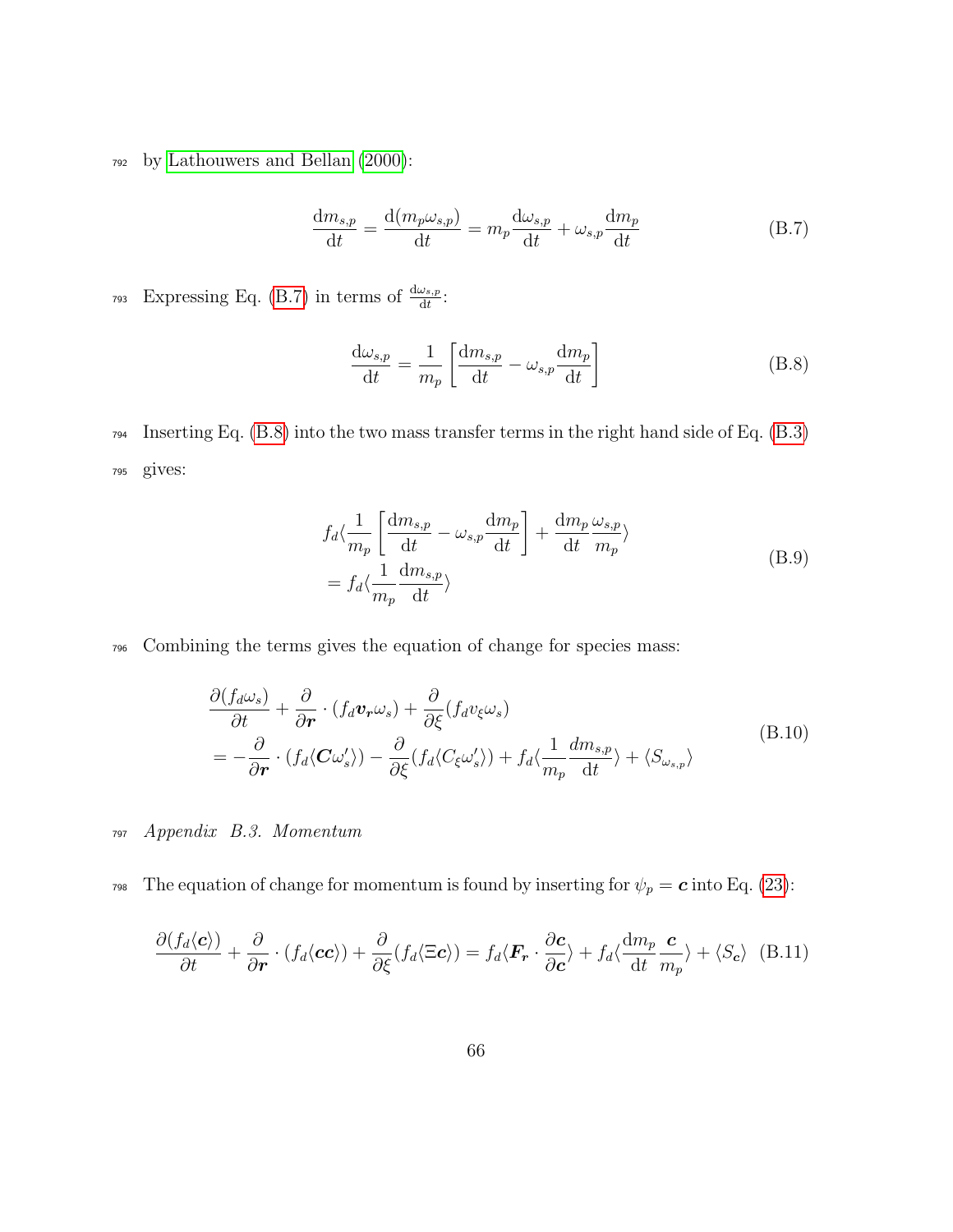by Lathouwers and Bellan (2000):

$$\frac{\mathrm{d}m_{s,p}}{\mathrm{d}t} = \frac{\mathrm{d}(m_p \omega_{s,p})}{\mathrm{d}t} = m_p \frac{\mathrm{d}\omega_{s,p}}{\mathrm{d}t} + \omega_{s,p}\frac{\mathrm{d}m_p}{\mathrm{d}t} \tag{B.7}$$

Expressing Eq. (B.7) in terms of $\frac{\mathrm{d}\omega_{s,p}}{\mathrm{d}t}$:

$$\frac{\mathrm{d}\omega_{s,p}}{\mathrm{d}t} = \frac{1}{m_p}\left[\frac{\mathrm{d}m_{s,p}}{\mathrm{d}t} - \omega_{s,p}\frac{\mathrm{d}m_p}{\mathrm{d}t}\right] \tag{B.8}$$

Inserting Eq. (B.8) into the two mass transfer terms in the right hand side of Eq. (B.3) gives:

$$\begin{aligned} &f_d\langle \frac{1}{m_p}\left[\frac{\mathrm{d}m_{s,p}}{\mathrm{d}t} - \omega_{s,p}\frac{\mathrm{d}m_p}{\mathrm{d}t}\right] + \frac{\mathrm{d}m_p}{\mathrm{d}t}\frac{\omega_{s,p}}{m_p}\rangle \\ &= f_d\langle \frac{1}{m_p}\frac{\mathrm{d}m_{s,p}}{\mathrm{d}t}\rangle \end{aligned} \tag{B.9}$$

Combining the terms gives the equation of change for species mass:

$$\begin{aligned} &\frac{\partial (f_d \omega_s)}{\partial t} + \frac{\partial}{\partial \boldsymbol{r}}\cdot(f_d \boldsymbol{v_r}\omega_s) + \frac{\partial}{\partial \xi}(f_d v_\xi \omega_s) \\ &= -\frac{\partial}{\partial \boldsymbol{r}}\cdot(f_d\langle \boldsymbol{C}\omega_s'\rangle) - \frac{\partial}{\partial \xi}(f_d\langle C_\xi \omega_s'\rangle) + f_d\langle \frac{1}{m_p}\frac{dm_{s,p}}{\mathrm{d}t}\rangle + \langle S_{\omega_{s,p}}\rangle \end{aligned} \tag{B.10}$$

*Appendix B.3. Momentum*

The equation of change for momentum is found by inserting for $\psi_p = \boldsymbol{c}$ into Eq. (23):

$$\frac{\partial (f_d\langle \boldsymbol{c}\rangle)}{\partial t} + \frac{\partial}{\partial \boldsymbol{r}}\cdot(f_d\langle \boldsymbol{c}\boldsymbol{c}\rangle) + \frac{\partial}{\partial \xi}(f_d\langle \Xi \boldsymbol{c}\rangle) = f_d\langle \boldsymbol{F_r}\cdot\frac{\partial \boldsymbol{c}}{\partial \boldsymbol{c}}\rangle + f_d\langle \frac{\mathrm{d}m_p}{\mathrm{d}t}\frac{\boldsymbol{c}}{m_p}\rangle + \langle S_{\boldsymbol{c}}\rangle \tag{B.11}$$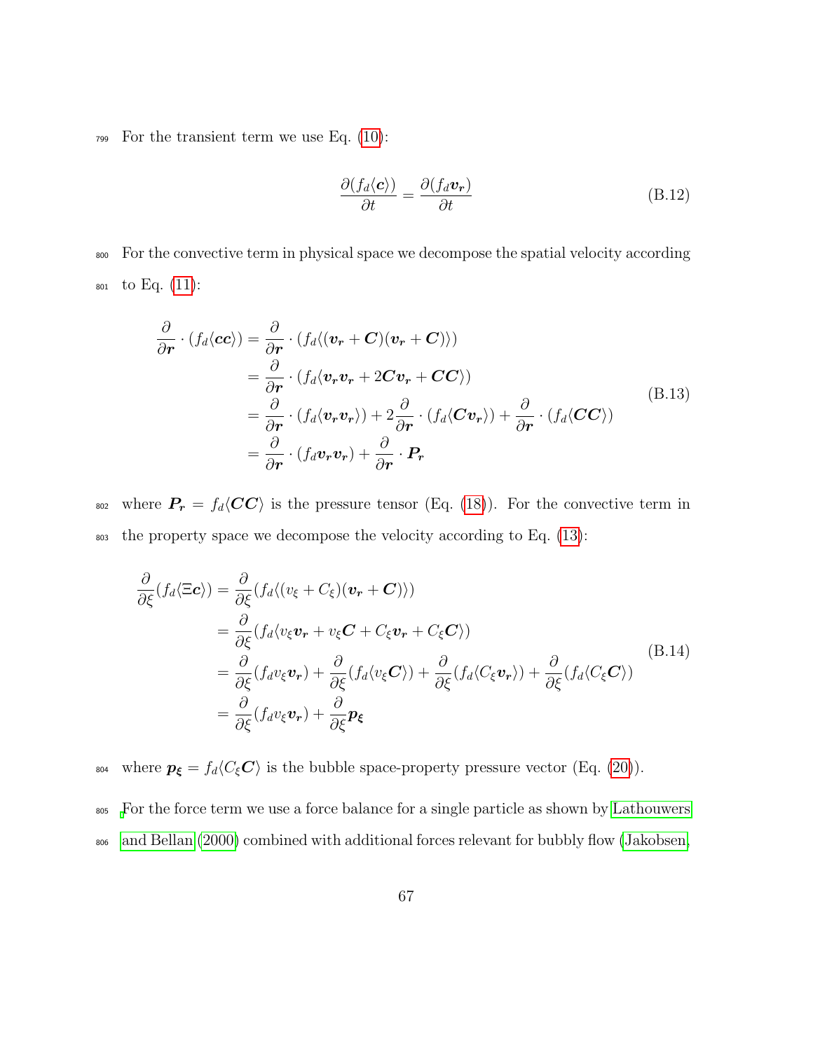For the transient term we use Eq. (10):

$$\frac{\partial (f_d \langle \boldsymbol{c} \rangle)}{\partial t} = \frac{\partial (f_d \boldsymbol{v_r})}{\partial t} \tag{B.12}$$

For the convective term in physical space we decompose the spatial velocity according to Eq. (11):

$$\begin{aligned}
\frac{\partial}{\partial \boldsymbol{r}} \cdot (f_d \langle \boldsymbol{cc} \rangle) &= \frac{\partial}{\partial \boldsymbol{r}} \cdot (f_d \langle (\boldsymbol{v_r} + \boldsymbol{C})(\boldsymbol{v_r} + \boldsymbol{C}) \rangle) \\
&= \frac{\partial}{\partial \boldsymbol{r}} \cdot (f_d \langle \boldsymbol{v_r} \boldsymbol{v_r} + 2\boldsymbol{C}\boldsymbol{v_r} + \boldsymbol{CC} \rangle) \\
&= \frac{\partial}{\partial \boldsymbol{r}} \cdot (f_d \langle \boldsymbol{v_r} \boldsymbol{v_r} \rangle) + 2\frac{\partial}{\partial \boldsymbol{r}} \cdot (f_d \langle \boldsymbol{C} \boldsymbol{v_r} \rangle) + \frac{\partial}{\partial \boldsymbol{r}} \cdot (f_d \langle \boldsymbol{CC} \rangle) \\
&= \frac{\partial}{\partial \boldsymbol{r}} \cdot (f_d \boldsymbol{v_r} \boldsymbol{v_r}) + \frac{\partial}{\partial \boldsymbol{r}} \cdot \boldsymbol{P_r}
\end{aligned} \tag{B.13}$$

where $\boldsymbol{P_r} = f_d \langle \boldsymbol{CC} \rangle$ is the pressure tensor (Eq. (18)). For the convective term in the property space we decompose the velocity according to Eq. (13):

$$\begin{aligned}
\frac{\partial}{\partial \xi}(f_d \langle \Xi \boldsymbol{c} \rangle) &= \frac{\partial}{\partial \xi}(f_d \langle (v_\xi + C_\xi)(\boldsymbol{v_r} + \boldsymbol{C}) \rangle) \\
&= \frac{\partial}{\partial \xi}(f_d \langle v_\xi \boldsymbol{v_r} + v_\xi \boldsymbol{C} + C_\xi \boldsymbol{v_r} + C_\xi \boldsymbol{C} \rangle) \\
&= \frac{\partial}{\partial \xi}(f_d v_\xi \boldsymbol{v_r}) + \frac{\partial}{\partial \xi}(f_d \langle v_\xi \boldsymbol{C} \rangle) + \frac{\partial}{\partial \xi}(f_d \langle C_\xi \boldsymbol{v_r} \rangle) + \frac{\partial}{\partial \xi}(f_d \langle C_\xi \boldsymbol{C} \rangle) \\
&= \frac{\partial}{\partial \xi}(f_d v_\xi \boldsymbol{v_r}) + \frac{\partial}{\partial \xi} \boldsymbol{p_\xi}
\end{aligned} \tag{B.14}$$

where $\boldsymbol{p_\xi} = f_d \langle C_\xi \boldsymbol{C} \rangle$ is the bubble space-property pressure vector (Eq. (20)).

For the force term we use a force balance for a single particle as shown by Lathouwers and Bellan (2000) combined with additional forces relevant for bubbly flow (Jakobsen,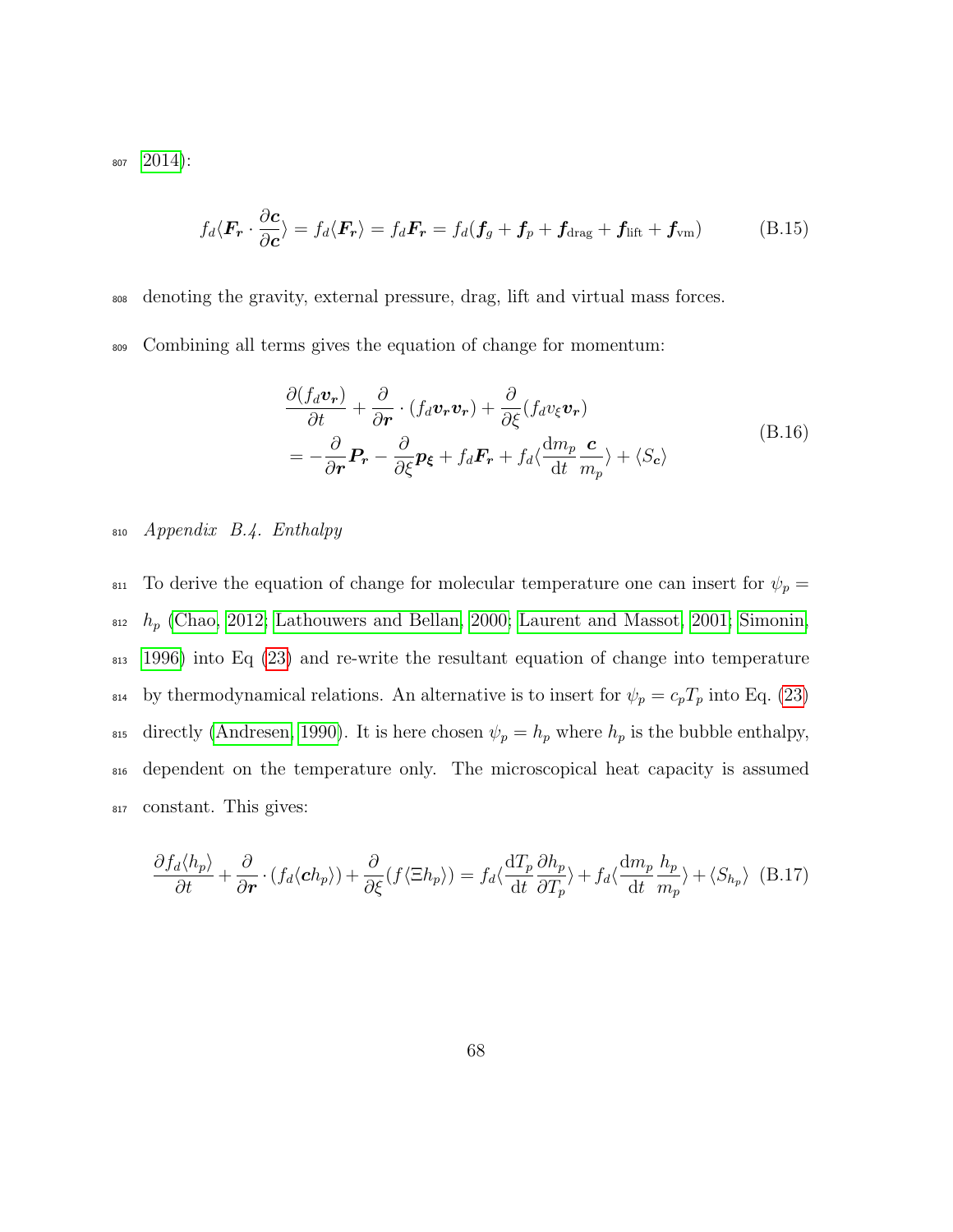2014):

$$f_d\langle \boldsymbol{F_r} \cdot \frac{\partial \boldsymbol{c}}{\partial \boldsymbol{c}} \rangle = f_d\langle \boldsymbol{F_r} \rangle = f_d\boldsymbol{F_r} = f_d(\boldsymbol{f}_g + \boldsymbol{f}_p + \boldsymbol{f}_{\text{drag}} + \boldsymbol{f}_{\text{lift}} + \boldsymbol{f}_{\text{vm}}) \tag{B.15}$$

denoting the gravity, external pressure, drag, lift and virtual mass forces.

Combining all terms gives the equation of change for momentum:

$$\begin{aligned} &\frac{\partial (f_d \boldsymbol{v_r})}{\partial t} + \frac{\partial}{\partial \boldsymbol{r}} \cdot (f_d \boldsymbol{v_r} \boldsymbol{v_r}) + \frac{\partial}{\partial \xi}(f_d v_\xi \boldsymbol{v_r}) \\ &= -\frac{\partial}{\partial \boldsymbol{r}} \boldsymbol{P_r} - \frac{\partial}{\partial \xi} \boldsymbol{p_\xi} + f_d \boldsymbol{F_r} + f_d \langle \frac{\mathrm{d}m_p}{\mathrm{d}t} \frac{\boldsymbol{c}}{m_p} \rangle + \langle S_{\boldsymbol{c}} \rangle \end{aligned} \tag{B.16}$$

*Appendix B.4. Enthalpy*

To derive the equation of change for molecular temperature one can insert for $\psi_p = h_p$ (Chao, 2012; Lathouwers and Bellan, 2000; Laurent and Massot, 2001; Simonin, 1996) into Eq (23) and re-write the resultant equation of change into temperature by thermodynamical relations. An alternative is to insert for $\psi_p = c_p T_p$ into Eq. (23) directly (Andresen, 1990). It is here chosen $\psi_p = h_p$ where $h_p$ is the bubble enthalpy, dependent on the temperature only. The microscopical heat capacity is assumed constant. This gives:

$$\frac{\partial f_d \langle h_p \rangle}{\partial t} + \frac{\partial}{\partial \boldsymbol{r}} \cdot (f_d \langle \boldsymbol{c} h_p \rangle) + \frac{\partial}{\partial \xi}(f \langle \Xi h_p \rangle) = f_d \langle \frac{\mathrm{d}T_p}{\mathrm{d}t} \frac{\partial h_p}{\partial T_p} \rangle + f_d \langle \frac{\mathrm{d}m_p}{\mathrm{d}t} \frac{h_p}{m_p} \rangle + \langle S_{h_p} \rangle \tag{B.17}$$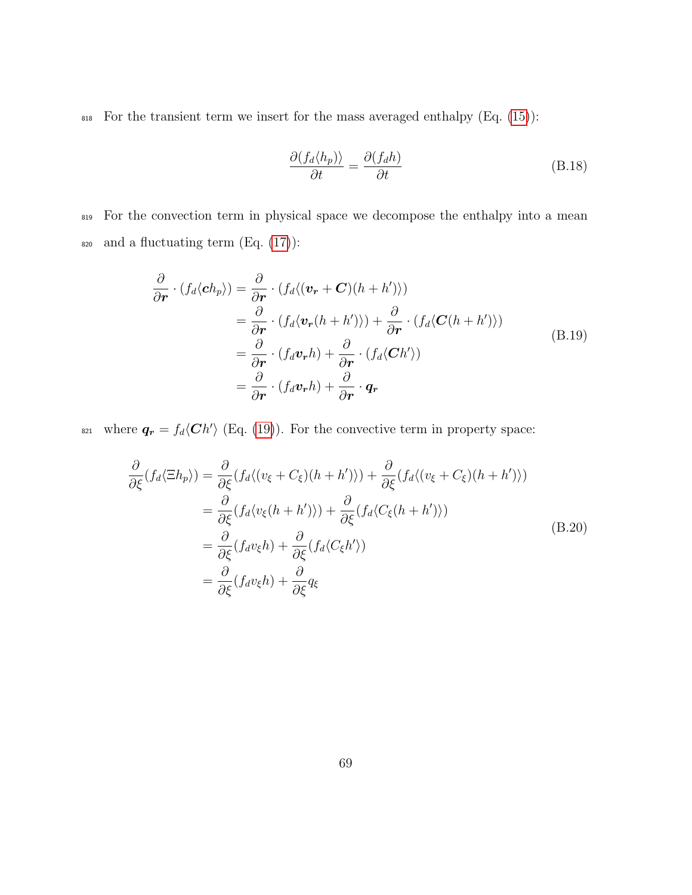For the transient term we insert for the mass averaged enthalpy (Eq. (15)):

$$\frac{\partial (f_d \langle h_p \rangle)}{\partial t} = \frac{\partial (f_d h)}{\partial t} \tag{B.18}$$

For the convection term in physical space we decompose the enthalpy into a mean and a fluctuating term (Eq. (17)):

$$\begin{aligned}
\frac{\partial}{\partial \boldsymbol{r}} \cdot (f_d \langle \boldsymbol{c} h_p \rangle) &= \frac{\partial}{\partial \boldsymbol{r}} \cdot (f_d \langle (\boldsymbol{v_r} + \boldsymbol{C})(h + h') \rangle) \\
&= \frac{\partial}{\partial \boldsymbol{r}} \cdot (f_d \langle \boldsymbol{v_r} (h + h') \rangle) + \frac{\partial}{\partial \boldsymbol{r}} \cdot (f_d \langle \boldsymbol{C} (h + h') \rangle) \\
&= \frac{\partial}{\partial \boldsymbol{r}} \cdot (f_d \boldsymbol{v_r} h) + \frac{\partial}{\partial \boldsymbol{r}} \cdot (f_d \langle \boldsymbol{C} h' \rangle) \\
&= \frac{\partial}{\partial \boldsymbol{r}} \cdot (f_d \boldsymbol{v_r} h) + \frac{\partial}{\partial \boldsymbol{r}} \cdot \boldsymbol{q_r}
\end{aligned} \tag{B.19}$$

where $\boldsymbol{q_r} = f_d \langle \boldsymbol{C} h' \rangle$ (Eq. (19)). For the convective term in property space:

$$\begin{aligned}
\frac{\partial}{\partial \xi}(f_d \langle \Xi h_p \rangle) &= \frac{\partial}{\partial \xi}(f_d \langle (v_\xi + C_\xi)(h + h') \rangle) + \frac{\partial}{\partial \xi}(f_d \langle (v_\xi + C_\xi)(h + h') \rangle) \\
&= \frac{\partial}{\partial \xi}(f_d \langle v_\xi (h + h') \rangle) + \frac{\partial}{\partial \xi}(f_d \langle C_\xi (h + h') \rangle) \\
&= \frac{\partial}{\partial \xi}(f_d v_\xi h) + \frac{\partial}{\partial \xi}(f_d \langle C_\xi h' \rangle) \\
&= \frac{\partial}{\partial \xi}(f_d v_\xi h) + \frac{\partial}{\partial \xi} q_\xi
\end{aligned} \tag{B.20}$$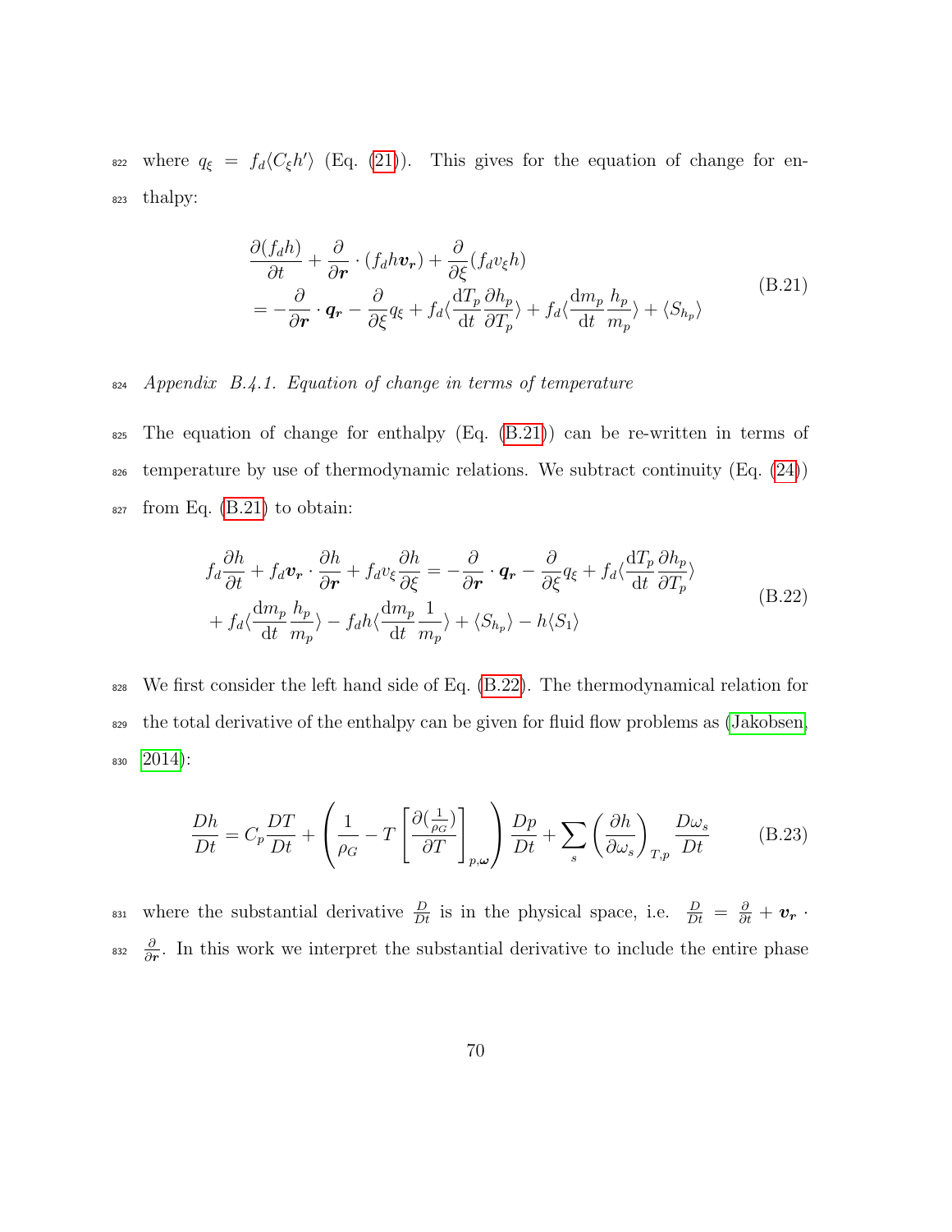where $q_\xi = f_d \langle C_\xi h' \rangle$ (Eq. (21)). This gives for the equation of change for enthalpy:

$$
\begin{aligned}
&\frac{\partial (f_d h)}{\partial t} + \frac{\partial}{\partial \boldsymbol{r}} \cdot (f_d h \boldsymbol{v_r}) + \frac{\partial}{\partial \xi}(f_d v_\xi h) \\
&= -\frac{\partial}{\partial \boldsymbol{r}} \cdot \boldsymbol{q_r} - \frac{\partial}{\partial \xi} q_\xi + f_d \langle \frac{\mathrm{d}T_p}{\mathrm{d}t} \frac{\partial h_p}{\partial T_p} \rangle + f_d \langle \frac{\mathrm{d}m_p}{\mathrm{d}t} \frac{h_p}{m_p} \rangle + \langle S_{h_p} \rangle
\end{aligned}
\tag{B.21}
$$

*Appendix B.4.1. Equation of change in terms of temperature*

The equation of change for enthalpy (Eq. (B.21)) can be re-written in terms of temperature by use of thermodynamic relations. We subtract continuity (Eq. (24)) from Eq. (B.21) to obtain:

$$
\begin{aligned}
f_d \frac{\partial h}{\partial t} + f_d \boldsymbol{v_r} \cdot \frac{\partial h}{\partial \boldsymbol{r}} + f_d v_\xi \frac{\partial h}{\partial \xi} &= -\frac{\partial}{\partial \boldsymbol{r}} \cdot \boldsymbol{q_r} - \frac{\partial}{\partial \xi} q_\xi + f_d \langle \frac{\mathrm{d}T_p}{\mathrm{d}t} \frac{\partial h_p}{\partial T_p} \rangle \\
&+ f_d \langle \frac{\mathrm{d}m_p}{\mathrm{d}t} \frac{h_p}{m_p} \rangle - f_d h \langle \frac{\mathrm{d}m_p}{\mathrm{d}t} \frac{1}{m_p} \rangle + \langle S_{h_p} \rangle - h \langle S_1 \rangle
\end{aligned}
\tag{B.22}
$$

We first consider the left hand side of Eq. (B.22). The thermodynamical relation for the total derivative of the enthalpy can be given for fluid flow problems as (Jakobsen, 2014):

$$
\frac{Dh}{Dt} = C_p \frac{DT}{Dt} + \left( \frac{1}{\rho_G} - T \left[ \frac{\partial (\frac{1}{\rho_G})}{\partial T} \right]_{p,\boldsymbol{\omega}} \right) \frac{Dp}{Dt} + \sum_s \left( \frac{\partial h}{\partial \omega_s} \right)_{T,p} \frac{D\omega_s}{Dt}
\tag{B.23}
$$

where the substantial derivative $\frac{D}{Dt}$ is in the physical space, i.e. $\frac{D}{Dt} = \frac{\partial}{\partial t} + \boldsymbol{v_r} \cdot \frac{\partial}{\partial \boldsymbol{r}}$. In this work we interpret the substantial derivative to include the entire phase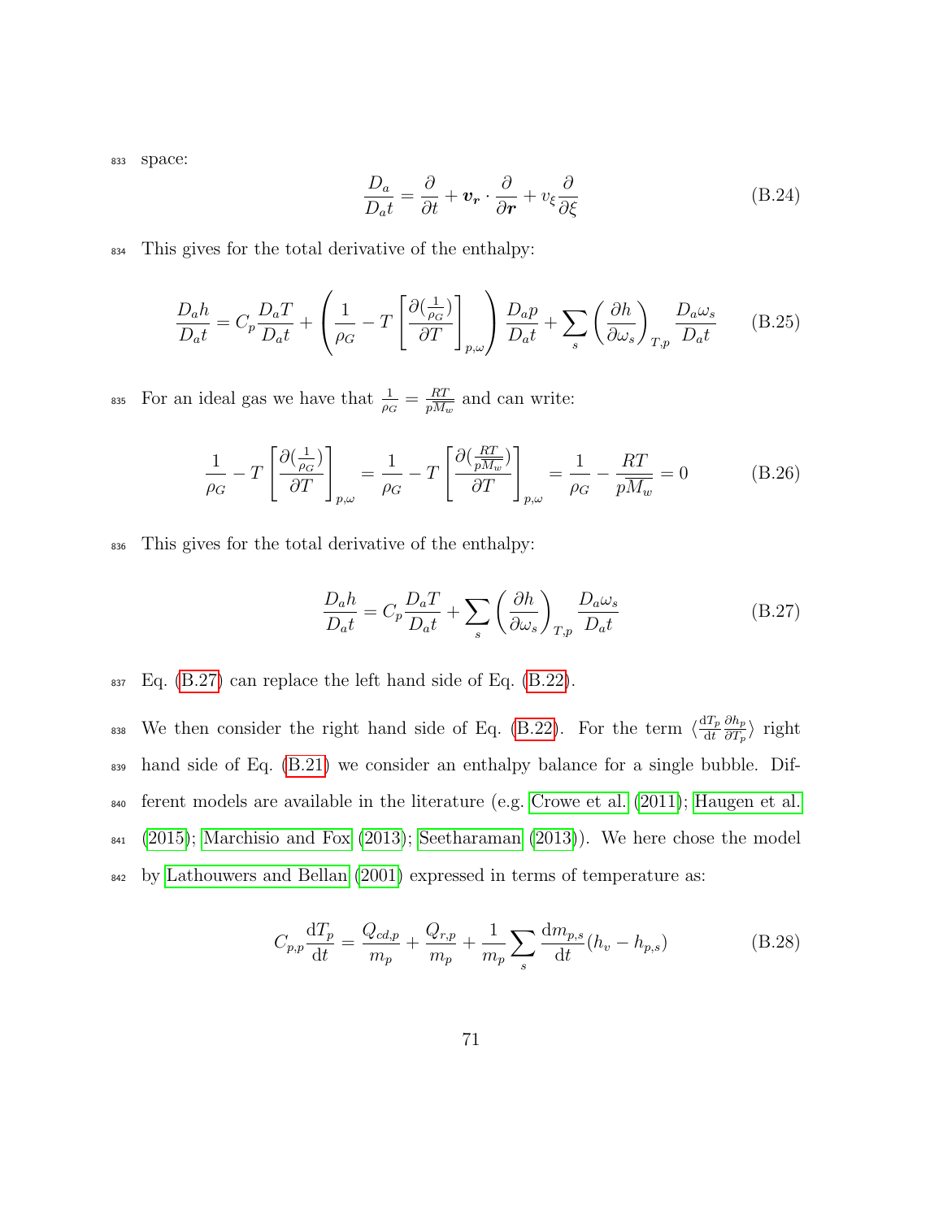space:

$$\frac{D_a}{D_a t} = \frac{\partial}{\partial t} + \boldsymbol{v_r} \cdot \frac{\partial}{\partial \boldsymbol{r}} + v_\xi \frac{\partial}{\partial \xi} \tag{B.24}$$

This gives for the total derivative of the enthalpy:

$$\frac{D_a h}{D_a t} = C_p \frac{D_a T}{D_a t} + \left( \frac{1}{\rho_G} - T \left[ \frac{\partial (\frac{1}{\rho_G})}{\partial T} \right]_{p,\omega} \right) \frac{D_a p}{D_a t} + \sum_s \left( \frac{\partial h}{\partial \omega_s} \right)_{T,p} \frac{D_a \omega_s}{D_a t} \tag{B.25}$$

For an ideal gas we have that $\frac{1}{\rho_G} = \frac{RT}{pM_w}$ and can write:

$$\frac{1}{\rho_G} - T \left[ \frac{\partial (\frac{1}{\rho_G})}{\partial T} \right]_{p,\omega} = \frac{1}{\rho_G} - T \left[ \frac{\partial (\frac{RT}{pM_w})}{\partial T} \right]_{p,\omega} = \frac{1}{\rho_G} - \frac{RT}{pM_w} = 0 \tag{B.26}$$

This gives for the total derivative of the enthalpy:

$$\frac{D_a h}{D_a t} = C_p \frac{D_a T}{D_a t} + \sum_s \left( \frac{\partial h}{\partial \omega_s} \right)_{T,p} \frac{D_a \omega_s}{D_a t} \tag{B.27}$$

Eq. (B.27) can replace the left hand side of Eq. (B.22).

We then consider the right hand side of Eq. (B.22). For the term $\langle \frac{\mathrm{d}T_p}{\mathrm{d}t} \frac{\partial h_p}{\partial T_p} \rangle$ right hand side of Eq. (B.21) we consider an enthalpy balance for a single bubble. Different models are available in the literature (e.g. Crowe et al. (2011); Haugen et al. (2015); Marchisio and Fox (2013); Seetharaman (2013)). We here chose the model by Lathouwers and Bellan (2001) expressed in terms of temperature as:

$$C_{p,p} \frac{\mathrm{d}T_p}{\mathrm{d}t} = \frac{Q_{cd,p}}{m_p} + \frac{Q_{r,p}}{m_p} + \frac{1}{m_p} \sum_s \frac{\mathrm{d}m_{p,s}}{\mathrm{d}t} (h_v - h_{p,s}) \tag{B.28}$$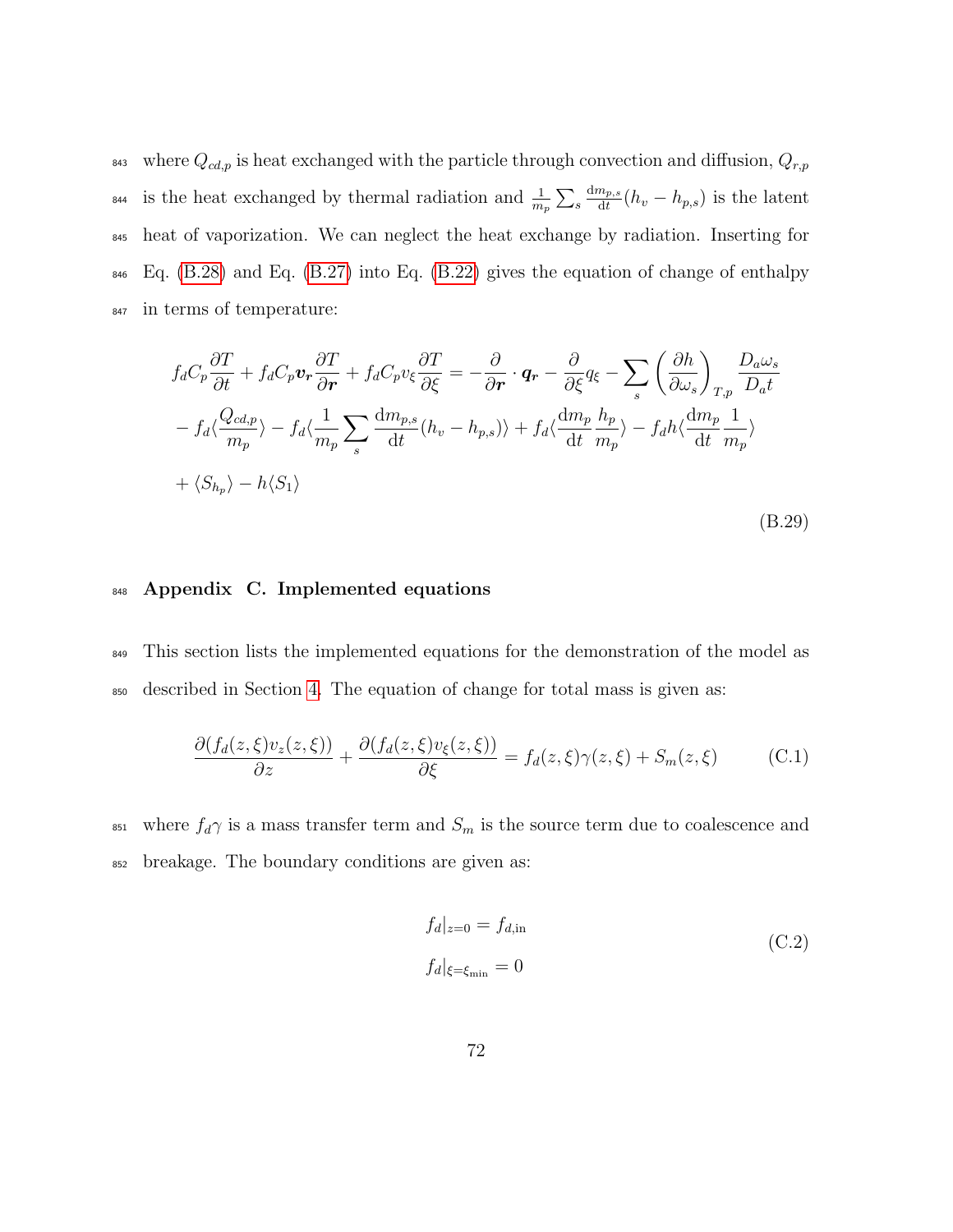where $Q_{cd,p}$ is heat exchanged with the particle through convection and diffusion, $Q_{r,p}$ is the heat exchanged by thermal radiation and $\frac{1}{m_p}\sum_s \frac{\mathrm{d}m_{p,s}}{\mathrm{d}t}(h_v - h_{p,s})$ is the latent heat of vaporization. We can neglect the heat exchange by radiation. Inserting for Eq. (B.28) and Eq. (B.27) into Eq. (B.22) gives the equation of change of enthalpy in terms of temperature:

$$
\begin{aligned}
& f_d C_p \frac{\partial T}{\partial t} + f_d C_p \boldsymbol{v_r} \frac{\partial T}{\partial \boldsymbol{r}} + f_d C_p v_\xi \frac{\partial T}{\partial \xi} = -\frac{\partial}{\partial \boldsymbol{r}} \cdot \boldsymbol{q_r} - \frac{\partial}{\partial \xi} q_\xi - \sum_s \left(\frac{\partial h}{\partial \omega_s}\right)_{T,p} \frac{D_a \omega_s}{D_a t} \\
& - f_d \langle \frac{Q_{cd,p}}{m_p} \rangle - f_d \langle \frac{1}{m_p} \sum_s \frac{\mathrm{d}m_{p,s}}{\mathrm{d}t}(h_v - h_{p,s}) \rangle + f_d \langle \frac{\mathrm{d}m_p}{\mathrm{d}t} \frac{h_p}{m_p} \rangle - f_d h \langle \frac{\mathrm{d}m_p}{\mathrm{d}t} \frac{1}{m_p} \rangle \\
& + \langle S_{h_p} \rangle - h \langle S_1 \rangle
\end{aligned}
\tag{B.29}
$$

## Appendix C. Implemented equations

This section lists the implemented equations for the demonstration of the model as described in Section 4. The equation of change for total mass is given as:

$$
\frac{\partial (f_d(z,\xi) v_z(z,\xi))}{\partial z} + \frac{\partial (f_d(z,\xi) v_\xi(z,\xi))}{\partial \xi} = f_d(z,\xi)\gamma(z,\xi) + S_m(z,\xi) \tag{C.1}
$$

where $f_d\gamma$ is a mass transfer term and $S_m$ is the source term due to coalescence and breakage. The boundary conditions are given as:

$$
\begin{aligned}
f_d|_{z=0} &= f_{d,\mathrm{in}} \\
f_d|_{\xi=\xi_{\min}} &= 0
\end{aligned}
\tag{C.2}
$$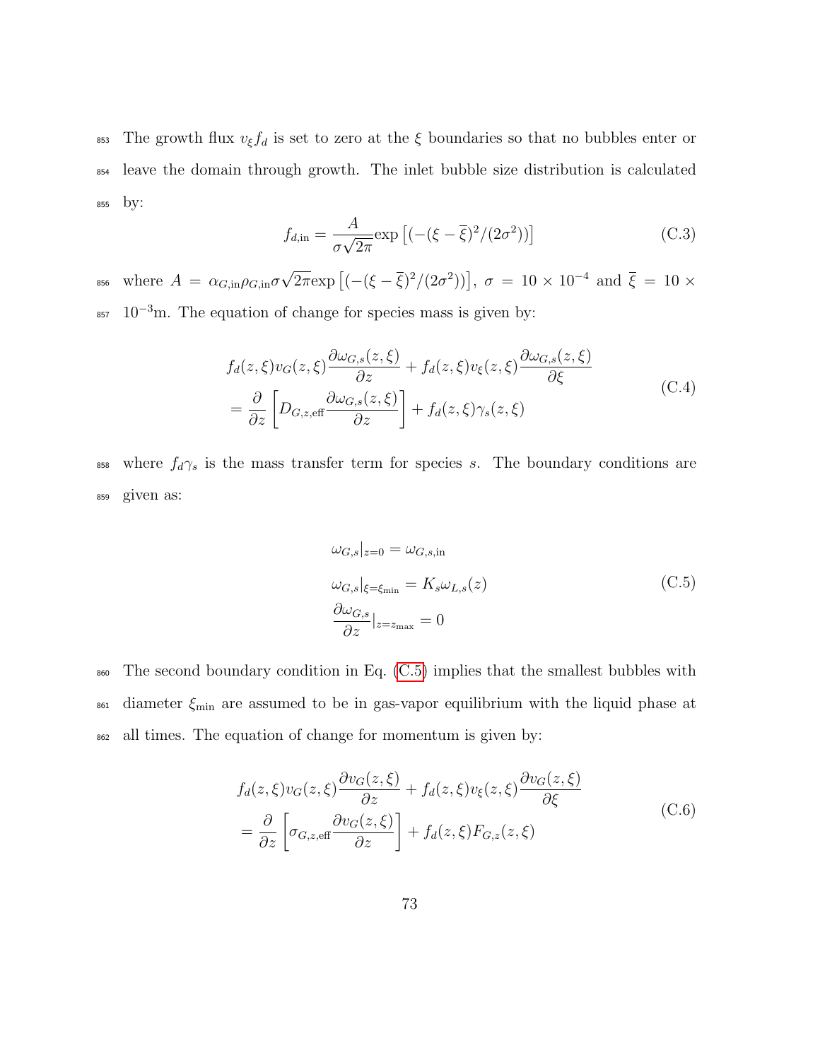The growth flux $v_\xi f_d$ is set to zero at the $\xi$ boundaries so that no bubbles enter or leave the domain through growth. The inlet bubble size distribution is calculated by:

$$f_{d,\mathrm{in}} = \frac{A}{\sigma\sqrt{2\pi}}\exp\left[(-(\xi-\overline{\xi})^2/(2\sigma^2))\right] \tag{C.3}$$

where $A = \alpha_{G,\mathrm{in}}\rho_{G,\mathrm{in}}\sigma\sqrt{2\pi}\exp\left[(-(\xi-\overline{\xi})^2/(2\sigma^2))\right]$, $\sigma = 10\times10^{-4}$ and $\overline{\xi} = 10\times 10^{-3}$m. The equation of change for species mass is given by:

$$\begin{aligned} &f_d(z,\xi)v_G(z,\xi)\frac{\partial \omega_{G,s}(z,\xi)}{\partial z} + f_d(z,\xi)v_\xi(z,\xi)\frac{\partial \omega_{G,s}(z,\xi)}{\partial \xi} \\ &= \frac{\partial}{\partial z}\left[D_{G,z,\mathrm{eff}}\frac{\partial \omega_{G,s}(z,\xi)}{\partial z}\right] + f_d(z,\xi)\gamma_s(z,\xi) \end{aligned} \tag{C.4}$$

where $f_d\gamma_s$ is the mass transfer term for species $s$. The boundary conditions are given as:

$$\begin{aligned} &\omega_{G,s}|_{z=0} = \omega_{G,s,\mathrm{in}} \\ &\omega_{G,s}|_{\xi=\xi_{\min}} = K_s\omega_{L,s}(z) \\ &\frac{\partial \omega_{G,s}}{\partial z}|_{z=z_{\max}} = 0 \end{aligned} \tag{C.5}$$

The second boundary condition in Eq. (C.5) implies that the smallest bubbles with diameter $\xi_{\min}$ are assumed to be in gas-vapor equilibrium with the liquid phase at all times. The equation of change for momentum is given by:

$$\begin{aligned} &f_d(z,\xi)v_G(z,\xi)\frac{\partial v_G(z,\xi)}{\partial z} + f_d(z,\xi)v_\xi(z,\xi)\frac{\partial v_G(z,\xi)}{\partial \xi} \\ &= \frac{\partial}{\partial z}\left[\sigma_{G,z,\mathrm{eff}}\frac{\partial v_G(z,\xi)}{\partial z}\right] + f_d(z,\xi)F_{G,z}(z,\xi) \end{aligned} \tag{C.6}$$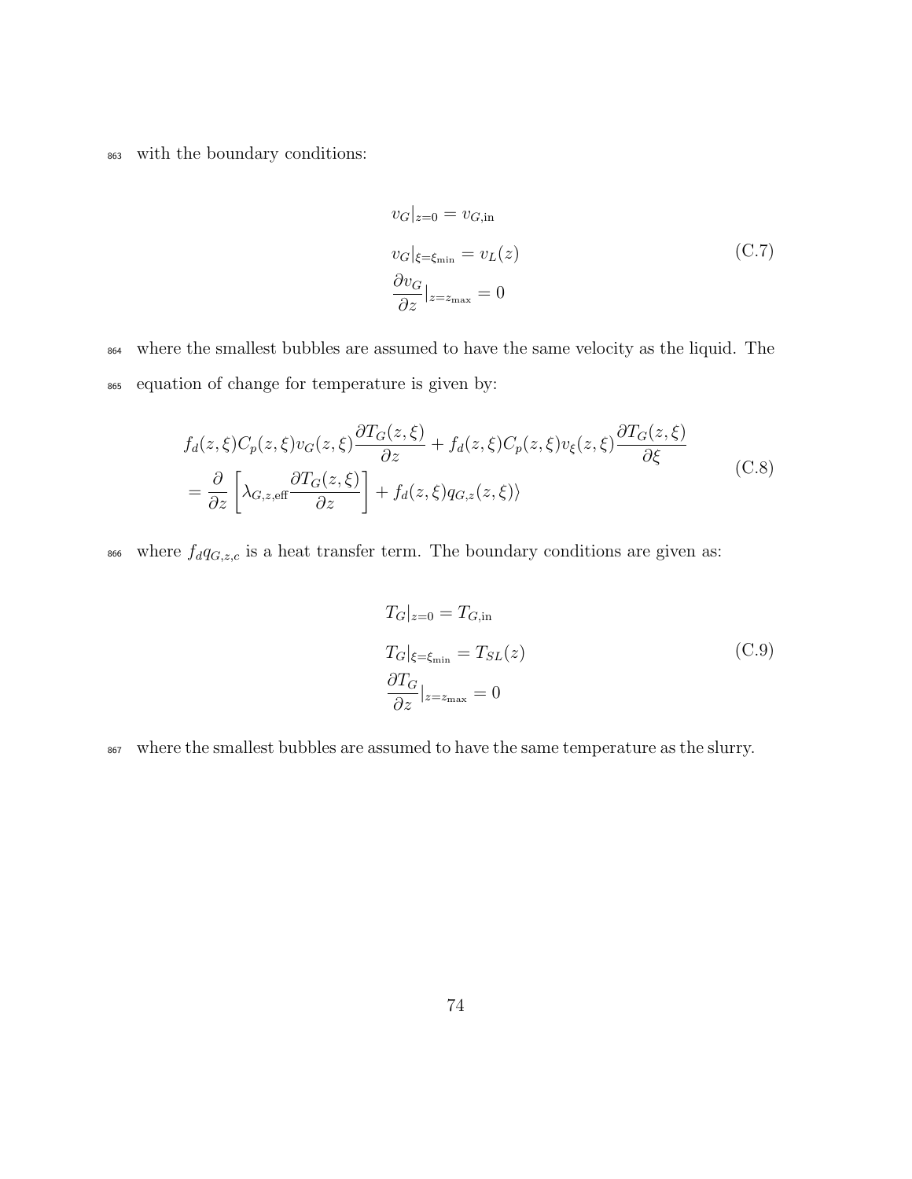with the boundary conditions:

$$
\begin{aligned}
&v_G|_{z=0} = v_{G,\text{in}} \\
&v_G|_{\xi=\xi_{\min}} = v_L(z) \\
&\frac{\partial v_G}{\partial z}|_{z=z_{\max}} = 0
\end{aligned}
\tag{C.7}
$$

where the smallest bubbles are assumed to have the same velocity as the liquid. The equation of change for temperature is given by:

$$
\begin{aligned}
&f_d(z,\xi)C_p(z,\xi)v_G(z,\xi)\frac{\partial T_G(z,\xi)}{\partial z} + f_d(z,\xi)C_p(z,\xi)v_\xi(z,\xi)\frac{\partial T_G(z,\xi)}{\partial \xi} \\
&= \frac{\partial}{\partial z}\left[\lambda_{G,z,\text{eff}}\frac{\partial T_G(z,\xi)}{\partial z}\right] + f_d(z,\xi)q_{G,z}(z,\xi)\rangle
\end{aligned}
\tag{C.8}
$$

where $f_d q_{G,z,c}$ is a heat transfer term. The boundary conditions are given as:

$$
\begin{aligned}
&T_G|_{z=0} = T_{G,\text{in}} \\
&T_G|_{\xi=\xi_{\min}} = T_{SL}(z) \\
&\frac{\partial T_G}{\partial z}|_{z=z_{\max}} = 0
\end{aligned}
\tag{C.9}
$$

where the smallest bubbles are assumed to have the same temperature as the slurry.